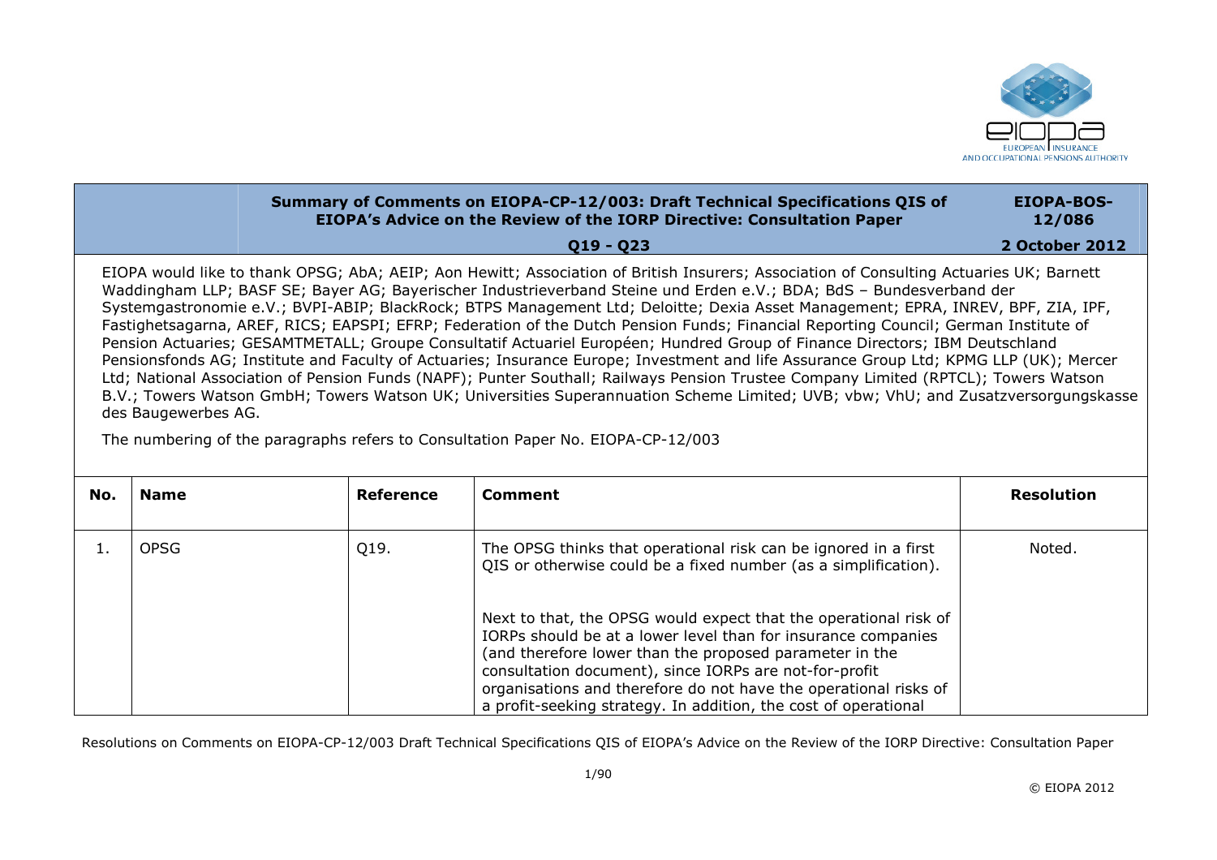| Summary of Comments on EIOPA-CP-12/003: Draft Technical Specifications QIS of EIOPA's Advice on the Review of the IORP Directive: Consultation Paper | EIOPA-BOS-12/086 |
|---|---|
| Q19 - Q23 | 2 October 2012 |

EIOPA would like to thank OPSG; AbA; AEIP; Aon Hewitt; Association of British Insurers; Association of Consulting Actuaries UK; Barnett Waddingham LLP; BASF SE; Bayer AG; Bayerischer Industrieverband Steine und Erden e.V.; BDA; BdS – Bundesverband der Systemgastronomie e.V.; BVPI-ABIP; BlackRock; BTPS Management Ltd; Deloitte; Dexia Asset Management; EPRA, INREV, BPF, ZIA, IPF, Fastighetsagarna, AREF, RICS; EAPSPI; EFRP; Federation of the Dutch Pension Funds; Financial Reporting Council; German Institute of Pension Actuaries; GESAMTMETALL; Groupe Consultatif Actuariel Européen; Hundred Group of Finance Directors; IBM Deutschland Pensionsfonds AG; Institute and Faculty of Actuaries; Insurance Europe; Investment and life Assurance Group Ltd; KPMG LLP (UK); Mercer Ltd; National Association of Pension Funds (NAPF); Punter Southall; Railways Pension Trustee Company Limited (RPTCL); Towers Watson B.V.; Towers Watson GmbH; Towers Watson UK; Universities Superannuation Scheme Limited; UVB; vbw; VhU; and Zusatzversorgungskasse des Baugewerbes AG.

The numbering of the paragraphs refers to Consultation Paper No. EIOPA-CP-12/003

| No. | Name | Reference | Comment | Resolution |
|---|---|---|---|---|
| 1. | OPSG | Q19. | The OPSG thinks that operational risk can be ignored in a first QIS or otherwise could be a fixed number (as a simplification).<br><br>Next to that, the OPSG would expect that the operational risk of IORPs should be at a lower level than for insurance companies (and therefore lower than the proposed parameter in the consultation document), since IORPs are not-for-profit organisations and therefore do not have the operational risks of a profit-seeking strategy. In addition, the cost of operational | Noted. |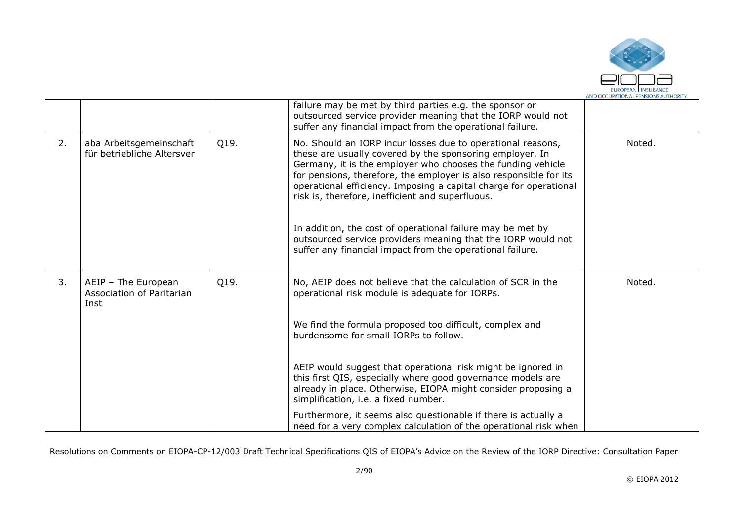| | | | | |
|---|---|---|---|---|
| | | | failure may be met by third parties e.g. the sponsor or outsourced service provider meaning that the IORP would not suffer any financial impact from the operational failure. | |
| 2. | aba Arbeitsgemeinschaft für betriebliche Altersver | Q19. | No. Should an IORP incur losses due to operational reasons, these are usually covered by the sponsoring employer. In Germany, it is the employer who chooses the funding vehicle for pensions, therefore, the employer is also responsible for its operational efficiency. Imposing a capital charge for operational risk is, therefore, inefficient and superfluous.<br><br>In addition, the cost of operational failure may be met by outsourced service providers meaning that the IORP would not suffer any financial impact from the operational failure. | Noted. |
| 3. | AEIP – The European Association of Paritarian Inst | Q19. | No, AEIP does not believe that the calculation of SCR in the operational risk module is adequate for IORPs.<br><br>We find the formula proposed too difficult, complex and burdensome for small IORPs to follow.<br><br>AEIP would suggest that operational risk might be ignored in this first QIS, especially where good governance models are already in place. Otherwise, EIOPA might consider proposing a simplification, i.e. a fixed number.<br><br>Furthermore, it seems also questionable if there is actually a need for a very complex calculation of the operational risk when | Noted. |

Resolutions on Comments on EIOPA-CP-12/003 Draft Technical Specifications QIS of EIOPA's Advice on the Review of the IORP Directive: Consultation Paper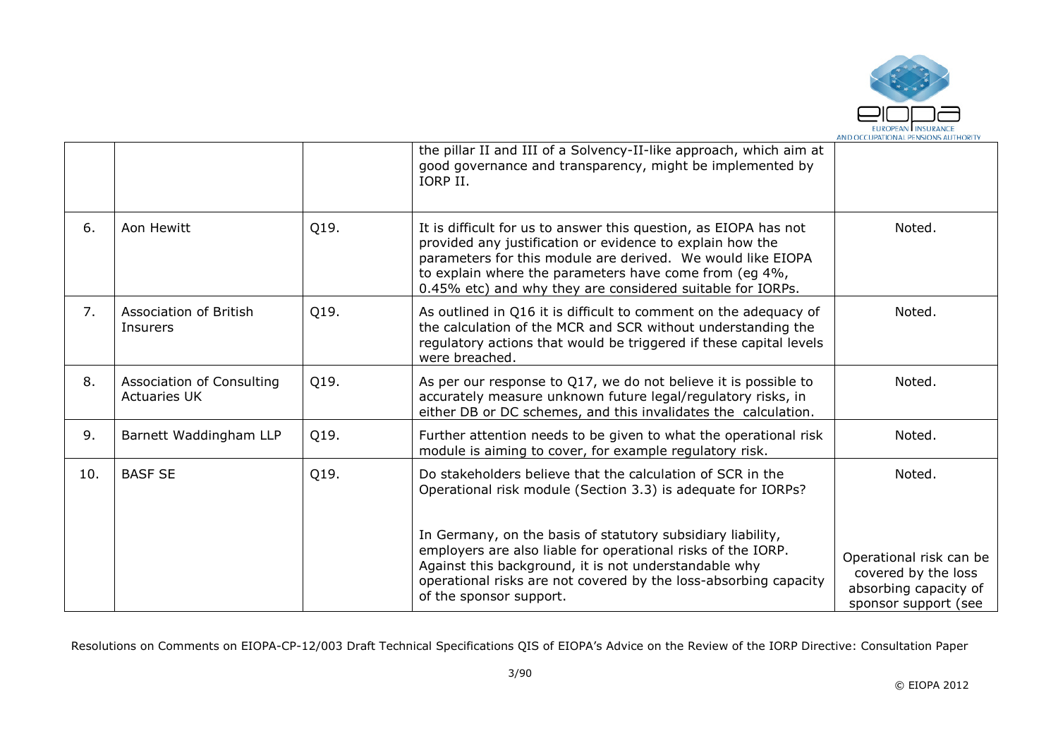| | | | the pillar II and III of a Solvency-II-like approach, which aim at good governance and transparency, might be implemented by IORP II. | |
|---|---|---|---|---|
| 6. | Aon Hewitt | Q19. | It is difficult for us to answer this question, as EIOPA has not provided any justification or evidence to explain how the parameters for this module are derived. We would like EIOPA to explain where the parameters have come from (eg 4%, 0.45% etc) and why they are considered suitable for IORPs. | Noted. |
| 7. | Association of British Insurers | Q19. | As outlined in Q16 it is difficult to comment on the adequacy of the calculation of the MCR and SCR without understanding the regulatory actions that would be triggered if these capital levels were breached. | Noted. |
| 8. | Association of Consulting Actuaries UK | Q19. | As per our response to Q17, we do not believe it is possible to accurately measure unknown future legal/regulatory risks, in either DB or DC schemes, and this invalidates the calculation. | Noted. |
| 9. | Barnett Waddingham LLP | Q19. | Further attention needs to be given to what the operational risk module is aiming to cover, for example regulatory risk. | Noted. |
| 10. | BASF SE | Q19. | Do stakeholders believe that the calculation of SCR in the Operational risk module (Section 3.3) is adequate for IORPs?<br><br>In Germany, on the basis of statutory subsidiary liability, employers are also liable for operational risks of the IORP. Against this background, it is not understandable why operational risks are not covered by the loss-absorbing capacity of the sponsor support. | Noted.<br><br>Operational risk can be covered by the loss absorbing capacity of sponsor support (see |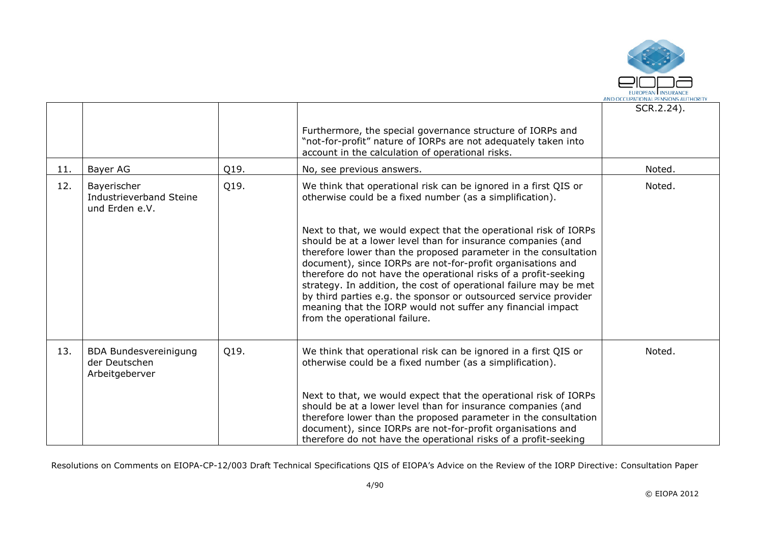| | | | | |
|---|---|---|---|---|
| | | | Furthermore, the special governance structure of IORPs and "not-for-profit" nature of IORPs are not adequately taken into account in the calculation of operational risks. | SCR.2.24). |
| 11. | Bayer AG | Q19. | No, see previous answers. | Noted. |
| 12. | Bayerischer Industrieverband Steine und Erden e.V. | Q19. | We think that operational risk can be ignored in a first QIS or otherwise could be a fixed number (as a simplification).<br><br>Next to that, we would expect that the operational risk of IORPs should be at a lower level than for insurance companies (and therefore lower than the proposed parameter in the consultation document), since IORPs are not-for-profit organisations and therefore do not have the operational risks of a profit-seeking strategy. In addition, the cost of operational failure may be met by third parties e.g. the sponsor or outsourced service provider meaning that the IORP would not suffer any financial impact from the operational failure. | Noted. |
| 13. | BDA Bundesvereinigung der Deutschen Arbeitgeberver | Q19. | We think that operational risk can be ignored in a first QIS or otherwise could be a fixed number (as a simplification).<br><br>Next to that, we would expect that the operational risk of IORPs should be at a lower level than for insurance companies (and therefore lower than the proposed parameter in the consultation document), since IORPs are not-for-profit organisations and therefore do not have the operational risks of a profit-seeking | Noted. |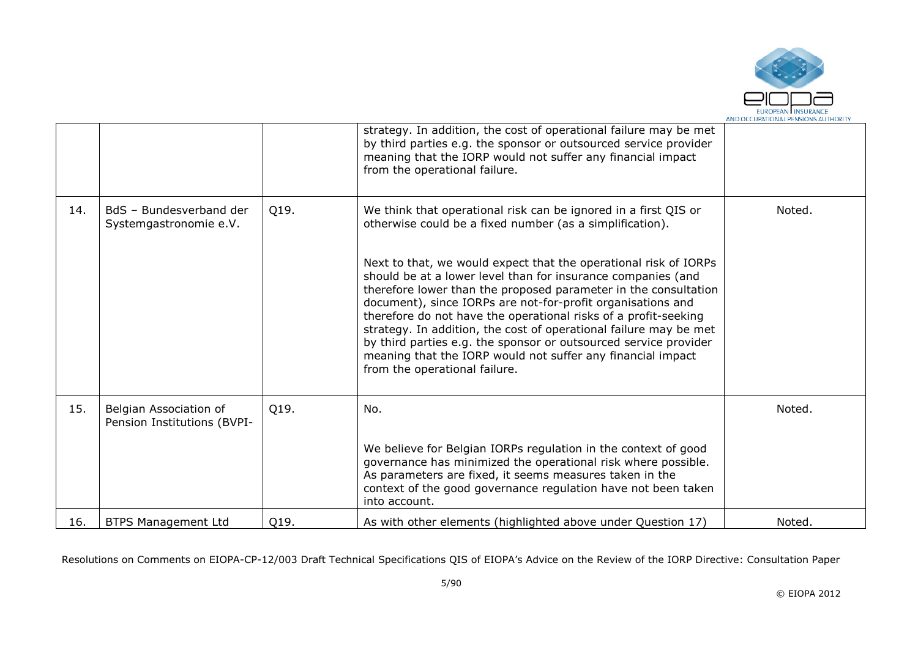|  |  |  | strategy. In addition, the cost of operational failure may be met by third parties e.g. the sponsor or outsourced service provider meaning that the IORP would not suffer any financial impact from the operational failure. |  |
|---|---|---|---|---|
| 14. | BdS – Bundesverband der Systemgastronomie e.V. | Q19. | We think that operational risk can be ignored in a first QIS or otherwise could be a fixed number (as a simplification).<br><br>Next to that, we would expect that the operational risk of IORPs should be at a lower level than for insurance companies (and therefore lower than the proposed parameter in the consultation document), since IORPs are not-for-profit organisations and therefore do not have the operational risks of a profit-seeking strategy. In addition, the cost of operational failure may be met by third parties e.g. the sponsor or outsourced service provider meaning that the IORP would not suffer any financial impact from the operational failure. | Noted. |
| 15. | Belgian Association of Pension Institutions (BVPI- | Q19. | No.<br><br>We believe for Belgian IORPs regulation in the context of good governance has minimized the operational risk where possible. As parameters are fixed, it seems measures taken in the context of the good governance regulation have not been taken into account. | Noted. |
| 16. | BTPS Management Ltd | Q19. | As with other elements (highlighted above under Question 17) | Noted. |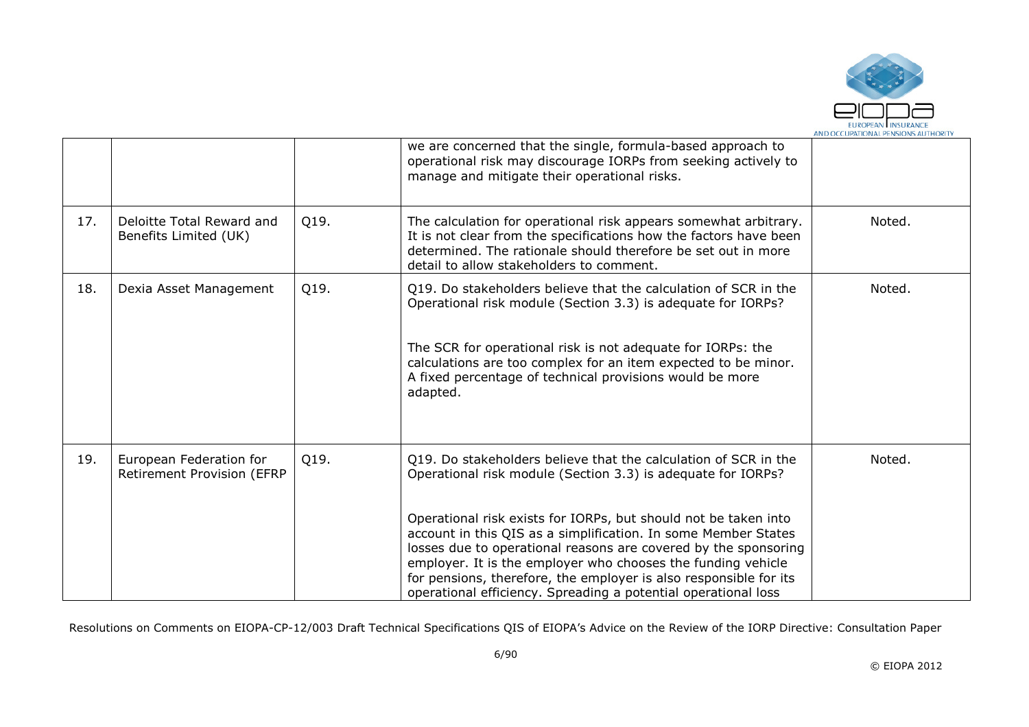| | | | | |
|---|---|---|---|---|
| | | | we are concerned that the single, formula-based approach to operational risk may discourage IORPs from seeking actively to manage and mitigate their operational risks. | |
| 17. | Deloitte Total Reward and Benefits Limited (UK) | Q19. | The calculation for operational risk appears somewhat arbitrary. It is not clear from the specifications how the factors have been determined. The rationale should therefore be set out in more detail to allow stakeholders to comment. | Noted. |
| 18. | Dexia Asset Management | Q19. | Q19. Do stakeholders believe that the calculation of SCR in the Operational risk module (Section 3.3) is adequate for IORPs?<br><br>The SCR for operational risk is not adequate for IORPs: the calculations are too complex for an item expected to be minor. A fixed percentage of technical provisions would be more adapted. | Noted. |
| 19. | European Federation for Retirement Provision (EFRP | Q19. | Q19. Do stakeholders believe that the calculation of SCR in the Operational risk module (Section 3.3) is adequate for IORPs?<br><br>Operational risk exists for IORPs, but should not be taken into account in this QIS as a simplification. In some Member States losses due to operational reasons are covered by the sponsoring employer. It is the employer who chooses the funding vehicle for pensions, therefore, the employer is also responsible for its operational efficiency. Spreading a potential operational loss | Noted. |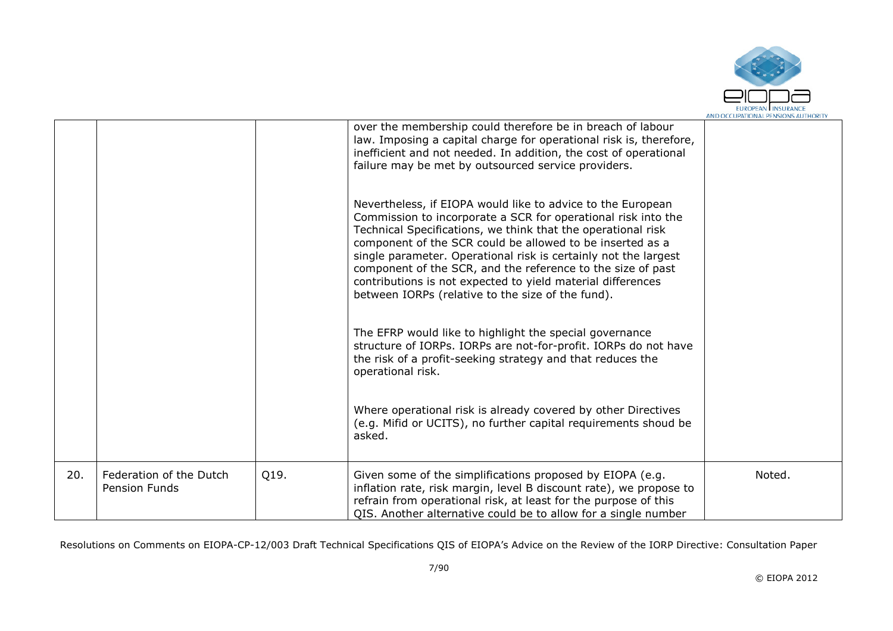| | | | | |
|---|---|---|---|---|
| | | | over the membership could therefore be in breach of labour law. Imposing a capital charge for operational risk is, therefore, inefficient and not needed. In addition, the cost of operational failure may be met by outsourced service providers.<br><br>Nevertheless, if EIOPA would like to advice to the European Commission to incorporate a SCR for operational risk into the Technical Specifications, we think that the operational risk component of the SCR could be allowed to be inserted as a single parameter. Operational risk is certainly not the largest component of the SCR, and the reference to the size of past contributions is not expected to yield material differences between IORPs (relative to the size of the fund).<br><br>The EFRP would like to highlight the special governance structure of IORPs. IORPs are not-for-profit. IORPs do not have the risk of a profit-seeking strategy and that reduces the operational risk.<br><br>Where operational risk is already covered by other Directives (e.g. Mifid or UCITS), no further capital requirements shoud be asked. | |
| 20. | Federation of the Dutch Pension Funds | Q19. | Given some of the simplifications proposed by EIOPA (e.g. inflation rate, risk margin, level B discount rate), we propose to refrain from operational risk, at least for the purpose of this QIS. Another alternative could be to allow for a single number | Noted. |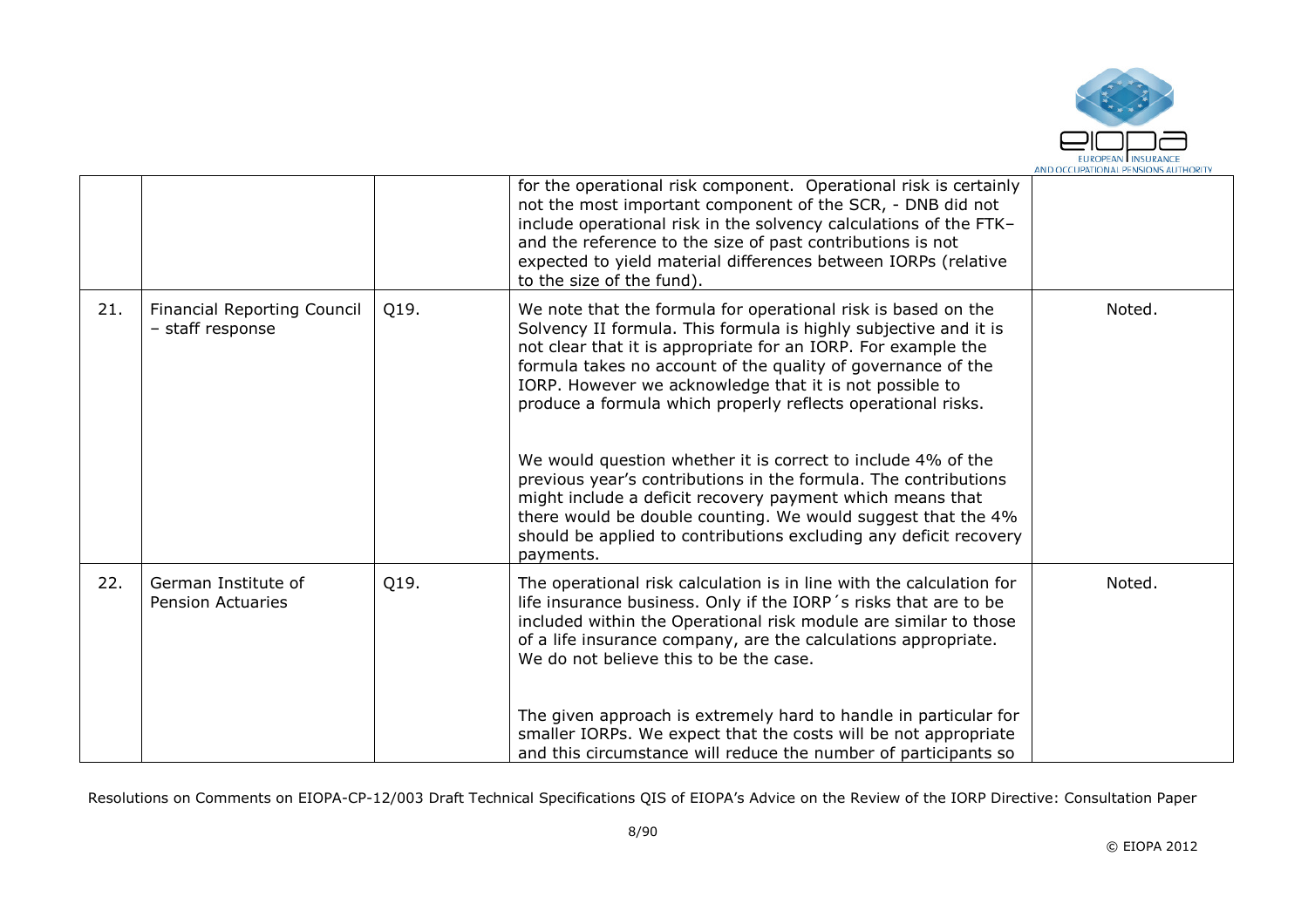|  |  |  | for the operational risk component. Operational risk is certainly not the most important component of the SCR, - DNB did not include operational risk in the solvency calculations of the FTK– and the reference to the size of past contributions is not expected to yield material differences between IORPs (relative to the size of the fund). |  |
|---|---|---|---|---|
| 21. | Financial Reporting Council – staff response | Q19. | We note that the formula for operational risk is based on the Solvency II formula. This formula is highly subjective and it is not clear that it is appropriate for an IORP. For example the formula takes no account of the quality of governance of the IORP. However we acknowledge that it is not possible to produce a formula which properly reflects operational risks.<br><br>We would question whether it is correct to include 4% of the previous year's contributions in the formula. The contributions might include a deficit recovery payment which means that there would be double counting. We would suggest that the 4% should be applied to contributions excluding any deficit recovery payments. | Noted. |
| 22. | German Institute of Pension Actuaries | Q19. | The operational risk calculation is in line with the calculation for life insurance business. Only if the IORP´s risks that are to be included within the Operational risk module are similar to those of a life insurance company, are the calculations appropriate. We do not believe this to be the case.<br><br>The given approach is extremely hard to handle in particular for smaller IORPs. We expect that the costs will be not appropriate and this circumstance will reduce the number of participants so | Noted. |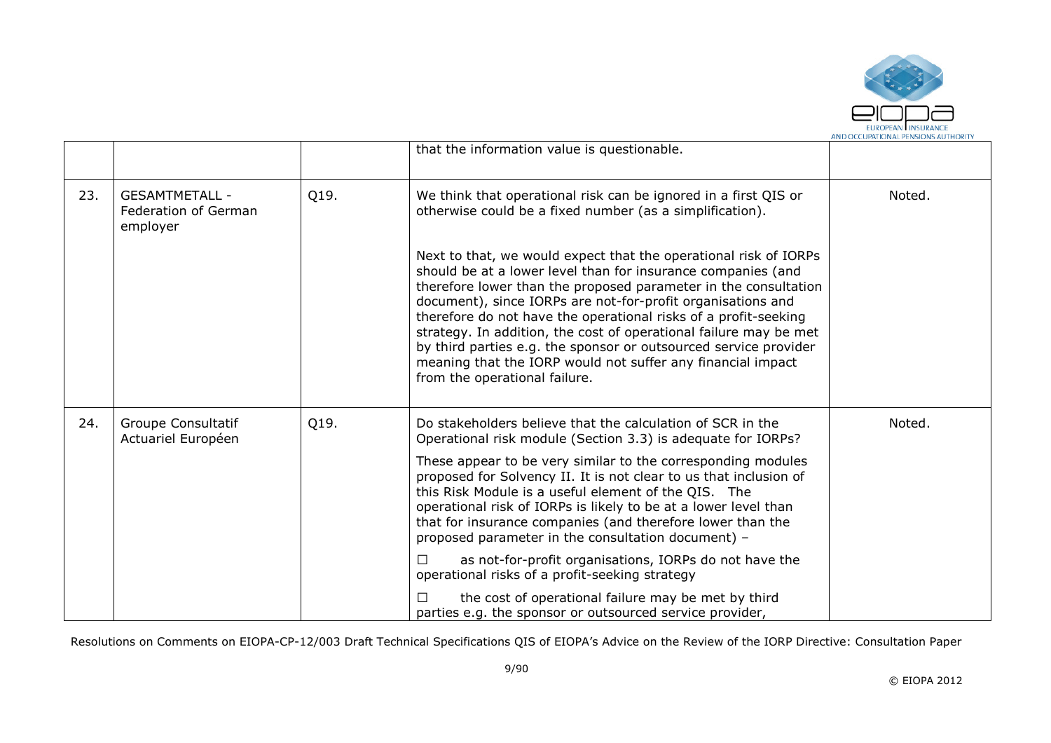|  |  |  | that the information value is questionable. |  |
|---|---|---|---|---|
| 23. | GESAMTMETALL - Federation of German employer | Q19. | We think that operational risk can be ignored in a first QIS or otherwise could be a fixed number (as a simplification).<br><br>Next to that, we would expect that the operational risk of IORPs should be at a lower level than for insurance companies (and therefore lower than the proposed parameter in the consultation document), since IORPs are not-for-profit organisations and therefore do not have the operational risks of a profit-seeking strategy. In addition, the cost of operational failure may be met by third parties e.g. the sponsor or outsourced service provider meaning that the IORP would not suffer any financial impact from the operational failure. | Noted. |
| 24. | Groupe Consultatif Actuariel Européen | Q19. | Do stakeholders believe that the calculation of SCR in the Operational risk module (Section 3.3) is adequate for IORPs?<br><br>These appear to be very similar to the corresponding modules proposed for Solvency II. It is not clear to us that inclusion of this Risk Module is a useful element of the QIS. The operational risk of IORPs is likely to be at a lower level than that for insurance companies (and therefore lower than the proposed parameter in the consultation document) –<br><br>☐ as not-for-profit organisations, IORPs do not have the operational risks of a profit-seeking strategy<br><br>☐ the cost of operational failure may be met by third parties e.g. the sponsor or outsourced service provider, | Noted. |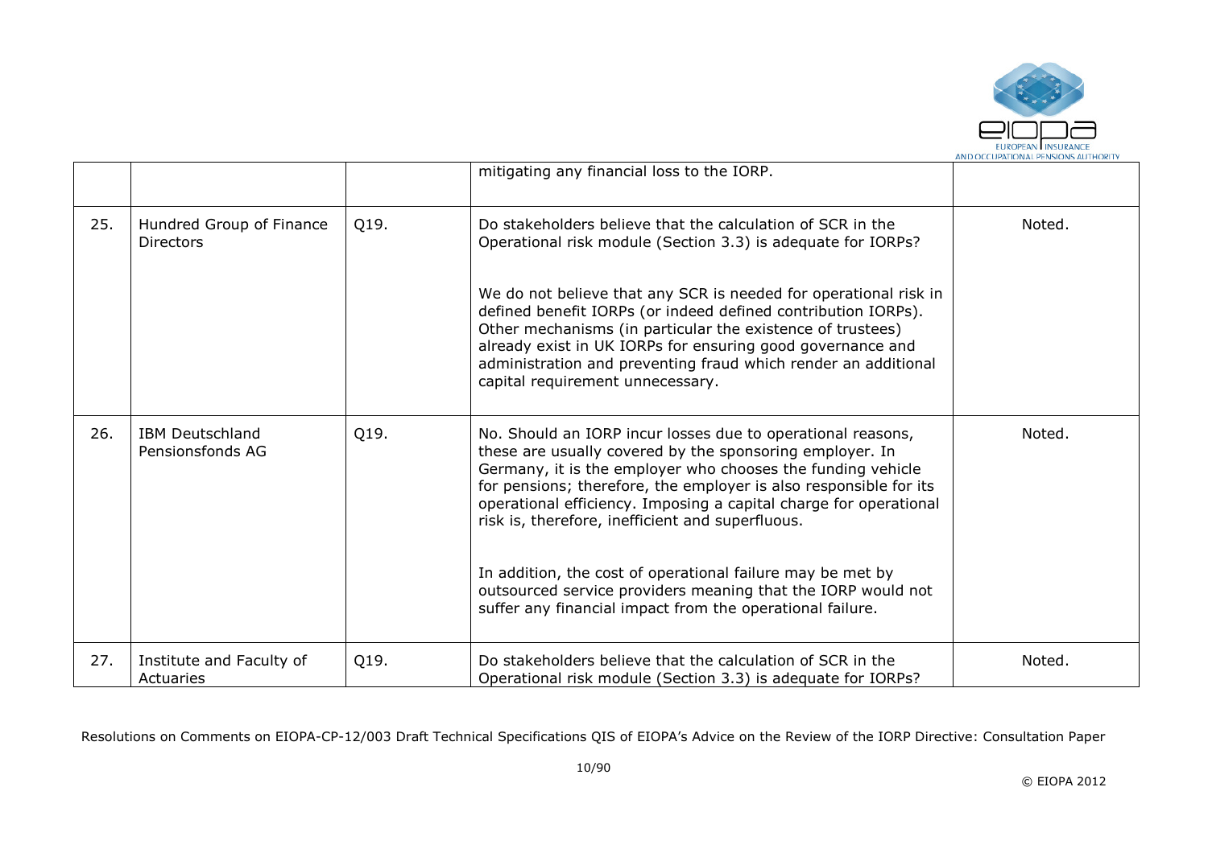|  |  |  | mitigating any financial loss to the IORP. |  |
|---|---|---|---|---|
| 25. | Hundred Group of Finance Directors | Q19. | Do stakeholders believe that the calculation of SCR in the Operational risk module (Section 3.3) is adequate for IORPs?<br><br>We do not believe that any SCR is needed for operational risk in defined benefit IORPs (or indeed defined contribution IORPs). Other mechanisms (in particular the existence of trustees) already exist in UK IORPs for ensuring good governance and administration and preventing fraud which render an additional capital requirement unnecessary. | Noted. |
| 26. | IBM Deutschland Pensionsfonds AG | Q19. | No. Should an IORP incur losses due to operational reasons, these are usually covered by the sponsoring employer. In Germany, it is the employer who chooses the funding vehicle for pensions; therefore, the employer is also responsible for its operational efficiency. Imposing a capital charge for operational risk is, therefore, inefficient and superfluous.<br><br>In addition, the cost of operational failure may be met by outsourced service providers meaning that the IORP would not suffer any financial impact from the operational failure. | Noted. |
| 27. | Institute and Faculty of Actuaries | Q19. | Do stakeholders believe that the calculation of SCR in the Operational risk module (Section 3.3) is adequate for IORPs? | Noted. |

Resolutions on Comments on EIOPA-CP-12/003 Draft Technical Specifications QIS of EIOPA's Advice on the Review of the IORP Directive: Consultation Paper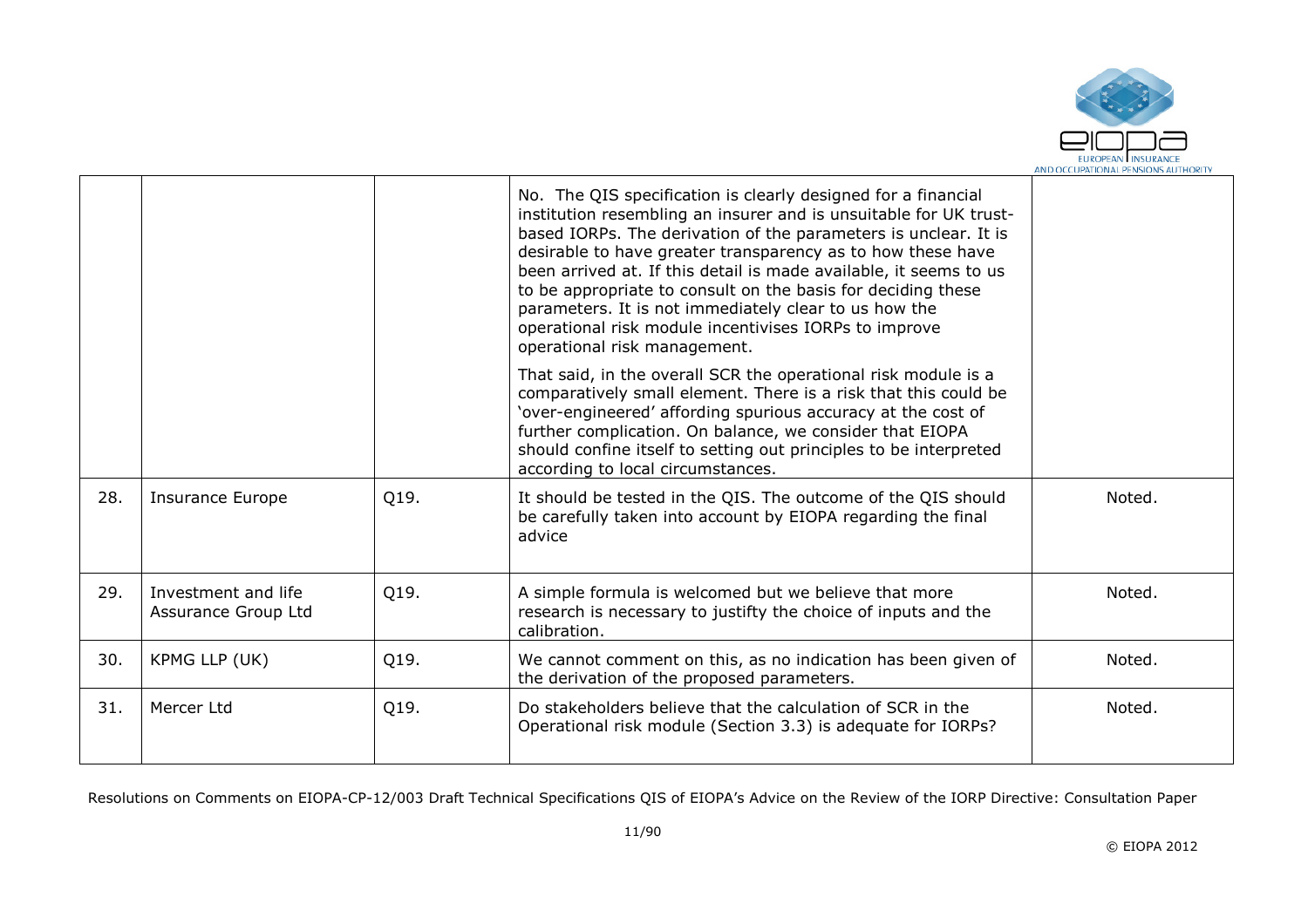|  |  |  | No. The QIS specification is clearly designed for a financial institution resembling an insurer and is unsuitable for UK trust-based IORPs. The derivation of the parameters is unclear. It is desirable to have greater transparency as to how these have been arrived at. If this detail is made available, it seems to us to be appropriate to consult on the basis for deciding these parameters. It is not immediately clear to us how the operational risk module incentivises IORPs to improve operational risk management.<br><br>That said, in the overall SCR the operational risk module is a comparatively small element. There is a risk that this could be 'over-engineered' affording spurious accuracy at the cost of further complication. On balance, we consider that EIOPA should confine itself to setting out principles to be interpreted according to local circumstances. |  |
|---|---|---|---|---|
| 28. | Insurance Europe | Q19. | It should be tested in the QIS. The outcome of the QIS should be carefully taken into account by EIOPA regarding the final advice | Noted. |
| 29. | Investment and life Assurance Group Ltd | Q19. | A simple formula is welcomed but we believe that more research is necessary to justifty the choice of inputs and the calibration. | Noted. |
| 30. | KPMG LLP (UK) | Q19. | We cannot comment on this, as no indication has been given of the derivation of the proposed parameters. | Noted. |
| 31. | Mercer Ltd | Q19. | Do stakeholders believe that the calculation of SCR in the Operational risk module (Section 3.3) is adequate for IORPs? | Noted. |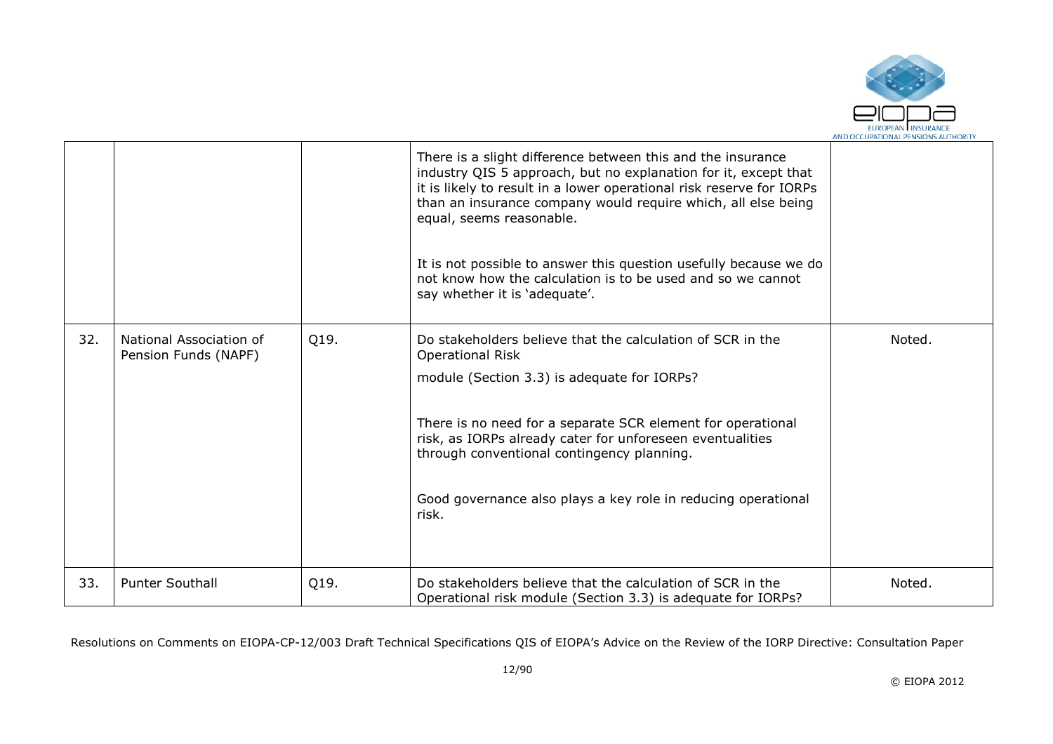|  |  |  |  |  |
|---|---|---|---|---|
|  |  |  | There is a slight difference between this and the insurance industry QIS 5 approach, but no explanation for it, except that it is likely to result in a lower operational risk reserve for IORPs than an insurance company would require which, all else being equal, seems reasonable.<br><br>It is not possible to answer this question usefully because we do not know how the calculation is to be used and so we cannot say whether it is 'adequate'. |  |
| 32. | National Association of Pension Funds (NAPF) | Q19. | Do stakeholders believe that the calculation of SCR in the Operational Risk<br>module (Section 3.3) is adequate for IORPs?<br><br>There is no need for a separate SCR element for operational risk, as IORPs already cater for unforeseen eventualities through conventional contingency planning.<br><br>Good governance also plays a key role in reducing operational risk. | Noted. |
| 33. | Punter Southall | Q19. | Do stakeholders believe that the calculation of SCR in the Operational risk module (Section 3.3) is adequate for IORPs? | Noted. |

Resolutions on Comments on EIOPA-CP-12/003 Draft Technical Specifications QIS of EIOPA's Advice on the Review of the IORP Directive: Consultation Paper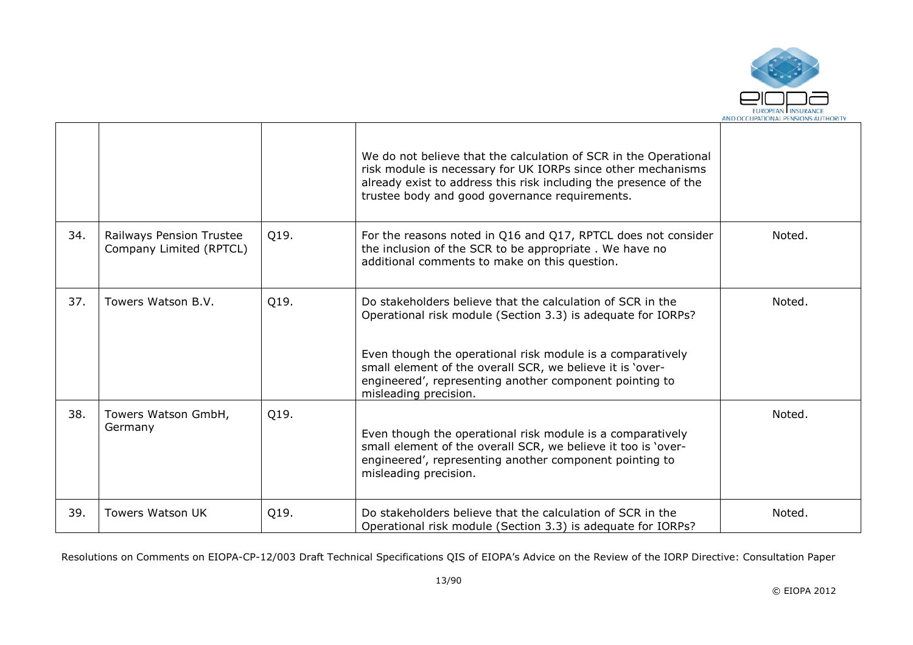| | | | | |
|---|---|---|---|---|
| | | | We do not believe that the calculation of SCR in the Operational risk module is necessary for UK IORPs since other mechanisms already exist to address this risk including the presence of the trustee body and good governance requirements. | |
| 34. | Railways Pension Trustee Company Limited (RPTCL) | Q19. | For the reasons noted in Q16 and Q17, RPTCL does not consider the inclusion of the SCR to be appropriate . We have no additional comments to make on this question. | Noted. |
| 37. | Towers Watson B.V. | Q19. | Do stakeholders believe that the calculation of SCR in the Operational risk module (Section 3.3) is adequate for IORPs?<br><br>Even though the operational risk module is a comparatively small element of the overall SCR, we believe it is 'over-engineered', representing another component pointing to misleading precision. | Noted. |
| 38. | Towers Watson GmbH, Germany | Q19. | Even though the operational risk module is a comparatively small element of the overall SCR, we believe it too is 'over-engineered', representing another component pointing to misleading precision. | Noted. |
| 39. | Towers Watson UK | Q19. | Do stakeholders believe that the calculation of SCR in the Operational risk module (Section 3.3) is adequate for IORPs? | Noted. |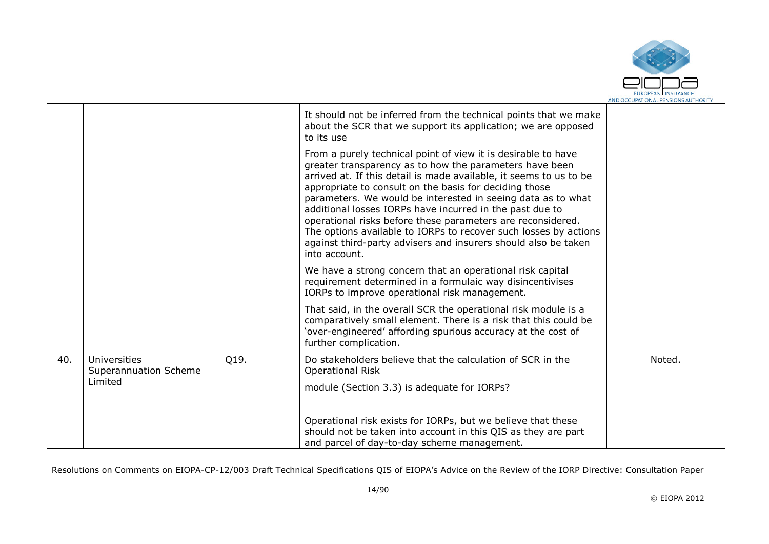|  |  |  | It should not be inferred from the technical points that we make about the SCR that we support its application; we are opposed to its use<br><br>From a purely technical point of view it is desirable to have greater transparency as to how the parameters have been arrived at. If this detail is made available, it seems to us to be appropriate to consult on the basis for deciding those parameters. We would be interested in seeing data as to what additional losses IORPs have incurred in the past due to operational risks before these parameters are reconsidered. The options available to IORPs to recover such losses by actions against third-party advisers and insurers should also be taken into account.<br><br>We have a strong concern that an operational risk capital requirement determined in a formulaic way disincentivises IORPs to improve operational risk management.<br><br>That said, in the overall SCR the operational risk module is a comparatively small element. There is a risk that this could be 'over-engineered' affording spurious accuracy at the cost of further complication. |  |
|---|---|---|---|---|
| 40. | Universities Superannuation Scheme Limited | Q19. | Do stakeholders believe that the calculation of SCR in the Operational Risk<br><br>module (Section 3.3) is adequate for IORPs?<br><br>Operational risk exists for IORPs, but we believe that these should not be taken into account in this QIS as they are part and parcel of day-to-day scheme management. | Noted. |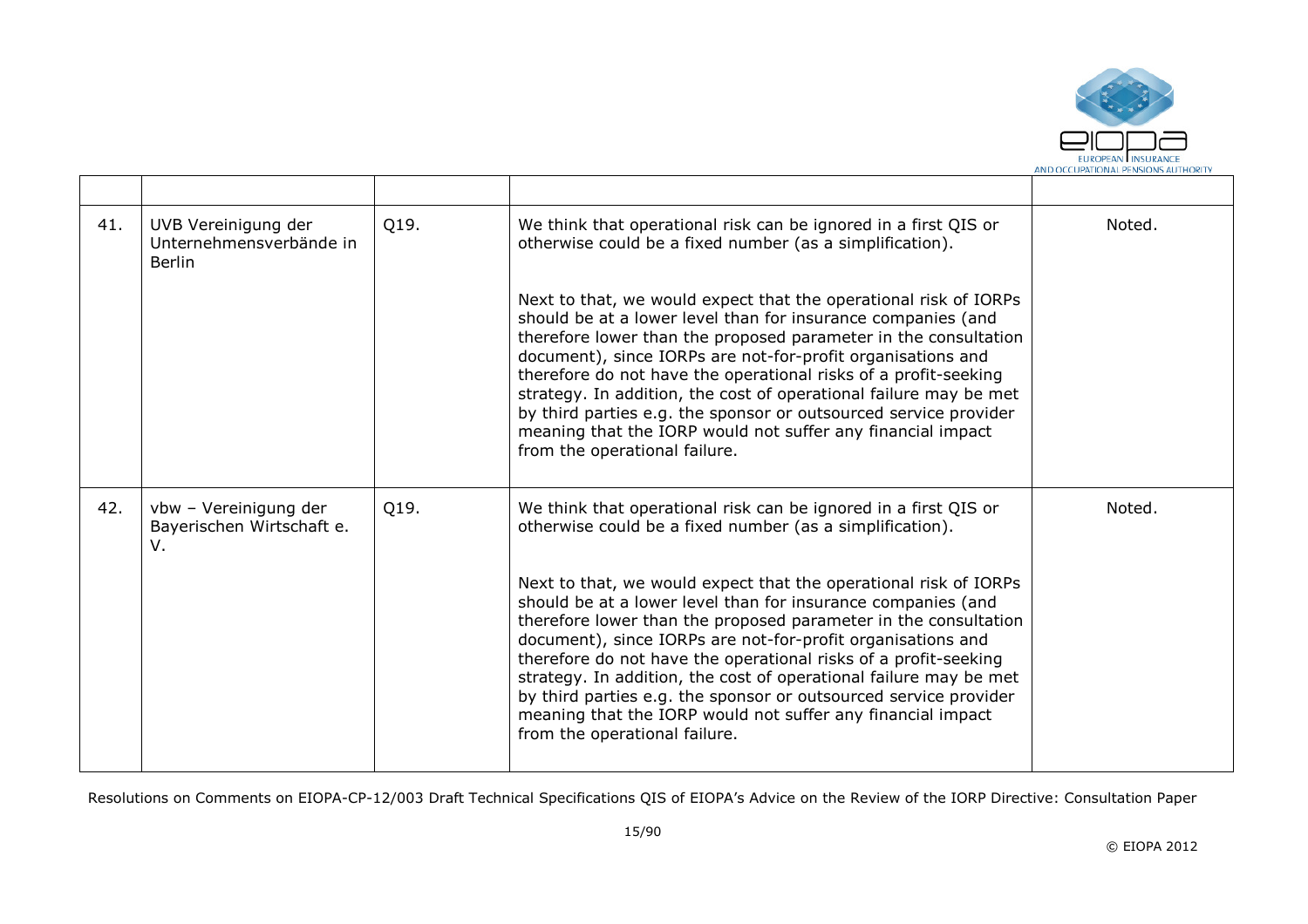| | | | | |
|---|---|---|---|---|
| 41. | UVB Vereinigung der Unternehmensverbände in Berlin | Q19. | We think that operational risk can be ignored in a first QIS or otherwise could be a fixed number (as a simplification).<br><br>Next to that, we would expect that the operational risk of IORPs should be at a lower level than for insurance companies (and therefore lower than the proposed parameter in the consultation document), since IORPs are not-for-profit organisations and therefore do not have the operational risks of a profit-seeking strategy. In addition, the cost of operational failure may be met by third parties e.g. the sponsor or outsourced service provider meaning that the IORP would not suffer any financial impact from the operational failure. | Noted. |
| 42. | vbw – Vereinigung der Bayerischen Wirtschaft e. V. | Q19. | We think that operational risk can be ignored in a first QIS or otherwise could be a fixed number (as a simplification).<br><br>Next to that, we would expect that the operational risk of IORPs should be at a lower level than for insurance companies (and therefore lower than the proposed parameter in the consultation document), since IORPs are not-for-profit organisations and therefore do not have the operational risks of a profit-seeking strategy. In addition, the cost of operational failure may be met by third parties e.g. the sponsor or outsourced service provider meaning that the IORP would not suffer any financial impact from the operational failure. | Noted. |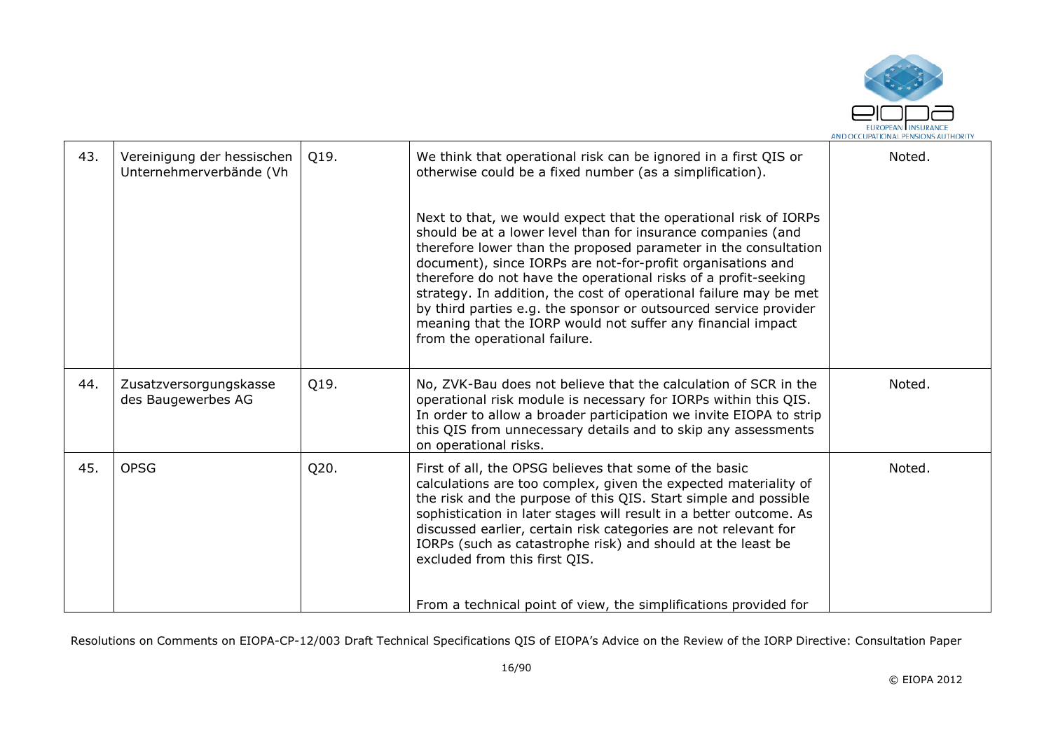| 43. | Vereinigung der hessischen Unternehmerverbände (Vh | Q19. | We think that operational risk can be ignored in a first QIS or otherwise could be a fixed number (as a simplification).<br><br>Next to that, we would expect that the operational risk of IORPs should be at a lower level than for insurance companies (and therefore lower than the proposed parameter in the consultation document), since IORPs are not-for-profit organisations and therefore do not have the operational risks of a profit-seeking strategy. In addition, the cost of operational failure may be met by third parties e.g. the sponsor or outsourced service provider meaning that the IORP would not suffer any financial impact from the operational failure. | Noted. |
|---|---|---|---|---|
| 44. | Zusatzversorgungskasse des Baugewerbes AG | Q19. | No, ZVK-Bau does not believe that the calculation of SCR in the operational risk module is necessary for IORPs within this QIS. In order to allow a broader participation we invite EIOPA to strip this QIS from unnecessary details and to skip any assessments on operational risks. | Noted. |
| 45. | OPSG | Q20. | First of all, the OPSG believes that some of the basic calculations are too complex, given the expected materiality of the risk and the purpose of this QIS. Start simple and possible sophistication in later stages will result in a better outcome. As discussed earlier, certain risk categories are not relevant for IORPs (such as catastrophe risk) and should at the least be excluded from this first QIS.<br><br>From a technical point of view, the simplifications provided for | Noted. |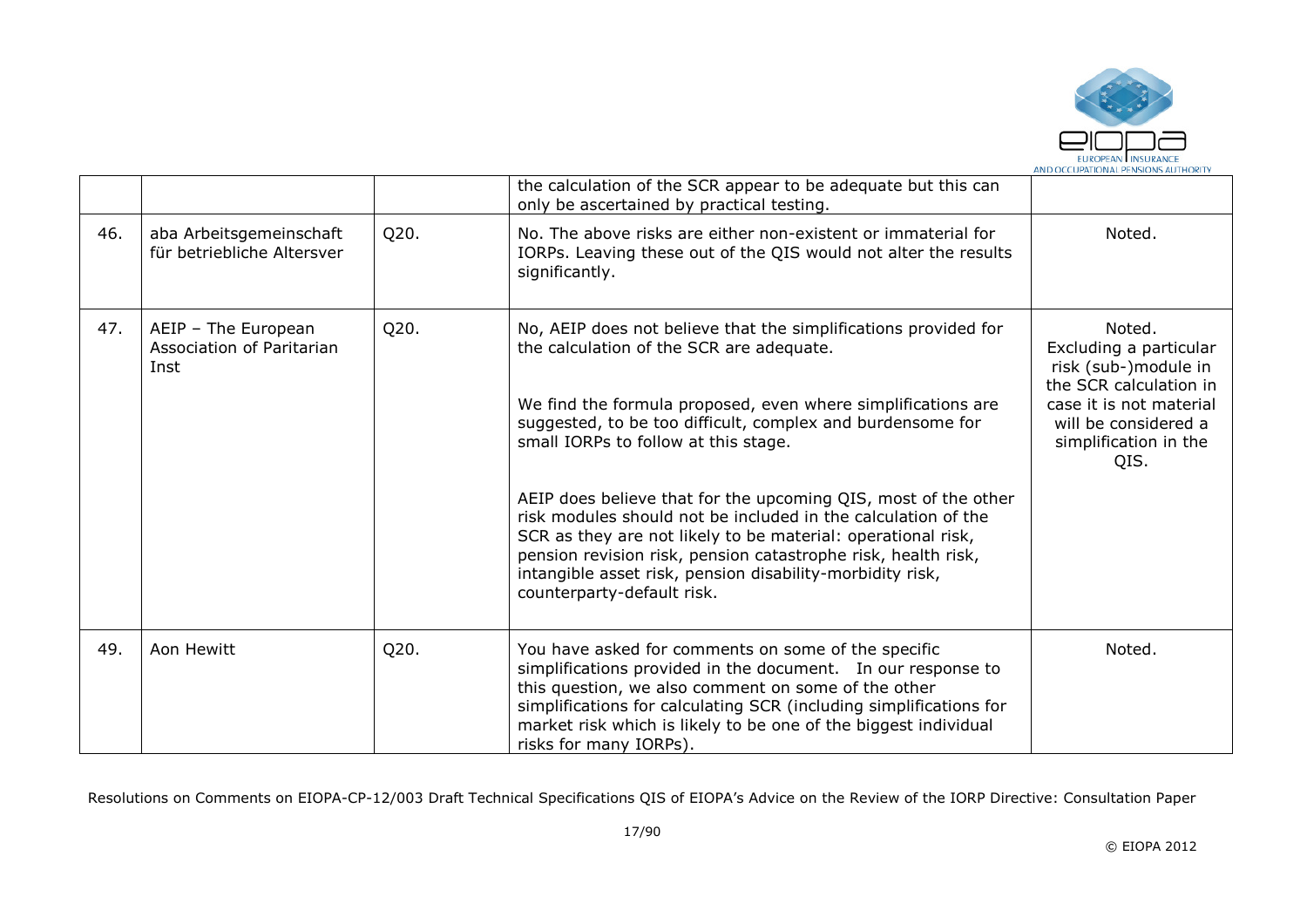|  |  |  | the calculation of the SCR appear to be adequate but this can only be ascertained by practical testing. |  |
|---|---|---|---|---|
| 46. | aba Arbeitsgemeinschaft für betriebliche Altersver | Q20. | No. The above risks are either non-existent or immaterial for IORPs. Leaving these out of the QIS would not alter the results significantly. | Noted. |
| 47. | AEIP – The European Association of Paritarian Inst | Q20. | No, AEIP does not believe that the simplifications provided for the calculation of the SCR are adequate.<br><br>We find the formula proposed, even where simplifications are suggested, to be too difficult, complex and burdensome for small IORPs to follow at this stage.<br><br>AEIP does believe that for the upcoming QIS, most of the other risk modules should not be included in the calculation of the SCR as they are not likely to be material: operational risk, pension revision risk, pension catastrophe risk, health risk, intangible asset risk, pension disability-morbidity risk, counterparty-default risk. | Noted.<br>Excluding a particular risk (sub-)module in the SCR calculation in case it is not material will be considered a simplification in the QIS. |
| 49. | Aon Hewitt | Q20. | You have asked for comments on some of the specific simplifications provided in the document. In our response to this question, we also comment on some of the other simplifications for calculating SCR (including simplifications for market risk which is likely to be one of the biggest individual risks for many IORPs). | Noted. |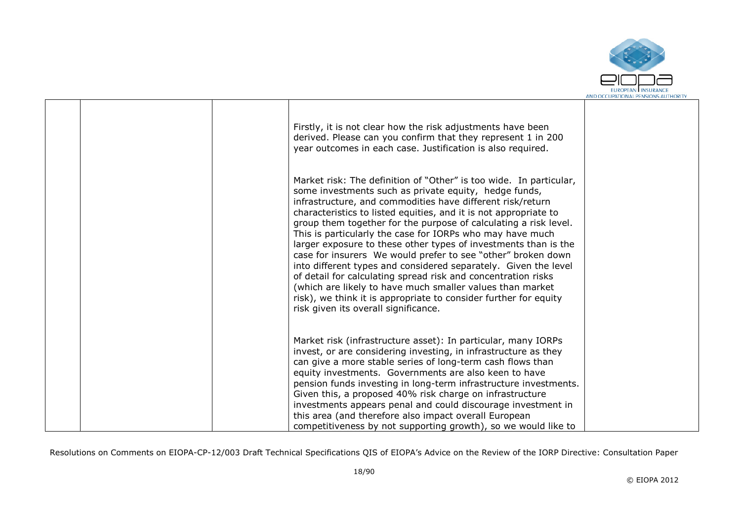| | | | | |
|---|---|---|---|---|
| | | | Firstly, it is not clear how the risk adjustments have been derived. Please can you confirm that they represent 1 in 200 year outcomes in each case. Justification is also required.<br><br>Market risk: The definition of "Other" is too wide. In particular, some investments such as private equity, hedge funds, infrastructure, and commodities have different risk/return characteristics to listed equities, and it is not appropriate to group them together for the purpose of calculating a risk level. This is particularly the case for IORPs who may have much larger exposure to these other types of investments than is the case for insurers We would prefer to see "other" broken down into different types and considered separately. Given the level of detail for calculating spread risk and concentration risks (which are likely to have much smaller values than market risk), we think it is appropriate to consider further for equity risk given its overall significance.<br><br>Market risk (infrastructure asset): In particular, many IORPs invest, or are considering investing, in infrastructure as they can give a more stable series of long-term cash flows than equity investments. Governments are also keen to have pension funds investing in long-term infrastructure investments. Given this, a proposed 40% risk charge on infrastructure investments appears penal and could discourage investment in this area (and therefore also impact overall European competitiveness by not supporting growth), so we would like to | |

Resolutions on Comments on EIOPA-CP-12/003 Draft Technical Specifications QIS of EIOPA's Advice on the Review of the IORP Directive: Consultation Paper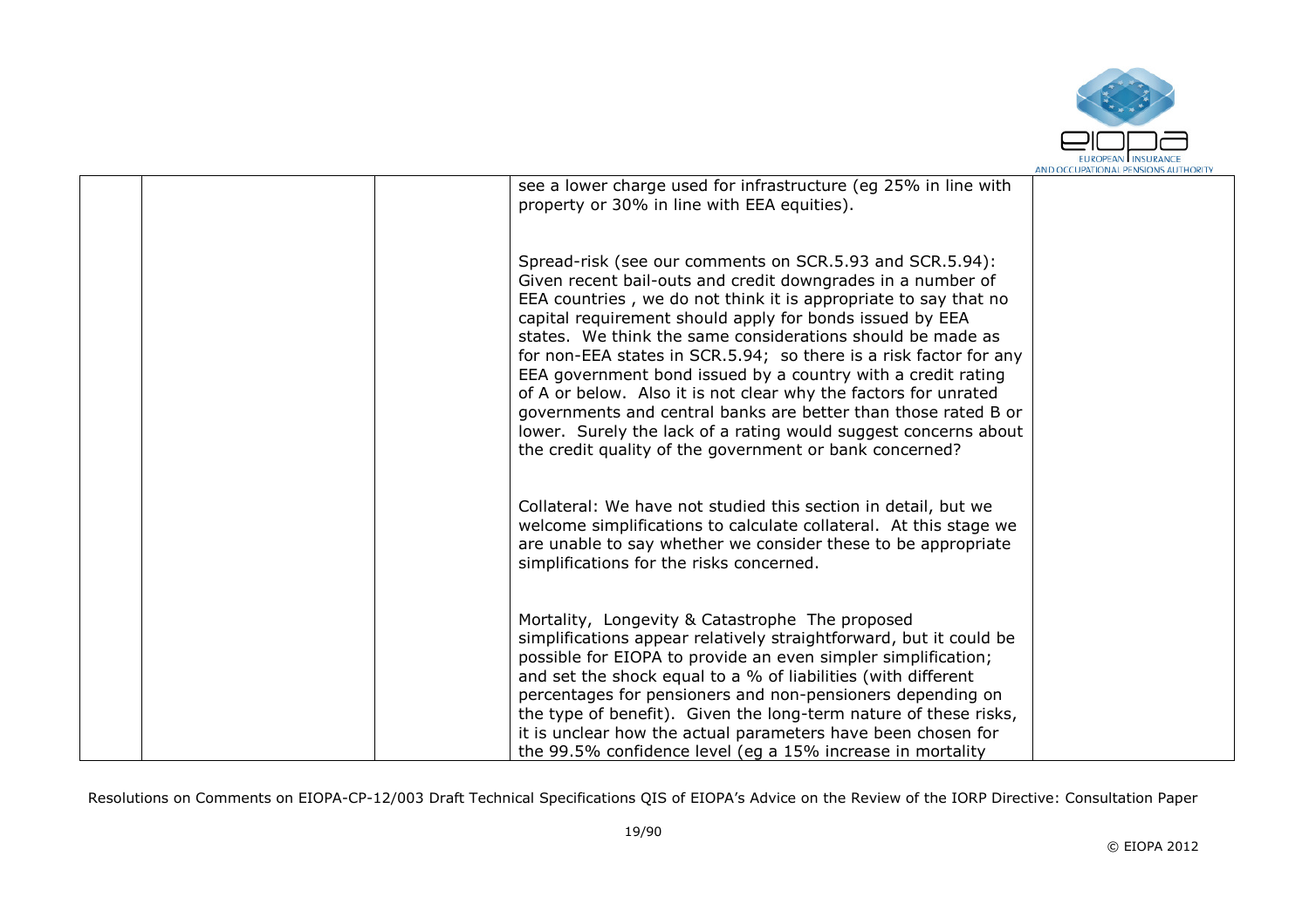|  |  |  | see a lower charge used for infrastructure (eg 25% in line with property or 30% in line with EEA equities).<br><br>Spread-risk (see our comments on SCR.5.93 and SCR.5.94): Given recent bail-outs and credit downgrades in a number of EEA countries , we do not think it is appropriate to say that no capital requirement should apply for bonds issued by EEA states. We think the same considerations should be made as for non-EEA states in SCR.5.94; so there is a risk factor for any EEA government bond issued by a country with a credit rating of A or below. Also it is not clear why the factors for unrated governments and central banks are better than those rated B or lower. Surely the lack of a rating would suggest concerns about the credit quality of the government or bank concerned?<br><br>Collateral: We have not studied this section in detail, but we welcome simplifications to calculate collateral. At this stage we are unable to say whether we consider these to be appropriate simplifications for the risks concerned.<br><br>Mortality, Longevity & Catastrophe The proposed simplifications appear relatively straightforward, but it could be possible for EIOPA to provide an even simpler simplification; and set the shock equal to a % of liabilities (with different percentages for pensioners and non-pensioners depending on the type of benefit). Given the long-term nature of these risks, it is unclear how the actual parameters have been chosen for the 99.5% confidence level (eg a 15% increase in mortality |  |
|---|---|---|---|---|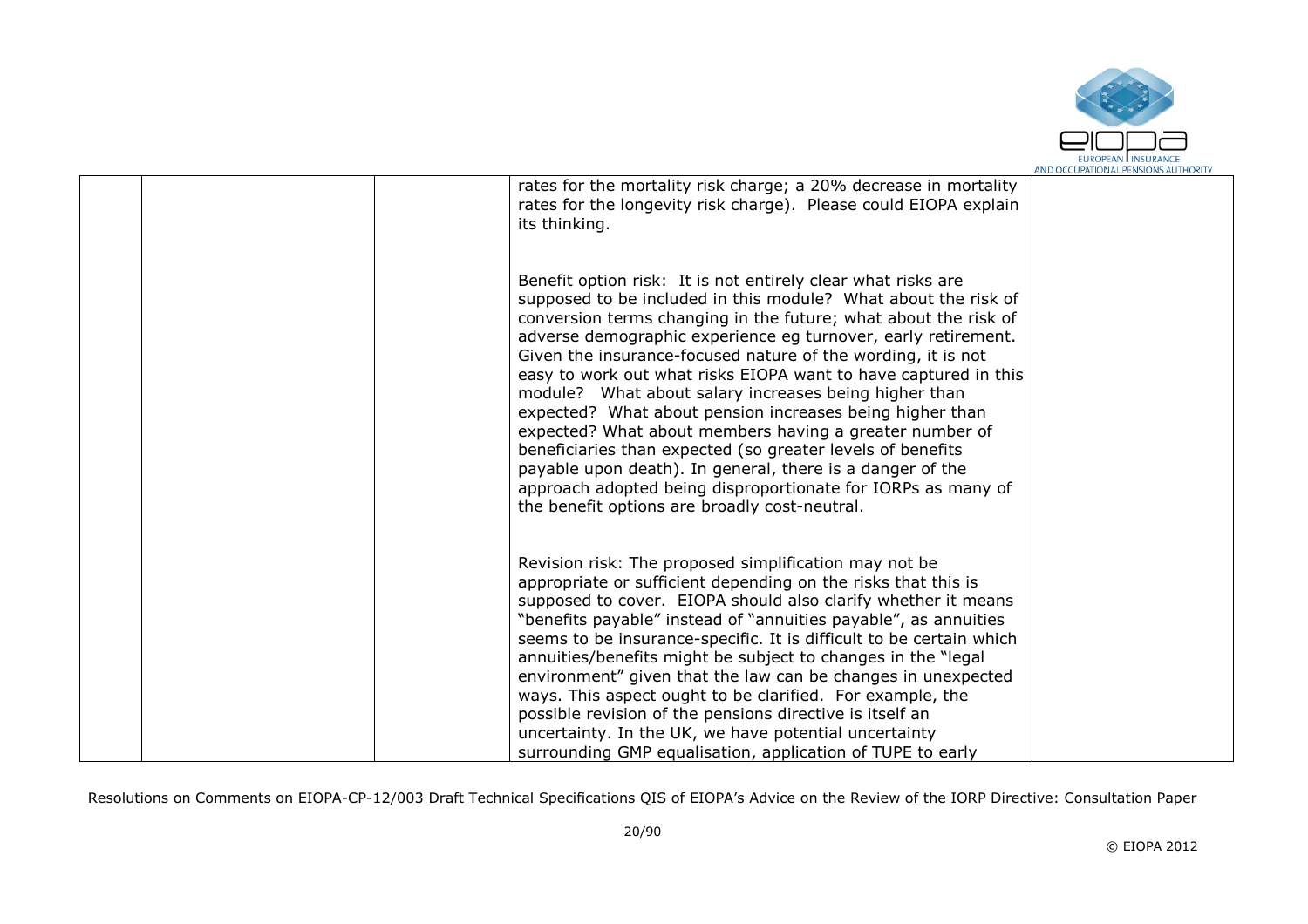| | | | | |
|---|---|---|---|---|
| | | | rates for the mortality risk charge; a 20% decrease in mortality rates for the longevity risk charge). Please could EIOPA explain its thinking.<br><br>Benefit option risk: It is not entirely clear what risks are supposed to be included in this module? What about the risk of conversion terms changing in the future; what about the risk of adverse demographic experience eg turnover, early retirement. Given the insurance-focused nature of the wording, it is not easy to work out what risks EIOPA want to have captured in this module? What about salary increases being higher than expected? What about pension increases being higher than expected? What about members having a greater number of beneficiaries than expected (so greater levels of benefits payable upon death). In general, there is a danger of the approach adopted being disproportionate for IORPs as many of the benefit options are broadly cost-neutral.<br><br>Revision risk: The proposed simplification may not be appropriate or sufficient depending on the risks that this is supposed to cover. EIOPA should also clarify whether it means "benefits payable" instead of "annuities payable", as annuities seems to be insurance-specific. It is difficult to be certain which annuities/benefits might be subject to changes in the "legal environment" given that the law can be changes in unexpected ways. This aspect ought to be clarified. For example, the possible revision of the pensions directive is itself an uncertainty. In the UK, we have potential uncertainty surrounding GMP equalisation, application of TUPE to early | |

Resolutions on Comments on EIOPA-CP-12/003 Draft Technical Specifications QIS of EIOPA's Advice on the Review of the IORP Directive: Consultation Paper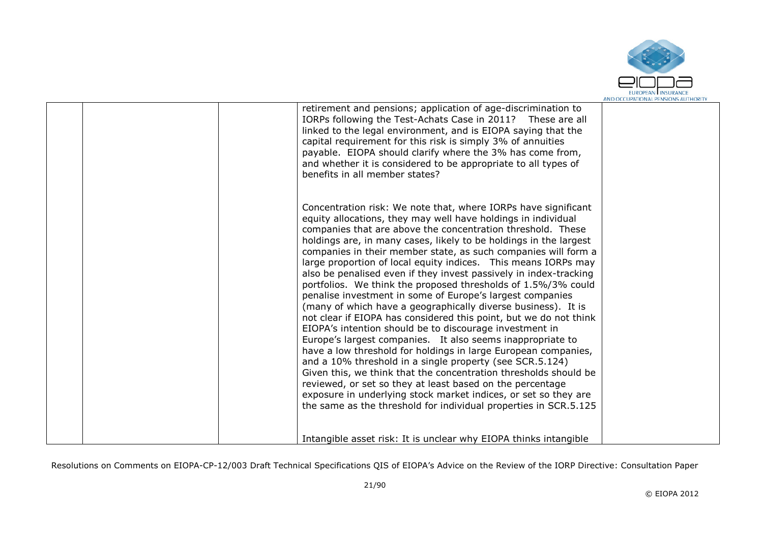| | | | | |
|---|---|---|---|---|
| | | | retirement and pensions; application of age-discrimination to IORPs following the Test-Achats Case in 2011? These are all linked to the legal environment, and is EIOPA saying that the capital requirement for this risk is simply 3% of annuities payable. EIOPA should clarify where the 3% has come from, and whether it is considered to be appropriate to all types of benefits in all member states?<br><br>Concentration risk: We note that, where IORPs have significant equity allocations, they may well have holdings in individual companies that are above the concentration threshold. These holdings are, in many cases, likely to be holdings in the largest companies in their member state, as such companies will form a large proportion of local equity indices. This means IORPs may also be penalised even if they invest passively in index-tracking portfolios. We think the proposed thresholds of 1.5%/3% could penalise investment in some of Europe's largest companies (many of which have a geographically diverse business). It is not clear if EIOPA has considered this point, but we do not think EIOPA's intention should be to discourage investment in Europe's largest companies. It also seems inappropriate to have a low threshold for holdings in large European companies, and a 10% threshold in a single property (see SCR.5.124) Given this, we think that the concentration thresholds should be reviewed, or set so they at least based on the percentage exposure in underlying stock market indices, or set so they are the same as the threshold for individual properties in SCR.5.125<br><br>Intangible asset risk: It is unclear why EIOPA thinks intangible | |

Resolutions on Comments on EIOPA-CP-12/003 Draft Technical Specifications QIS of EIOPA's Advice on the Review of the IORP Directive: Consultation Paper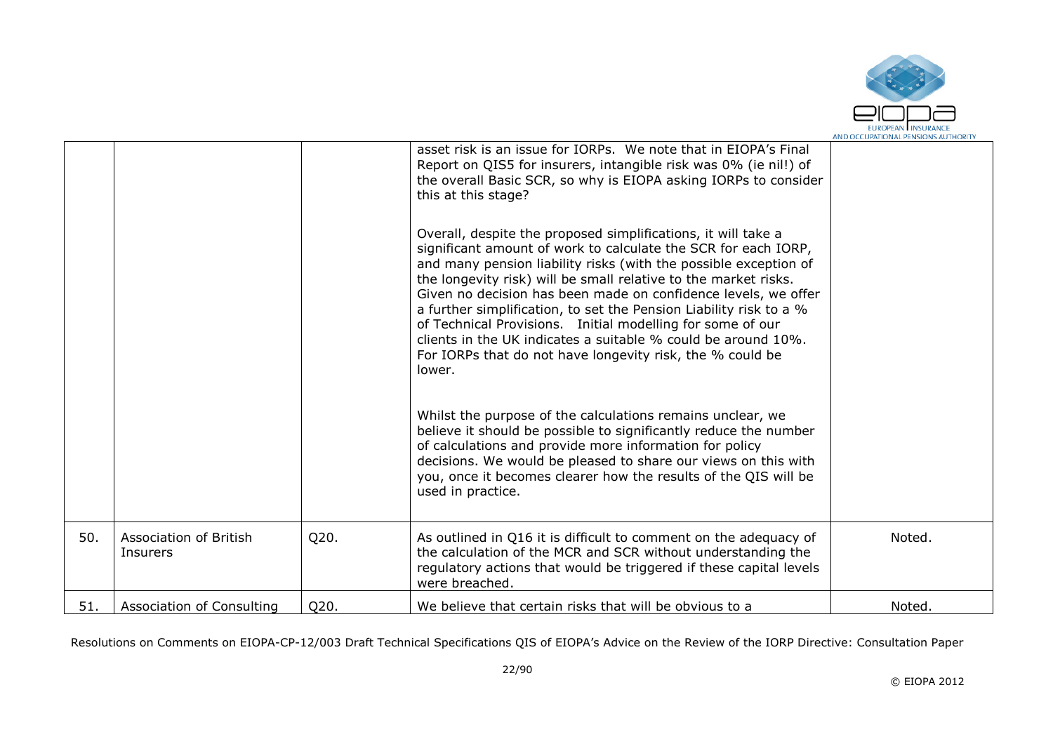| | | | | |
|---|---|---|---|---|
| | | | asset risk is an issue for IORPs. We note that in EIOPA's Final Report on QIS5 for insurers, intangible risk was 0% (ie nil!) of the overall Basic SCR, so why is EIOPA asking IORPs to consider this at this stage?<br><br>Overall, despite the proposed simplifications, it will take a significant amount of work to calculate the SCR for each IORP, and many pension liability risks (with the possible exception of the longevity risk) will be small relative to the market risks. Given no decision has been made on confidence levels, we offer a further simplification, to set the Pension Liability risk to a % of Technical Provisions. Initial modelling for some of our clients in the UK indicates a suitable % could be around 10%. For IORPs that do not have longevity risk, the % could be lower.<br><br>Whilst the purpose of the calculations remains unclear, we believe it should be possible to significantly reduce the number of calculations and provide more information for policy decisions. We would be pleased to share our views on this with you, once it becomes clearer how the results of the QIS will be used in practice. | |
| 50. | Association of British Insurers | Q20. | As outlined in Q16 it is difficult to comment on the adequacy of the calculation of the MCR and SCR without understanding the regulatory actions that would be triggered if these capital levels were breached. | Noted. |
| 51. | Association of Consulting | Q20. | We believe that certain risks that will be obvious to a | Noted. |

Resolutions on Comments on EIOPA-CP-12/003 Draft Technical Specifications QIS of EIOPA's Advice on the Review of the IORP Directive: Consultation Paper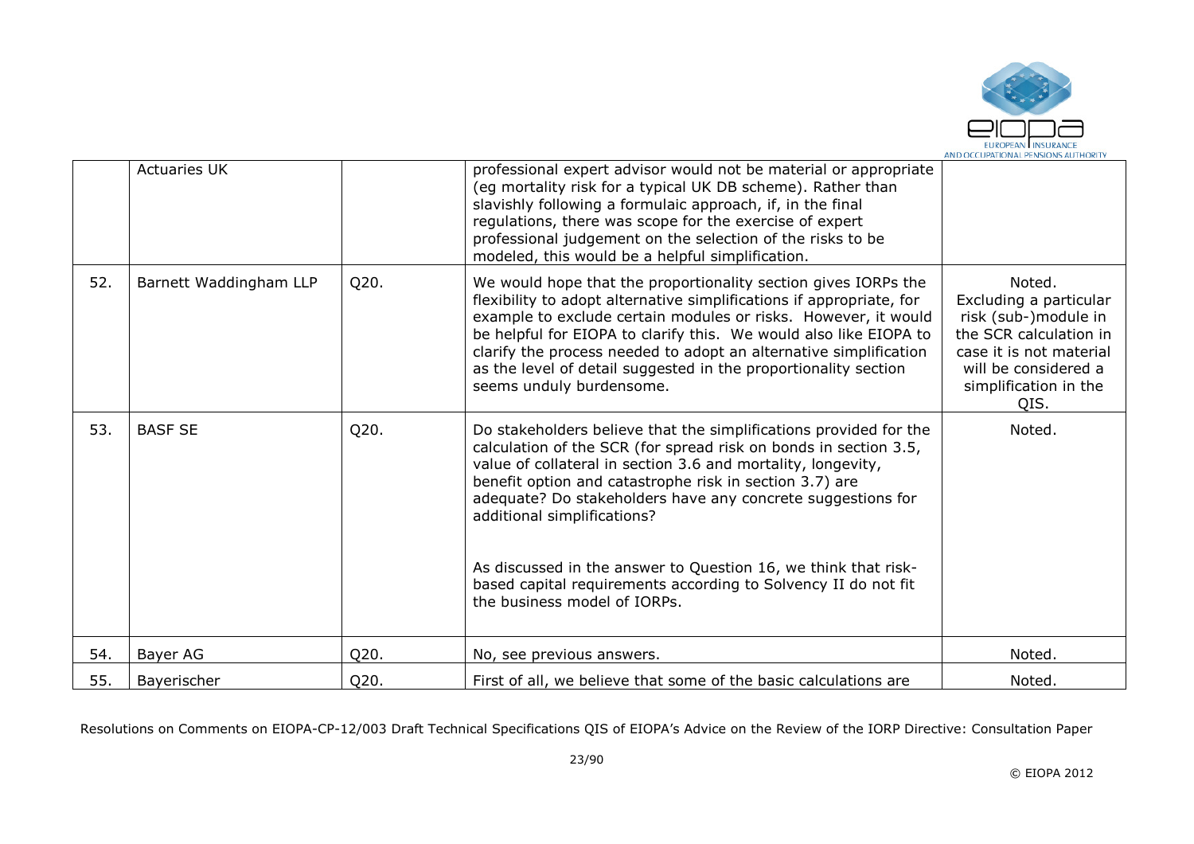|  | Actuaries UK |  | professional expert advisor would not be material or appropriate (eg mortality risk for a typical UK DB scheme). Rather than slavishly following a formulaic approach, if, in the final regulations, there was scope for the exercise of expert professional judgement on the selection of the risks to be modeled, this would be a helpful simplification. |  |
|---|---|---|---|---|
| 52. | Barnett Waddingham LLP | Q20. | We would hope that the proportionality section gives IORPs the flexibility to adopt alternative simplifications if appropriate, for example to exclude certain modules or risks. However, it would be helpful for EIOPA to clarify this. We would also like EIOPA to clarify the process needed to adopt an alternative simplification as the level of detail suggested in the proportionality section seems unduly burdensome. | Noted. Excluding a particular risk (sub-)module in the SCR calculation in case it is not material will be considered a simplification in the QIS. |
| 53. | BASF SE | Q20. | Do stakeholders believe that the simplifications provided for the calculation of the SCR (for spread risk on bonds in section 3.5, value of collateral in section 3.6 and mortality, longevity, benefit option and catastrophe risk in section 3.7) are adequate? Do stakeholders have any concrete suggestions for additional simplifications?<br><br>As discussed in the answer to Question 16, we think that risk-based capital requirements according to Solvency II do not fit the business model of IORPs. | Noted. |
| 54. | Bayer AG | Q20. | No, see previous answers. | Noted. |
| 55. | Bayerischer | Q20. | First of all, we believe that some of the basic calculations are | Noted. |

Resolutions on Comments on EIOPA-CP-12/003 Draft Technical Specifications QIS of EIOPA's Advice on the Review of the IORP Directive: Consultation Paper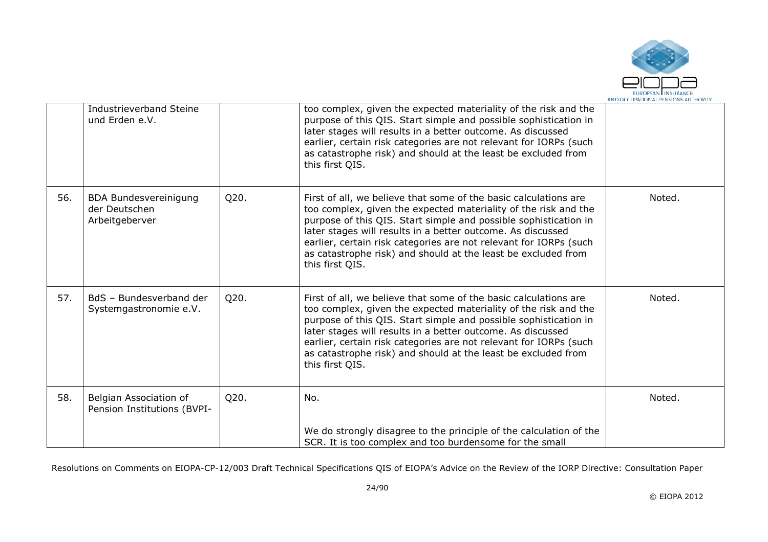|  | Industrieverband Steine und Erden e.V. |  | too complex, given the expected materiality of the risk and the purpose of this QIS. Start simple and possible sophistication in later stages will results in a better outcome. As discussed earlier, certain risk categories are not relevant for IORPs (such as catastrophe risk) and should at the least be excluded from this first QIS. |  |
|---|---|---|---|---|
| 56. | BDA Bundesvereinigung der Deutschen Arbeitgeberver | Q20. | First of all, we believe that some of the basic calculations are too complex, given the expected materiality of the risk and the purpose of this QIS. Start simple and possible sophistication in later stages will results in a better outcome. As discussed earlier, certain risk categories are not relevant for IORPs (such as catastrophe risk) and should at the least be excluded from this first QIS. | Noted. |
| 57. | BdS – Bundesverband der Systemgastronomie e.V. | Q20. | First of all, we believe that some of the basic calculations are too complex, given the expected materiality of the risk and the purpose of this QIS. Start simple and possible sophistication in later stages will results in a better outcome. As discussed earlier, certain risk categories are not relevant for IORPs (such as catastrophe risk) and should at the least be excluded from this first QIS. | Noted. |
| 58. | Belgian Association of Pension Institutions (BVPI- | Q20. | No.<br><br>We do strongly disagree to the principle of the calculation of the SCR. It is too complex and too burdensome for the small | Noted. |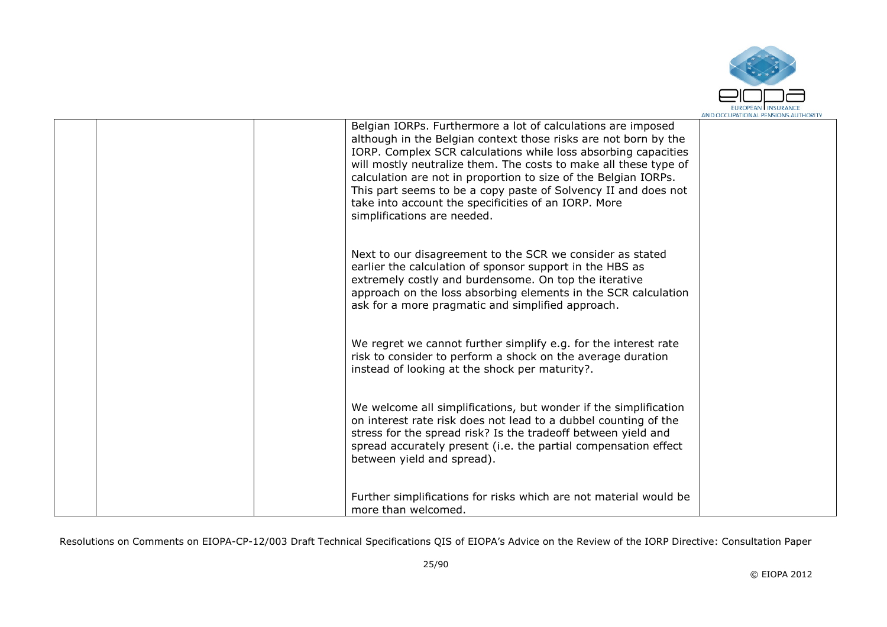| | | | | |
|---|---|---|---|---|
| | | | Belgian IORPs. Furthermore a lot of calculations are imposed although in the Belgian context those risks are not born by the IORP. Complex SCR calculations while loss absorbing capacities will mostly neutralize them. The costs to make all these type of calculation are not in proportion to size of the Belgian IORPs. This part seems to be a copy paste of Solvency II and does not take into account the specificities of an IORP. More simplifications are needed.<br><br>Next to our disagreement to the SCR we consider as stated earlier the calculation of sponsor support in the HBS as extremely costly and burdensome. On top the iterative approach on the loss absorbing elements in the SCR calculation ask for a more pragmatic and simplified approach.<br><br>We regret we cannot further simplify e.g. for the interest rate risk to consider to perform a shock on the average duration instead of looking at the shock per maturity?.<br><br>We welcome all simplifications, but wonder if the simplification on interest rate risk does not lead to a dubbel counting of the stress for the spread risk? Is the tradeoff between yield and spread accurately present (i.e. the partial compensation effect between yield and spread).<br><br>Further simplifications for risks which are not material would be more than welcomed. | |

Resolutions on Comments on EIOPA-CP-12/003 Draft Technical Specifications QIS of EIOPA's Advice on the Review of the IORP Directive: Consultation Paper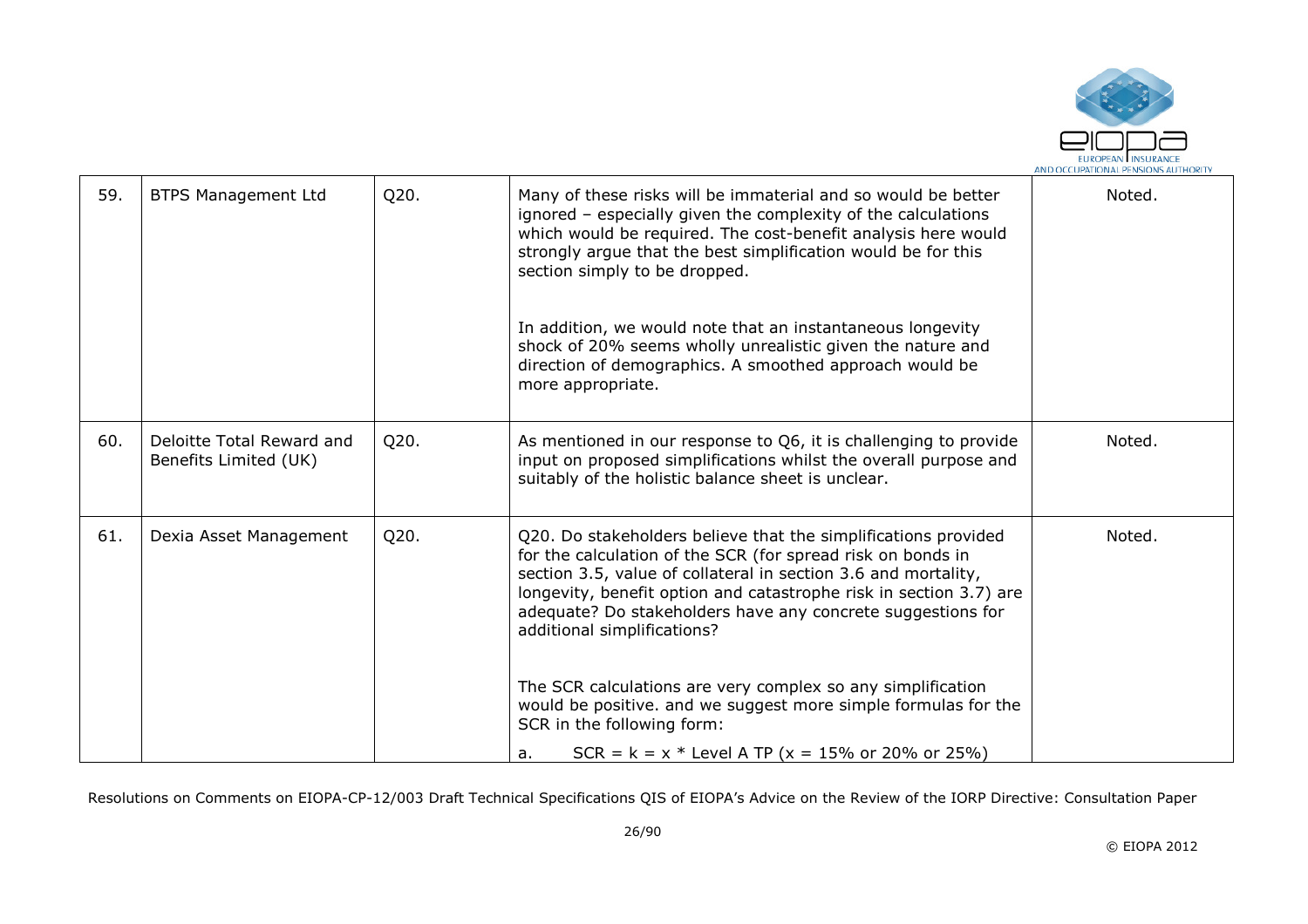| | | | | |
|---|---|---|---|---|
| 59. | BTPS Management Ltd | Q20. | Many of these risks will be immaterial and so would be better ignored – especially given the complexity of the calculations which would be required. The cost-benefit analysis here would strongly argue that the best simplification would be for this section simply to be dropped.<br><br>In addition, we would note that an instantaneous longevity shock of 20% seems wholly unrealistic given the nature and direction of demographics. A smoothed approach would be more appropriate. | Noted. |
| 60. | Deloitte Total Reward and Benefits Limited (UK) | Q20. | As mentioned in our response to Q6, it is challenging to provide input on proposed simplifications whilst the overall purpose and suitably of the holistic balance sheet is unclear. | Noted. |
| 61. | Dexia Asset Management | Q20. | Q20. Do stakeholders believe that the simplifications provided for the calculation of the SCR (for spread risk on bonds in section 3.5, value of collateral in section 3.6 and mortality, longevity, benefit option and catastrophe risk in section 3.7) are adequate? Do stakeholders have any concrete suggestions for additional simplifications?<br><br>The SCR calculations are very complex so any simplification would be positive. and we suggest more simple formulas for the SCR in the following form:<br><br>a. SCR = k = x * Level A TP (x = 15% or 20% or 25%) | Noted. |

Resolutions on Comments on EIOPA-CP-12/003 Draft Technical Specifications QIS of EIOPA's Advice on the Review of the IORP Directive: Consultation Paper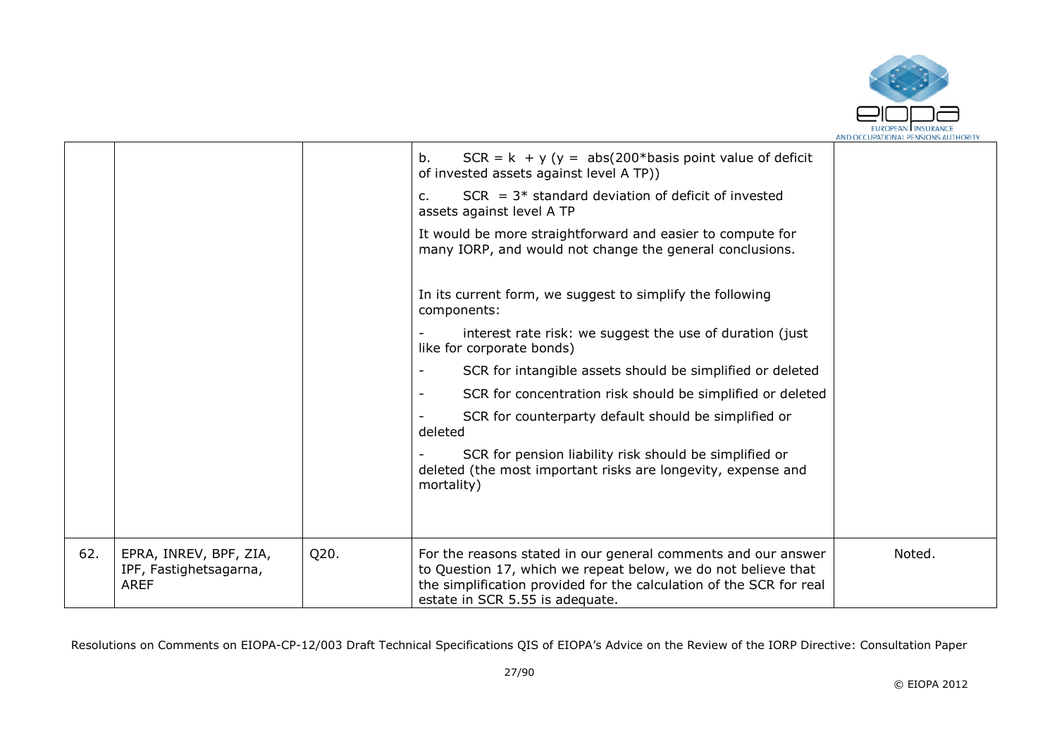| | | | | |
|---|---|---|---|---|
| | | | b. SCR = k + y (y = abs(200*basis point value of deficit of invested assets against level A TP))<br><br>c. SCR = 3* standard deviation of deficit of invested assets against level A TP<br><br>It would be more straightforward and easier to compute for many IORP, and would not change the general conclusions.<br><br>In its current form, we suggest to simplify the following components:<br><br>- interest rate risk: we suggest the use of duration (just like for corporate bonds)<br><br>- SCR for intangible assets should be simplified or deleted<br><br>- SCR for concentration risk should be simplified or deleted<br><br>- SCR for counterparty default should be simplified or deleted<br><br>- SCR for pension liability risk should be simplified or deleted (the most important risks are longevity, expense and mortality) | |
| 62. | EPRA, INREV, BPF, ZIA, IPF, Fastighetsagarna, AREF | Q20. | For the reasons stated in our general comments and our answer to Question 17, which we repeat below, we do not believe that the simplification provided for the calculation of the SCR for real estate in SCR 5.55 is adequate. | Noted. |

Resolutions on Comments on EIOPA-CP-12/003 Draft Technical Specifications QIS of EIOPA's Advice on the Review of the IORP Directive: Consultation Paper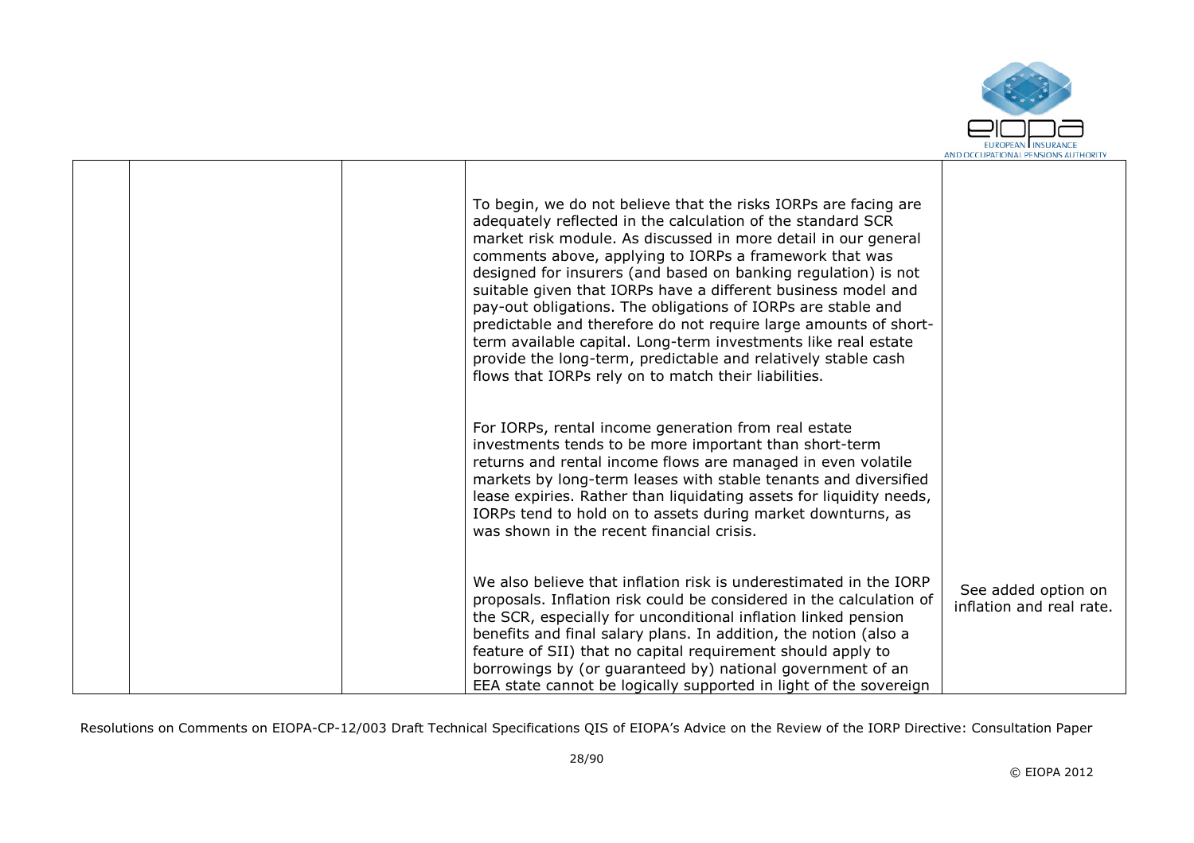|  |  |  | To begin, we do not believe that the risks IORPs are facing are adequately reflected in the calculation of the standard SCR market risk module. As discussed in more detail in our general comments above, applying to IORPs a framework that was designed for insurers (and based on banking regulation) is not suitable given that IORPs have a different business model and pay-out obligations. The obligations of IORPs are stable and predictable and therefore do not require large amounts of short-term available capital. Long-term investments like real estate provide the long-term, predictable and relatively stable cash flows that IORPs rely on to match their liabilities.<br><br>For IORPs, rental income generation from real estate investments tends to be more important than short-term returns and rental income flows are managed in even volatile markets by long-term leases with stable tenants and diversified lease expiries. Rather than liquidating assets for liquidity needs, IORPs tend to hold on to assets during market downturns, as was shown in the recent financial crisis. |  |
|---|---|---|---|---|
|  |  |  | We also believe that inflation risk is underestimated in the IORP proposals. Inflation risk could be considered in the calculation of the SCR, especially for unconditional inflation linked pension benefits and final salary plans. In addition, the notion (also a feature of SII) that no capital requirement should apply to borrowings by (or guaranteed by) national government of an EEA state cannot be logically supported in light of the sovereign | See added option on inflation and real rate. |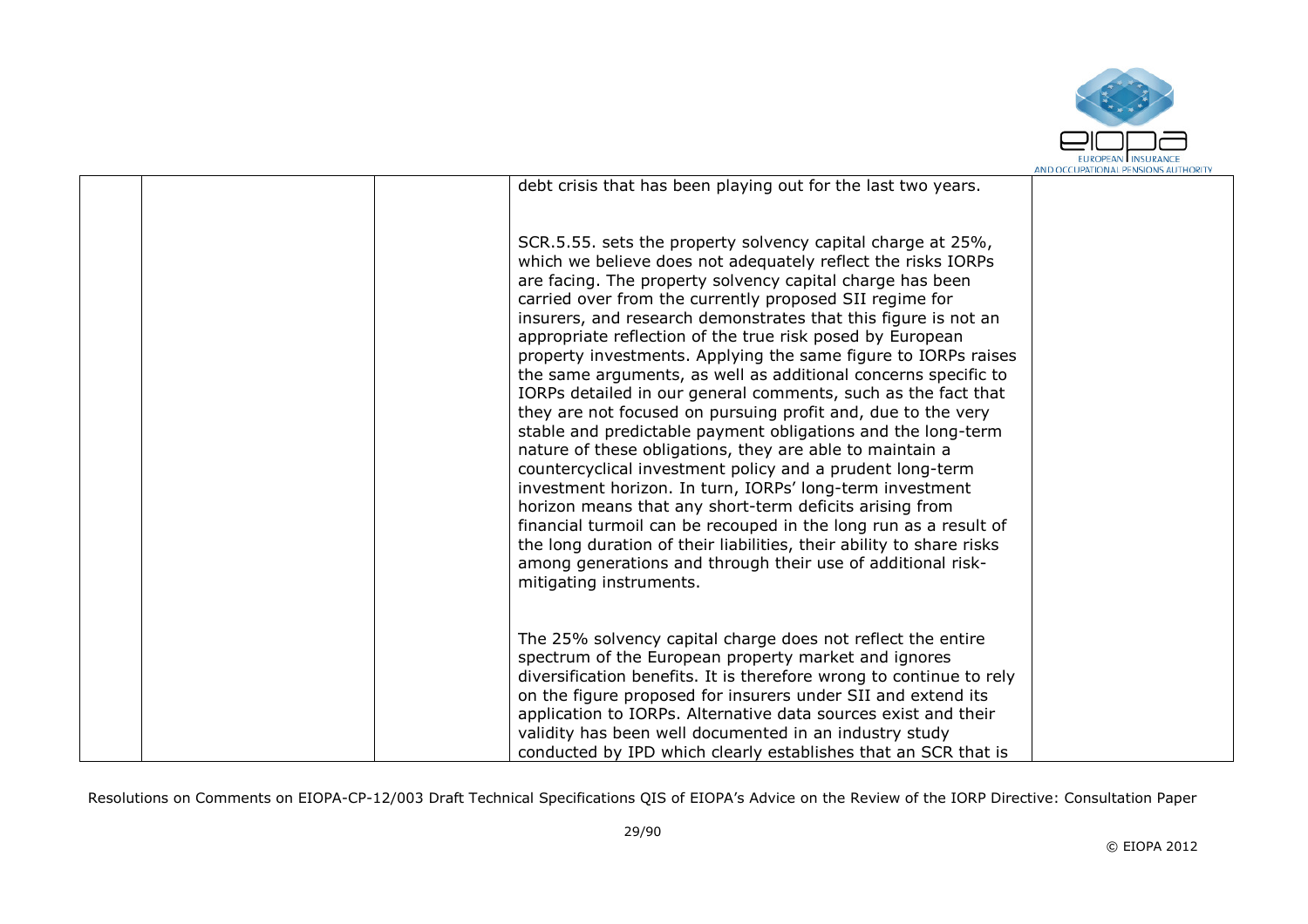| | | | | |
|---|---|---|---|---|
| | | | debt crisis that has been playing out for the last two years.<br><br>SCR.5.55. sets the property solvency capital charge at 25%, which we believe does not adequately reflect the risks IORPs are facing. The property solvency capital charge has been carried over from the currently proposed SII regime for insurers, and research demonstrates that this figure is not an appropriate reflection of the true risk posed by European property investments. Applying the same figure to IORPs raises the same arguments, as well as additional concerns specific to IORPs detailed in our general comments, such as the fact that they are not focused on pursuing profit and, due to the very stable and predictable payment obligations and the long-term nature of these obligations, they are able to maintain a countercyclical investment policy and a prudent long-term investment horizon. In turn, IORPs' long-term investment horizon means that any short-term deficits arising from financial turmoil can be recouped in the long run as a result of the long duration of their liabilities, their ability to share risks among generations and through their use of additional risk-mitigating instruments.<br><br>The 25% solvency capital charge does not reflect the entire spectrum of the European property market and ignores diversification benefits. It is therefore wrong to continue to rely on the figure proposed for insurers under SII and extend its application to IORPs. Alternative data sources exist and their validity has been well documented in an industry study conducted by IPD which clearly establishes that an SCR that is | |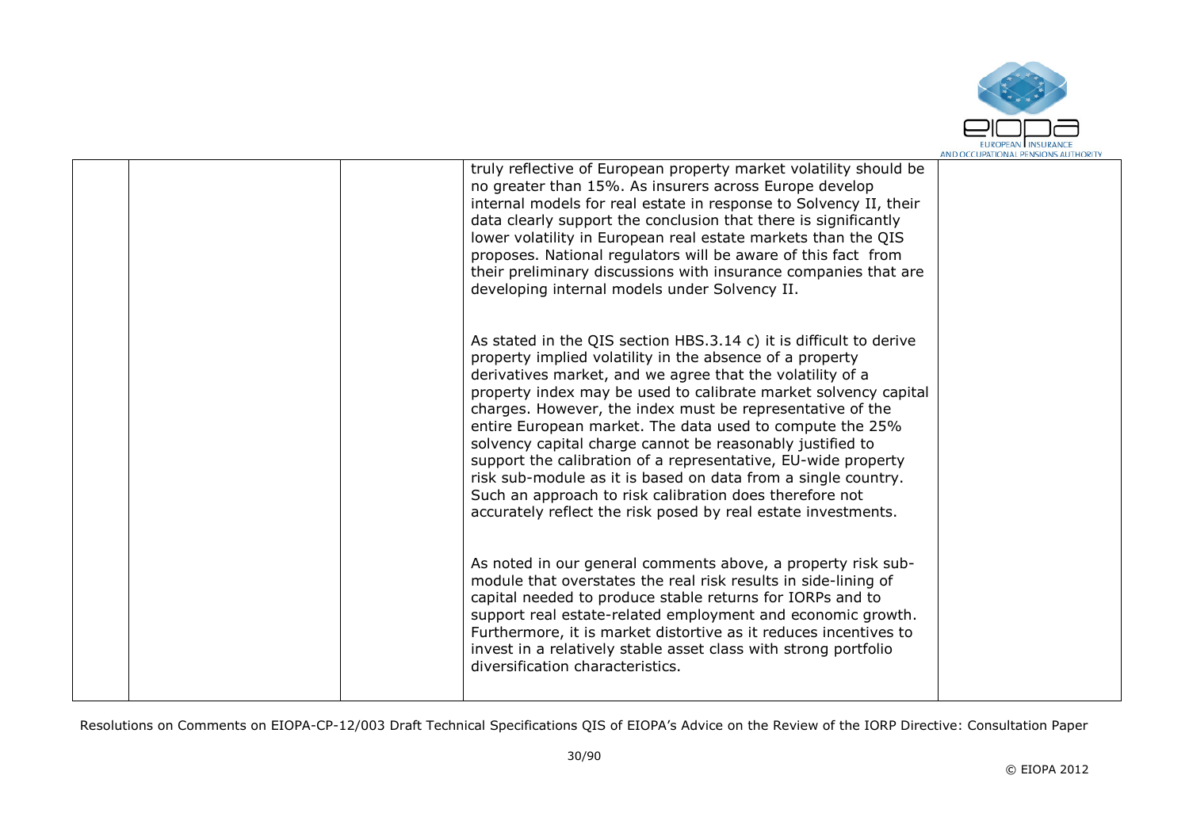| | | | | |
|---|---|---|---|---|
| | | | truly reflective of European property market volatility should be no greater than 15%. As insurers across Europe develop internal models for real estate in response to Solvency II, their data clearly support the conclusion that there is significantly lower volatility in European real estate markets than the QIS proposes. National regulators will be aware of this fact from their preliminary discussions with insurance companies that are developing internal models under Solvency II.<br><br>As stated in the QIS section HBS.3.14 c) it is difficult to derive property implied volatility in the absence of a property derivatives market, and we agree that the volatility of a property index may be used to calibrate market solvency capital charges. However, the index must be representative of the entire European market. The data used to compute the 25% solvency capital charge cannot be reasonably justified to support the calibration of a representative, EU-wide property risk sub-module as it is based on data from a single country. Such an approach to risk calibration does therefore not accurately reflect the risk posed by real estate investments.<br><br>As noted in our general comments above, a property risk sub-module that overstates the real risk results in side-lining of capital needed to produce stable returns for IORPs and to support real estate-related employment and economic growth. Furthermore, it is market distortive as it reduces incentives to invest in a relatively stable asset class with strong portfolio diversification characteristics. | |

Resolutions on Comments on EIOPA-CP-12/003 Draft Technical Specifications QIS of EIOPA's Advice on the Review of the IORP Directive: Consultation Paper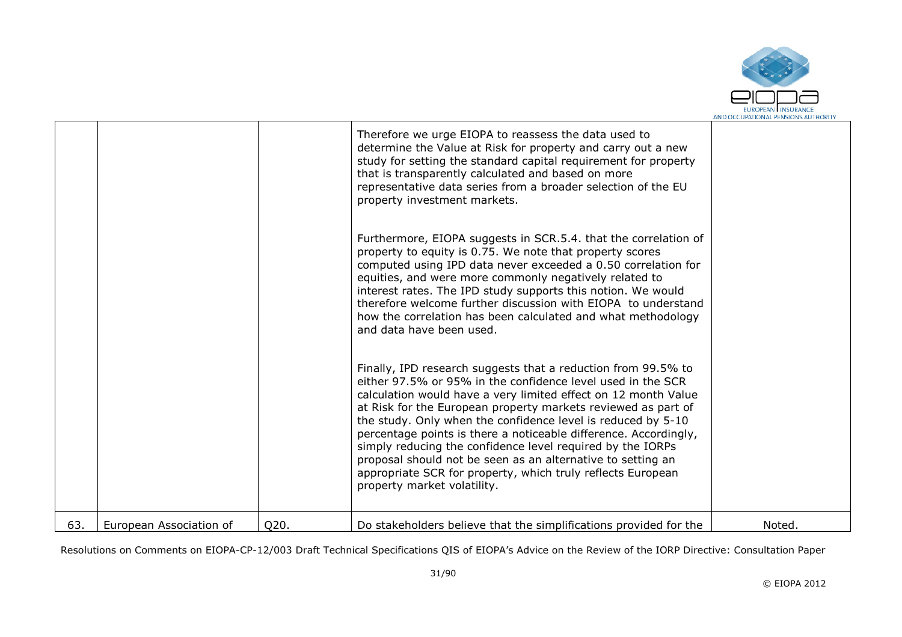| | | | | |
|---|---|---|---|---|
| | | | Therefore we urge EIOPA to reassess the data used to determine the Value at Risk for property and carry out a new study for setting the standard capital requirement for property that is transparently calculated and based on more representative data series from a broader selection of the EU property investment markets.<br><br>Furthermore, EIOPA suggests in SCR.5.4. that the correlation of property to equity is 0.75. We note that property scores computed using IPD data never exceeded a 0.50 correlation for equities, and were more commonly negatively related to interest rates. The IPD study supports this notion. We would therefore welcome further discussion with EIOPA to understand how the correlation has been calculated and what methodology and data have been used.<br><br>Finally, IPD research suggests that a reduction from 99.5% to either 97.5% or 95% in the confidence level used in the SCR calculation would have a very limited effect on 12 month Value at Risk for the European property markets reviewed as part of the study. Only when the confidence level is reduced by 5-10 percentage points is there a noticeable difference. Accordingly, simply reducing the confidence level required by the IORPs proposal should not be seen as an alternative to setting an appropriate SCR for property, which truly reflects European property market volatility. | |
| 63. | European Association of | Q20. | Do stakeholders believe that the simplifications provided for the | Noted. |

Resolutions on Comments on EIOPA-CP-12/003 Draft Technical Specifications QIS of EIOPA's Advice on the Review of the IORP Directive: Consultation Paper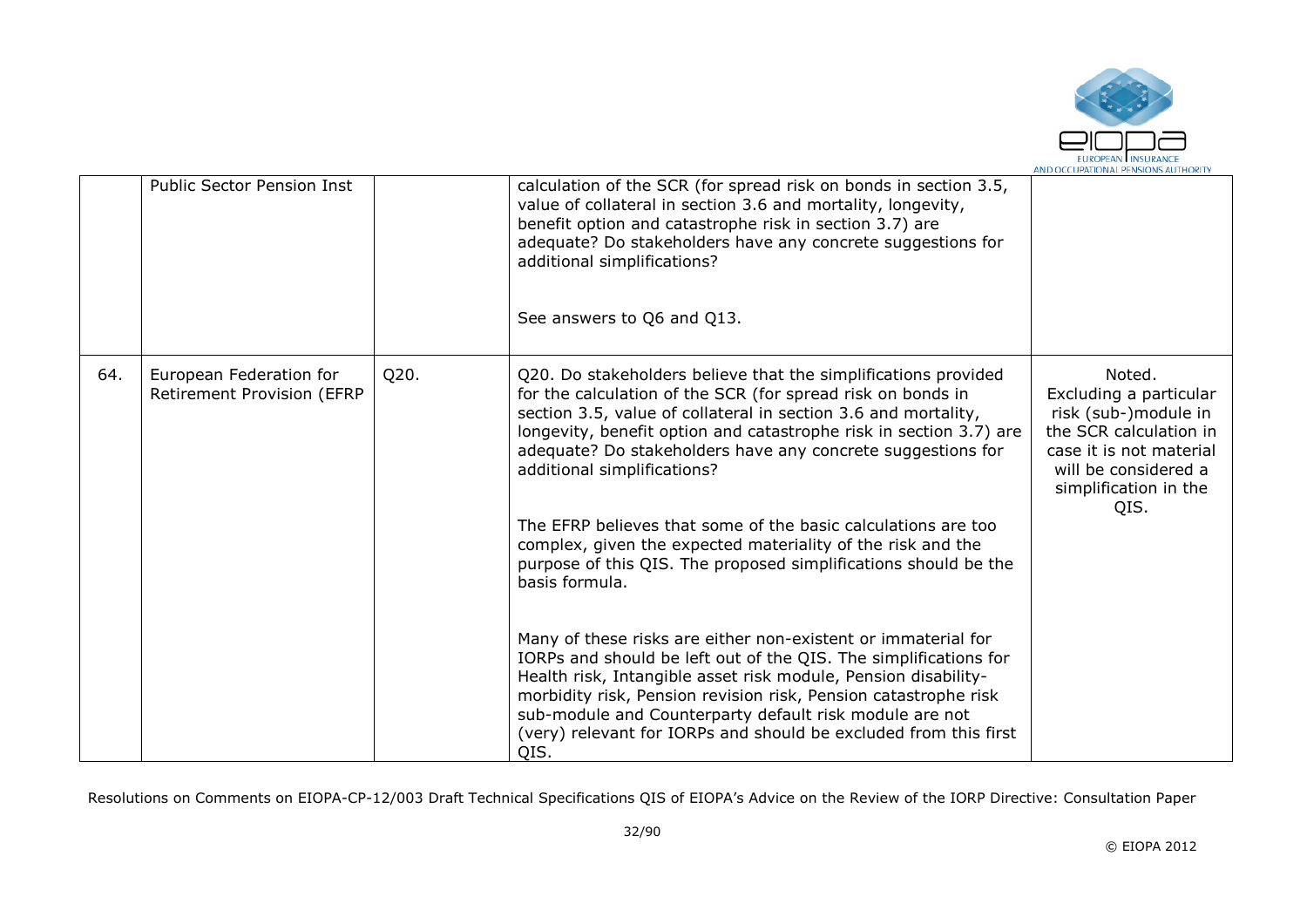|  | Public Sector Pension Inst |  | calculation of the SCR (for spread risk on bonds in section 3.5, value of collateral in section 3.6 and mortality, longevity, benefit option and catastrophe risk in section 3.7) are adequate? Do stakeholders have any concrete suggestions for additional simplifications?<br><br>See answers to Q6 and Q13. |  |
|---|---|---|---|---|
| 64. | European Federation for Retirement Provision (EFRP | Q20. | Q20. Do stakeholders believe that the simplifications provided for the calculation of the SCR (for spread risk on bonds in section 3.5, value of collateral in section 3.6 and mortality, longevity, benefit option and catastrophe risk in section 3.7) are adequate? Do stakeholders have any concrete suggestions for additional simplifications?<br><br>The EFRP believes that some of the basic calculations are too complex, given the expected materiality of the risk and the purpose of this QIS. The proposed simplifications should be the basis formula.<br><br>Many of these risks are either non-existent or immaterial for IORPs and should be left out of the QIS. The simplifications for Health risk, Intangible asset risk module, Pension disability-morbidity risk, Pension revision risk, Pension catastrophe risk sub-module and Counterparty default risk module are not (very) relevant for IORPs and should be excluded from this first QIS. | Noted.<br>Excluding a particular risk (sub-)module in the SCR calculation in case it is not material will be considered a simplification in the QIS. |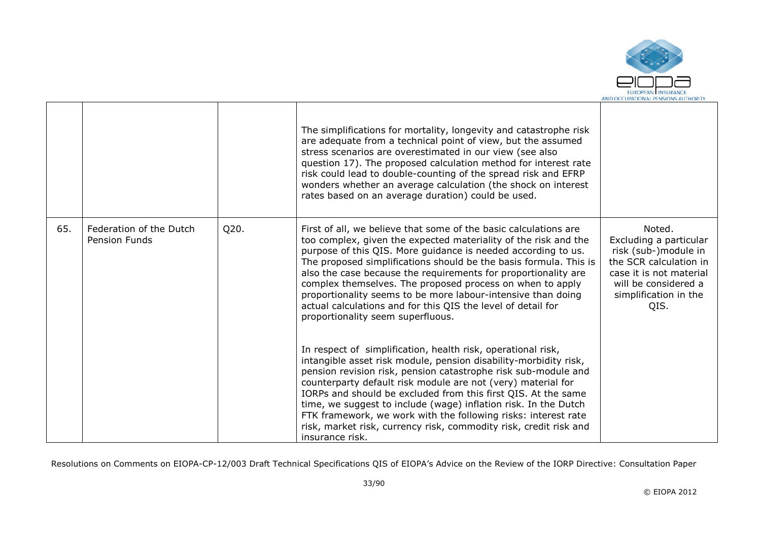| | | | | |
|---|---|---|---|---|
| | | | The simplifications for mortality, longevity and catastrophe risk are adequate from a technical point of view, but the assumed stress scenarios are overestimated in our view (see also question 17). The proposed calculation method for interest rate risk could lead to double-counting of the spread risk and EFRP wonders whether an average calculation (the shock on interest rates based on an average duration) could be used. | |
| 65. | Federation of the Dutch Pension Funds | Q20. | First of all, we believe that some of the basic calculations are too complex, given the expected materiality of the risk and the purpose of this QIS. More guidance is needed according to us. The proposed simplifications should be the basis formula. This is also the case because the requirements for proportionality are complex themselves. The proposed process on when to apply proportionality seems to be more labour-intensive than doing actual calculations and for this QIS the level of detail for proportionality seem superfluous.<br><br>In respect of simplification, health risk, operational risk, intangible asset risk module, pension disability-morbidity risk, pension revision risk, pension catastrophe risk sub-module and counterparty default risk module are not (very) material for IORPs and should be excluded from this first QIS. At the same time, we suggest to include (wage) inflation risk. In the Dutch FTK framework, we work with the following risks: interest rate risk, market risk, currency risk, commodity risk, credit risk and insurance risk. | Noted.<br>Excluding a particular risk (sub-)module in the SCR calculation in case it is not material will be considered a simplification in the QIS. |

Resolutions on Comments on EIOPA-CP-12/003 Draft Technical Specifications QIS of EIOPA's Advice on the Review of the IORP Directive: Consultation Paper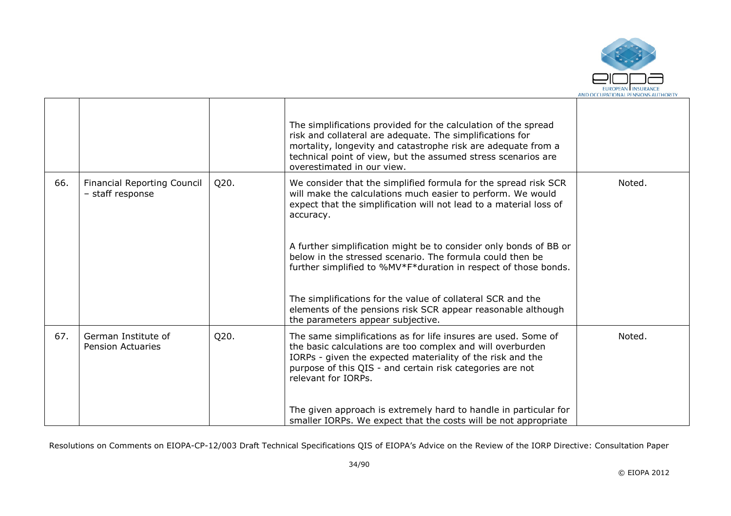| | | | | |
|---|---|---|---|---|
| | | | The simplifications provided for the calculation of the spread risk and collateral are adequate. The simplifications for mortality, longevity and catastrophe risk are adequate from a technical point of view, but the assumed stress scenarios are overestimated in our view. | |
| 66. | Financial Reporting Council – staff response | Q20. | We consider that the simplified formula for the spread risk SCR will make the calculations much easier to perform. We would expect that the simplification will not lead to a material loss of accuracy.<br><br>A further simplification might be to consider only bonds of BB or below in the stressed scenario. The formula could then be further simplified to %MV*F*duration in respect of those bonds.<br><br>The simplifications for the value of collateral SCR and the elements of the pensions risk SCR appear reasonable although the parameters appear subjective. | Noted. |
| 67. | German Institute of Pension Actuaries | Q20. | The same simplifications as for life insures are used. Some of the basic calculations are too complex and will overburden IORPs - given the expected materiality of the risk and the purpose of this QIS - and certain risk categories are not relevant for IORPs.<br><br>The given approach is extremely hard to handle in particular for smaller IORPs. We expect that the costs will be not appropriate | Noted. |

Resolutions on Comments on EIOPA-CP-12/003 Draft Technical Specifications QIS of EIOPA's Advice on the Review of the IORP Directive: Consultation Paper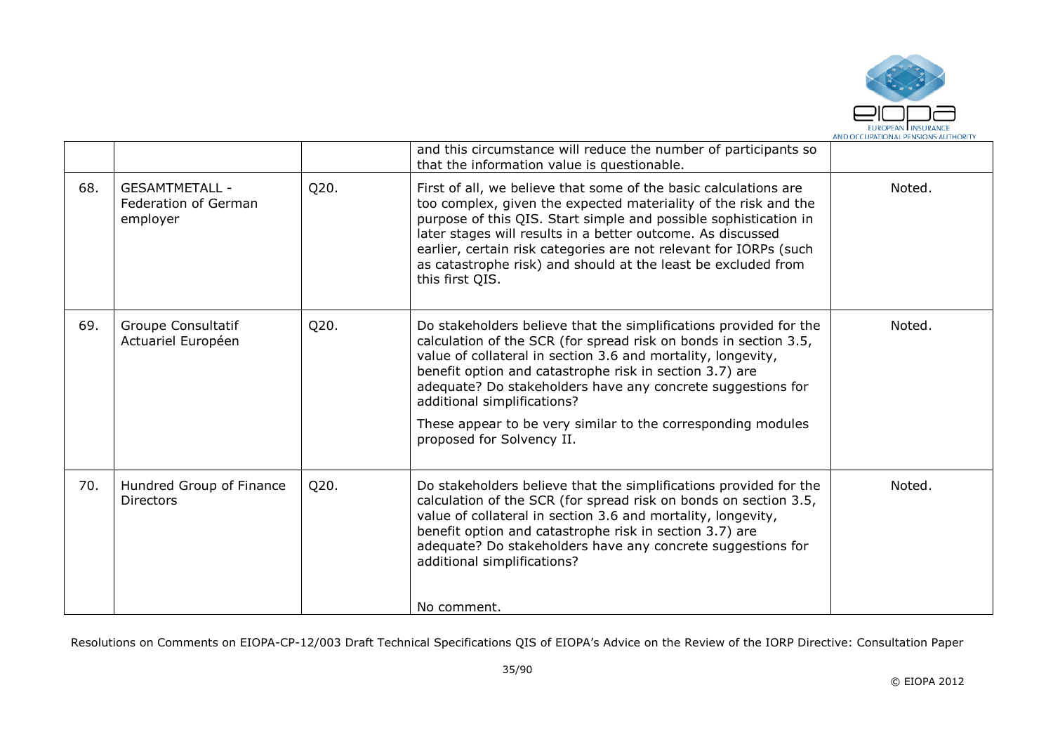| | | | | |
|---|---|---|---|---|
| | | | and this circumstance will reduce the number of participants so that the information value is questionable. | |
| 68. | GESAMTMETALL - Federation of German employer | Q20. | First of all, we believe that some of the basic calculations are too complex, given the expected materiality of the risk and the purpose of this QIS. Start simple and possible sophistication in later stages will results in a better outcome. As discussed earlier, certain risk categories are not relevant for IORPs (such as catastrophe risk) and should at the least be excluded from this first QIS. | Noted. |
| 69. | Groupe Consultatif Actuariel Européen | Q20. | Do stakeholders believe that the simplifications provided for the calculation of the SCR (for spread risk on bonds in section 3.5, value of collateral in section 3.6 and mortality, longevity, benefit option and catastrophe risk in section 3.7) are adequate? Do stakeholders have any concrete suggestions for additional simplifications?<br><br>These appear to be very similar to the corresponding modules proposed for Solvency II. | Noted. |
| 70. | Hundred Group of Finance Directors | Q20. | Do stakeholders believe that the simplifications provided for the calculation of the SCR (for spread risk on bonds on section 3.5, value of collateral in section 3.6 and mortality, longevity, benefit option and catastrophe risk in section 3.7) are adequate? Do stakeholders have any concrete suggestions for additional simplifications?<br><br>No comment. | Noted. |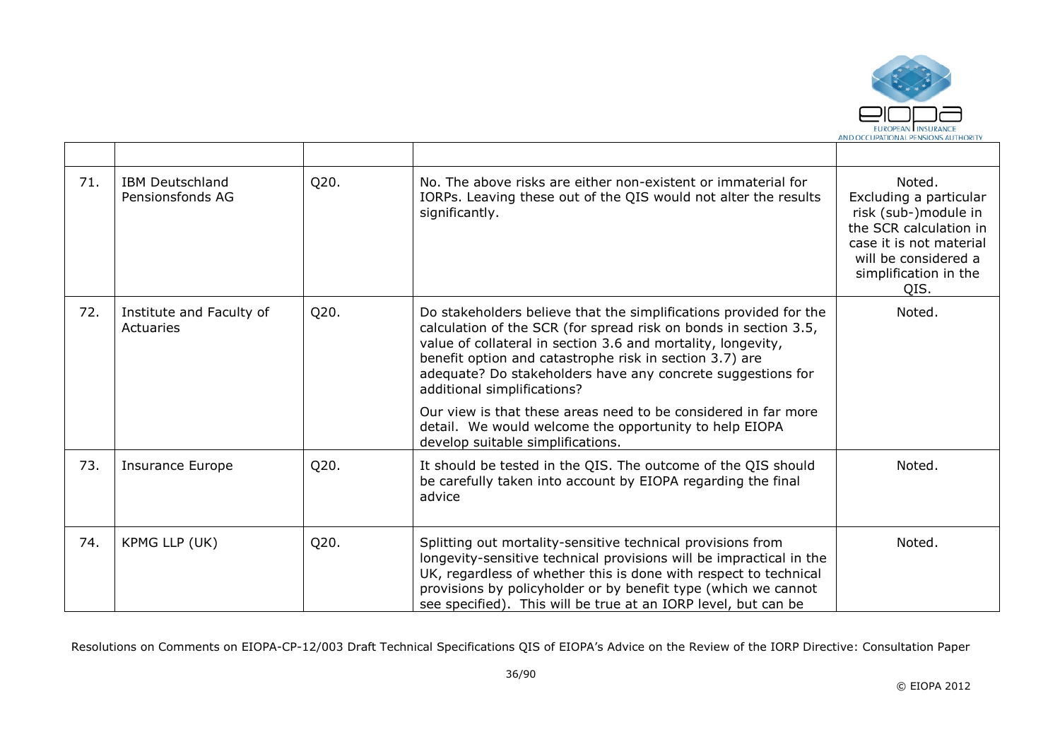| | | | | |
|---|---|---|---|---|
| 71. | IBM Deutschland Pensionsfonds AG | Q20. | No. The above risks are either non-existent or immaterial for IORPs. Leaving these out of the QIS would not alter the results significantly. | Noted. Excluding a particular risk (sub-)module in the SCR calculation in case it is not material will be considered a simplification in the QIS. |
| 72. | Institute and Faculty of Actuaries | Q20. | Do stakeholders believe that the simplifications provided for the calculation of the SCR (for spread risk on bonds in section 3.5, value of collateral in section 3.6 and mortality, longevity, benefit option and catastrophe risk in section 3.7) are adequate? Do stakeholders have any concrete suggestions for additional simplifications?<br><br>Our view is that these areas need to be considered in far more detail. We would welcome the opportunity to help EIOPA develop suitable simplifications. | Noted. |
| 73. | Insurance Europe | Q20. | It should be tested in the QIS. The outcome of the QIS should be carefully taken into account by EIOPA regarding the final advice | Noted. |
| 74. | KPMG LLP (UK) | Q20. | Splitting out mortality-sensitive technical provisions from longevity-sensitive technical provisions will be impractical in the UK, regardless of whether this is done with respect to technical provisions by policyholder or by benefit type (which we cannot see specified). This will be true at an IORP level, but can be | Noted. |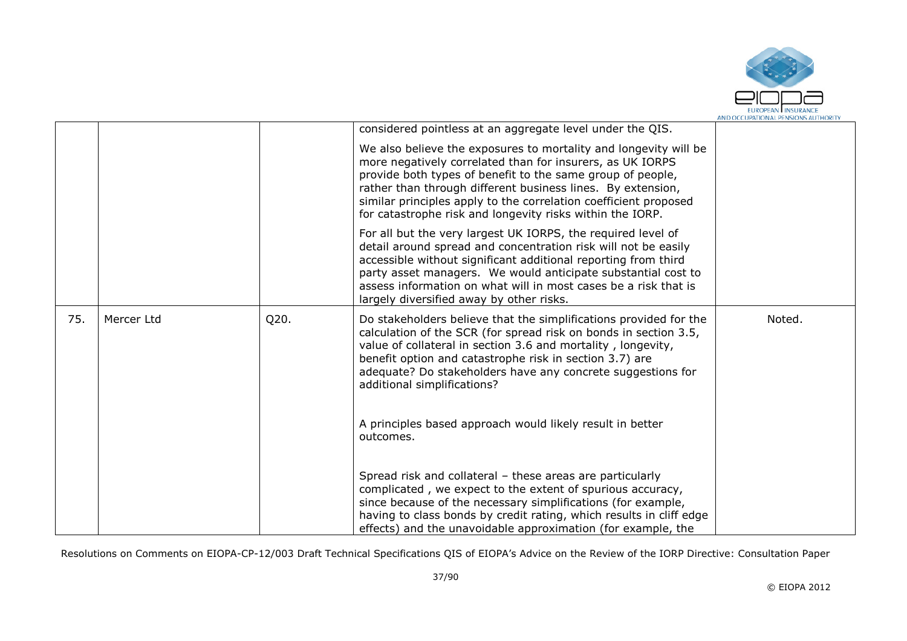| | | | | |
|---|---|---|---|---|
| | | | considered pointless at an aggregate level under the QIS.<br><br>We also believe the exposures to mortality and longevity will be more negatively correlated than for insurers, as UK IORPS provide both types of benefit to the same group of people, rather than through different business lines. By extension, similar principles apply to the correlation coefficient proposed for catastrophe risk and longevity risks within the IORP.<br><br>For all but the very largest UK IORPS, the required level of detail around spread and concentration risk will not be easily accessible without significant additional reporting from third party asset managers. We would anticipate substantial cost to assess information on what will in most cases be a risk that is largely diversified away by other risks. | |
| 75. | Mercer Ltd | Q20. | Do stakeholders believe that the simplifications provided for the calculation of the SCR (for spread risk on bonds in section 3.5, value of collateral in section 3.6 and mortality , longevity, benefit option and catastrophe risk in section 3.7) are adequate? Do stakeholders have any concrete suggestions for additional simplifications?<br><br>A principles based approach would likely result in better outcomes.<br><br>Spread risk and collateral – these areas are particularly complicated , we expect to the extent of spurious accuracy, since because of the necessary simplifications (for example, having to class bonds by credit rating, which results in cliff edge effects) and the unavoidable approximation (for example, the | Noted. |

Resolutions on Comments on EIOPA-CP-12/003 Draft Technical Specifications QIS of EIOPA's Advice on the Review of the IORP Directive: Consultation Paper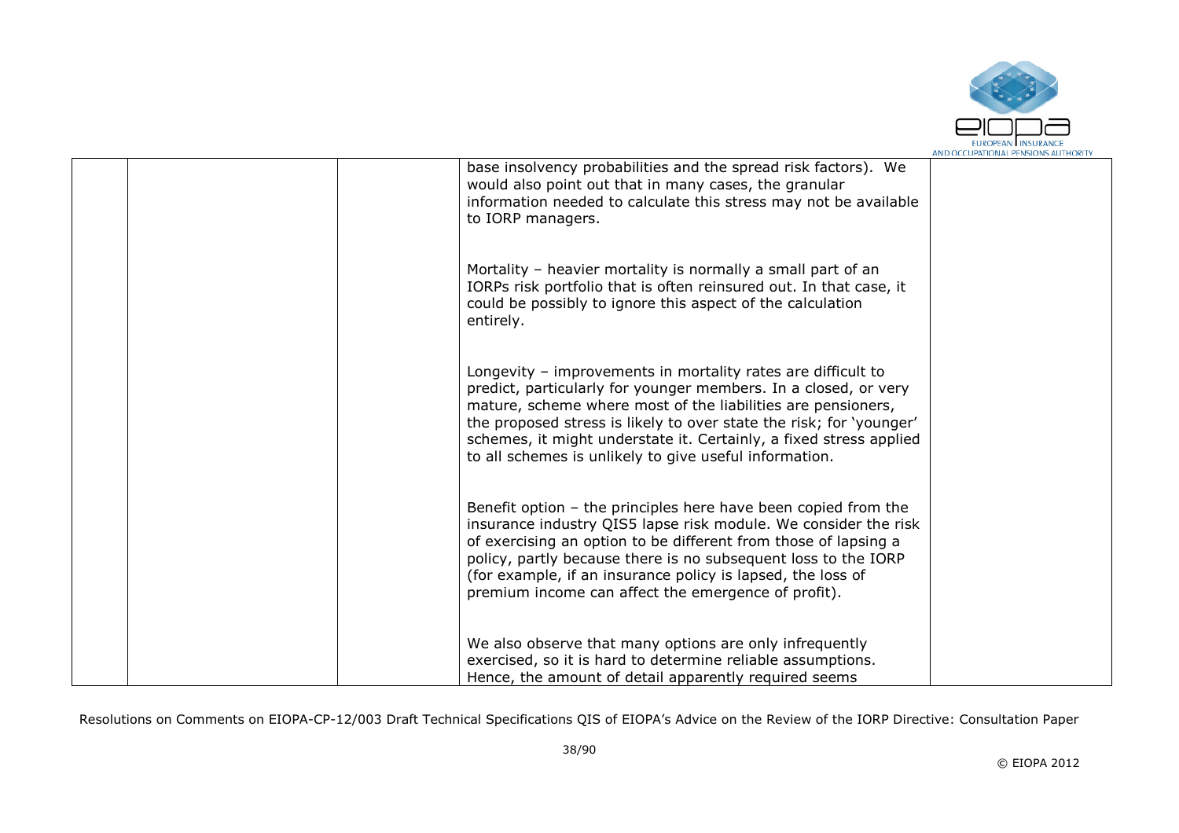| | | | | |
|---|---|---|---|---|
| | | | base insolvency probabilities and the spread risk factors). We would also point out that in many cases, the granular information needed to calculate this stress may not be available to IORP managers.<br><br>Mortality – heavier mortality is normally a small part of an IORPs risk portfolio that is often reinsured out. In that case, it could be possibly to ignore this aspect of the calculation entirely.<br><br>Longevity – improvements in mortality rates are difficult to predict, particularly for younger members. In a closed, or very mature, scheme where most of the liabilities are pensioners, the proposed stress is likely to over state the risk; for 'younger' schemes, it might understate it. Certainly, a fixed stress applied to all schemes is unlikely to give useful information.<br><br>Benefit option – the principles here have been copied from the insurance industry QIS5 lapse risk module. We consider the risk of exercising an option to be different from those of lapsing a policy, partly because there is no subsequent loss to the IORP (for example, if an insurance policy is lapsed, the loss of premium income can affect the emergence of profit).<br><br>We also observe that many options are only infrequently exercised, so it is hard to determine reliable assumptions. Hence, the amount of detail apparently required seems | |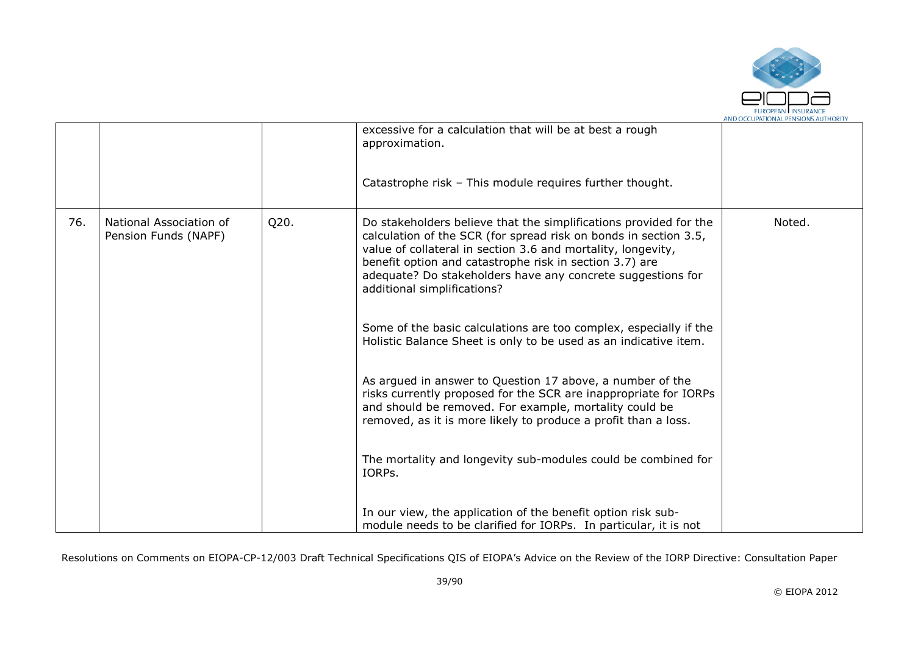| | | | | |
|---|---|---|---|---|
| | | | excessive for a calculation that will be at best a rough approximation.<br><br>Catastrophe risk – This module requires further thought. | |
| 76. | National Association of Pension Funds (NAPF) | Q20. | Do stakeholders believe that the simplifications provided for the calculation of the SCR (for spread risk on bonds in section 3.5, value of collateral in section 3.6 and mortality, longevity, benefit option and catastrophe risk in section 3.7) are adequate? Do stakeholders have any concrete suggestions for additional simplifications?<br><br>Some of the basic calculations are too complex, especially if the Holistic Balance Sheet is only to be used as an indicative item.<br><br>As argued in answer to Question 17 above, a number of the risks currently proposed for the SCR are inappropriate for IORPs and should be removed. For example, mortality could be removed, as it is more likely to produce a profit than a loss.<br><br>The mortality and longevity sub-modules could be combined for IORPs.<br><br>In our view, the application of the benefit option risk sub-module needs to be clarified for IORPs. In particular, it is not | Noted. |

Resolutions on Comments on EIOPA-CP-12/003 Draft Technical Specifications QIS of EIOPA's Advice on the Review of the IORP Directive: Consultation Paper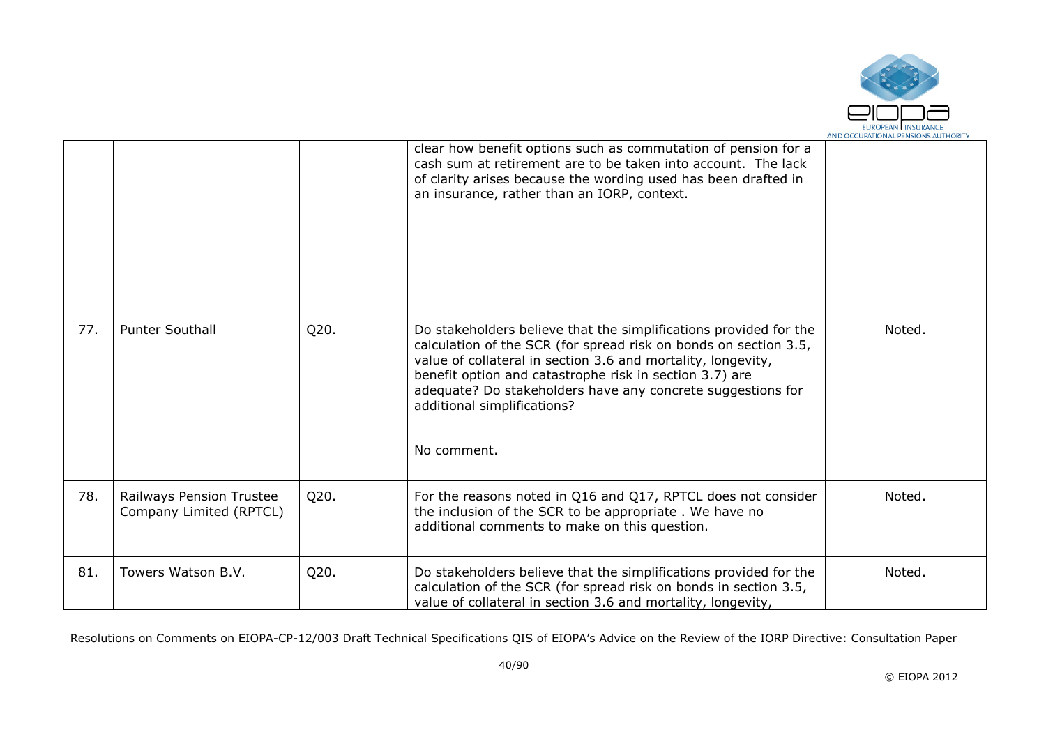|  |  |  | clear how benefit options such as commutation of pension for a cash sum at retirement are to be taken into account. The lack of clarity arises because the wording used has been drafted in an insurance, rather than an IORP, context. |  |
|---|---|---|---|---|
| 77. | Punter Southall | Q20. | Do stakeholders believe that the simplifications provided for the calculation of the SCR (for spread risk on bonds on section 3.5, value of collateral in section 3.6 and mortality, longevity, benefit option and catastrophe risk in section 3.7) are adequate? Do stakeholders have any concrete suggestions for additional simplifications?<br><br>No comment. | Noted. |
| 78. | Railways Pension Trustee Company Limited (RPTCL) | Q20. | For the reasons noted in Q16 and Q17, RPTCL does not consider the inclusion of the SCR to be appropriate . We have no additional comments to make on this question. | Noted. |
| 81. | Towers Watson B.V. | Q20. | Do stakeholders believe that the simplifications provided for the calculation of the SCR (for spread risk on bonds in section 3.5, value of collateral in section 3.6 and mortality, longevity, | Noted. |

Resolutions on Comments on EIOPA-CP-12/003 Draft Technical Specifications QIS of EIOPA's Advice on the Review of the IORP Directive: Consultation Paper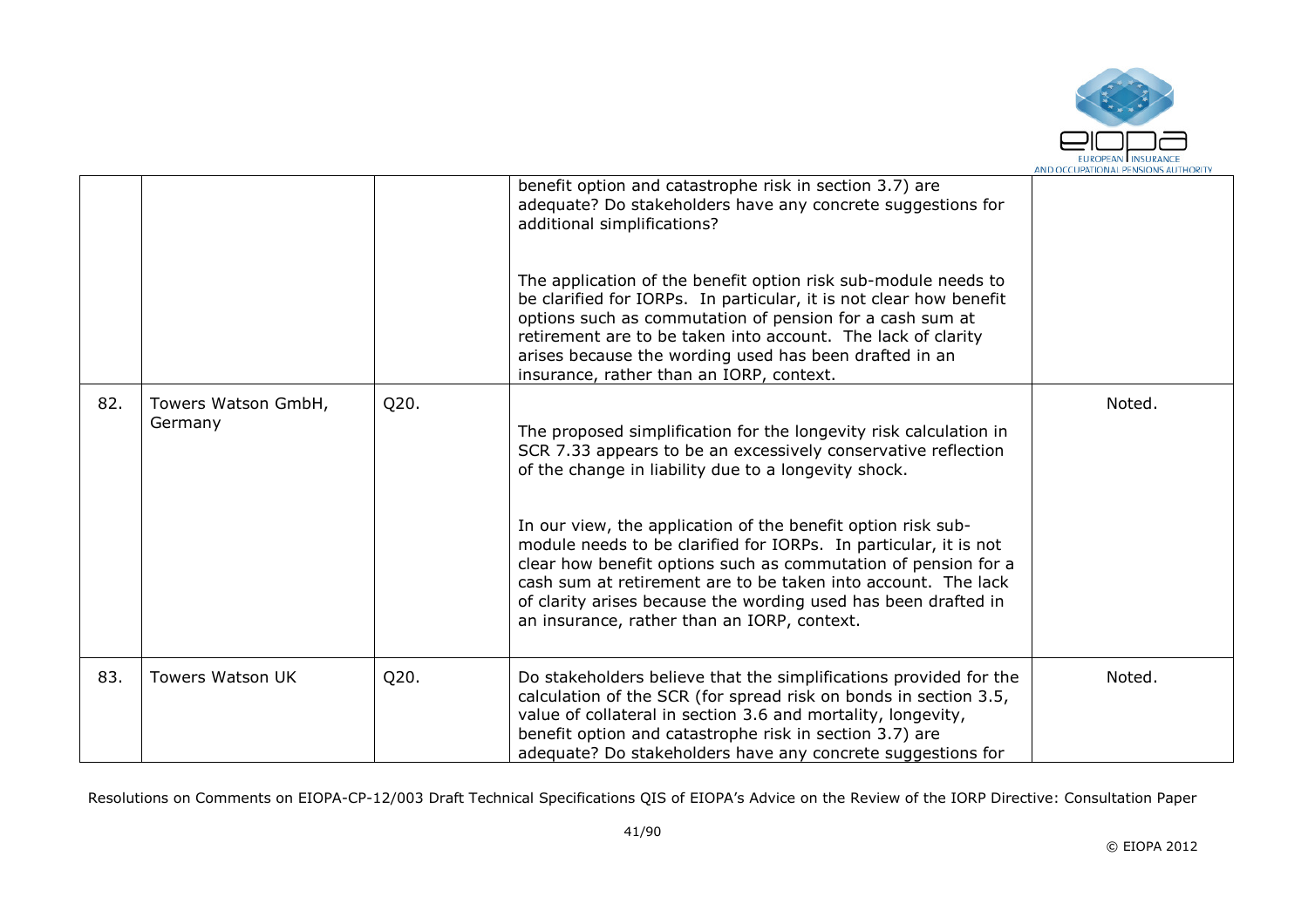|  |  |  | benefit option and catastrophe risk in section 3.7) are adequate? Do stakeholders have any concrete suggestions for additional simplifications?<br><br>The application of the benefit option risk sub-module needs to be clarified for IORPs. In particular, it is not clear how benefit options such as commutation of pension for a cash sum at retirement are to be taken into account. The lack of clarity arises because the wording used has been drafted in an insurance, rather than an IORP, context. |  |
|---|---|---|---|---|
| 82. | Towers Watson GmbH, Germany | Q20. | The proposed simplification for the longevity risk calculation in SCR 7.33 appears to be an excessively conservative reflection of the change in liability due to a longevity shock.<br><br>In our view, the application of the benefit option risk sub-module needs to be clarified for IORPs. In particular, it is not clear how benefit options such as commutation of pension for a cash sum at retirement are to be taken into account. The lack of clarity arises because the wording used has been drafted in an insurance, rather than an IORP, context. | Noted. |
| 83. | Towers Watson UK | Q20. | Do stakeholders believe that the simplifications provided for the calculation of the SCR (for spread risk on bonds in section 3.5, value of collateral in section 3.6 and mortality, longevity, benefit option and catastrophe risk in section 3.7) are adequate? Do stakeholders have any concrete suggestions for | Noted. |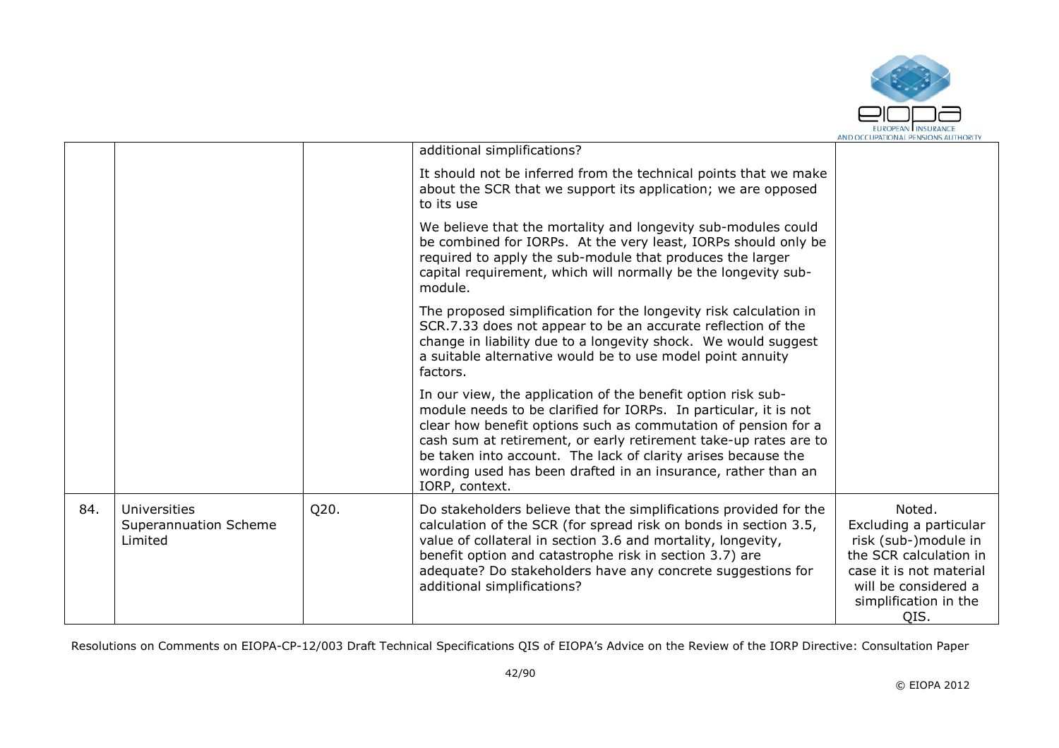|  |  |  | additional simplifications?<br><br>It should not be inferred from the technical points that we make about the SCR that we support its application; we are opposed to its use<br><br>We believe that the mortality and longevity sub-modules could be combined for IORPs. At the very least, IORPs should only be required to apply the sub-module that produces the larger capital requirement, which will normally be the longevity sub-module.<br><br>The proposed simplification for the longevity risk calculation in SCR.7.33 does not appear to be an accurate reflection of the change in liability due to a longevity shock. We would suggest a suitable alternative would be to use model point annuity factors.<br><br>In our view, the application of the benefit option risk sub-module needs to be clarified for IORPs. In particular, it is not clear how benefit options such as commutation of pension for a cash sum at retirement, or early retirement take-up rates are to be taken into account. The lack of clarity arises because the wording used has been drafted in an insurance, rather than an IORP, context. |  |
|---|---|---|---|---|
| 84. | Universities Superannuation Scheme Limited | Q20. | Do stakeholders believe that the simplifications provided for the calculation of the SCR (for spread risk on bonds in section 3.5, value of collateral in section 3.6 and mortality, longevity, benefit option and catastrophe risk in section 3.7) are adequate? Do stakeholders have any concrete suggestions for additional simplifications? | Noted.<br>Excluding a particular risk (sub-)module in the SCR calculation in case it is not material will be considered a simplification in the QIS. |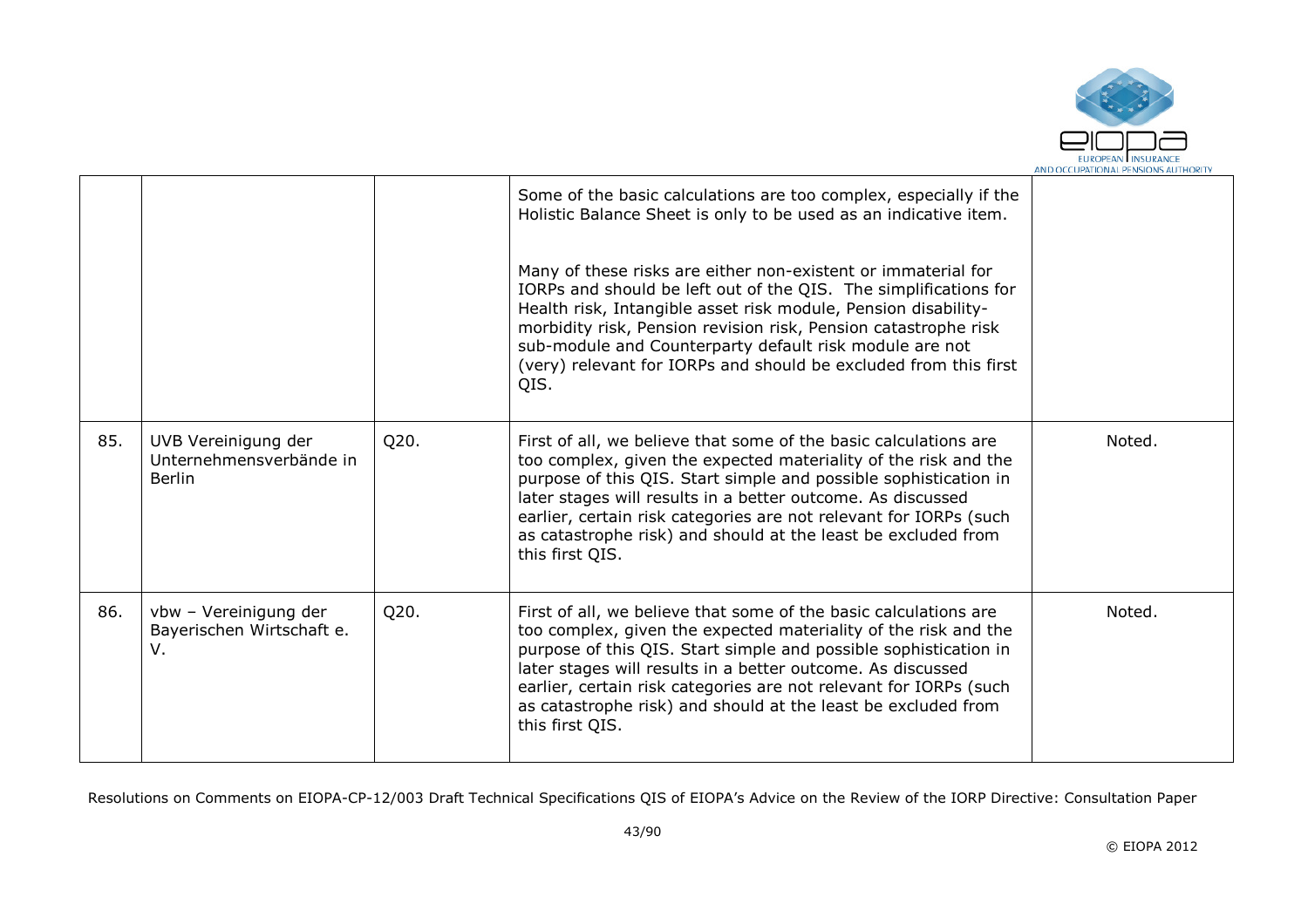|  |  |  | Some of the basic calculations are too complex, especially if the Holistic Balance Sheet is only to be used as an indicative item.<br><br>Many of these risks are either non-existent or immaterial for IORPs and should be left out of the QIS. The simplifications for Health risk, Intangible asset risk module, Pension disability-morbidity risk, Pension revision risk, Pension catastrophe risk sub-module and Counterparty default risk module are not (very) relevant for IORPs and should be excluded from this first QIS. |  |
|---|---|---|---|---|
| 85. | UVB Vereinigung der Unternehmensverbände in Berlin | Q20. | First of all, we believe that some of the basic calculations are too complex, given the expected materiality of the risk and the purpose of this QIS. Start simple and possible sophistication in later stages will results in a better outcome. As discussed earlier, certain risk categories are not relevant for IORPs (such as catastrophe risk) and should at the least be excluded from this first QIS. | Noted. |
| 86. | vbw – Vereinigung der Bayerischen Wirtschaft e. V. | Q20. | First of all, we believe that some of the basic calculations are too complex, given the expected materiality of the risk and the purpose of this QIS. Start simple and possible sophistication in later stages will results in a better outcome. As discussed earlier, certain risk categories are not relevant for IORPs (such as catastrophe risk) and should at the least be excluded from this first QIS. | Noted. |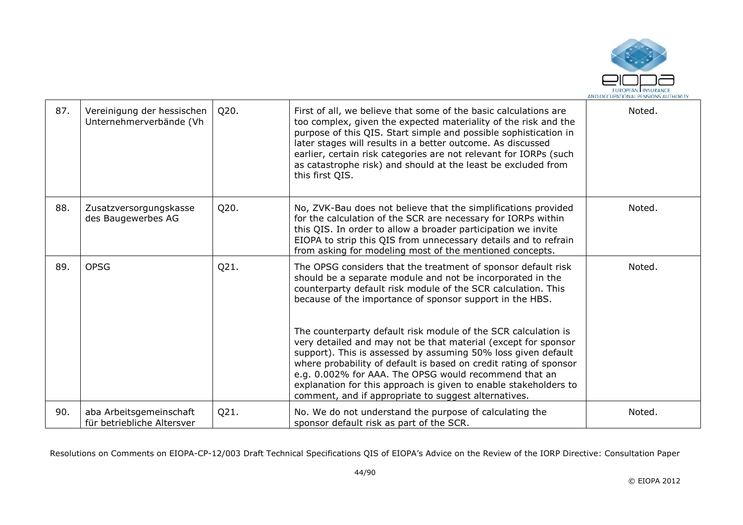| 87. | Vereinigung der hessischen Unternehmerverbände (Vh | Q20. | First of all, we believe that some of the basic calculations are too complex, given the expected materiality of the risk and the purpose of this QIS. Start simple and possible sophistication in later stages will results in a better outcome. As discussed earlier, certain risk categories are not relevant for IORPs (such as catastrophe risk) and should at the least be excluded from this first QIS. | Noted. |
|---|---|---|---|---|
| 88. | Zusatzversorgungskasse des Baugewerbes AG | Q20. | No, ZVK-Bau does not believe that the simplifications provided for the calculation of the SCR are necessary for IORPs within this QIS. In order to allow a broader participation we invite EIOPA to strip this QIS from unnecessary details and to refrain from asking for modeling most of the mentioned concepts. | Noted. |
| 89. | OPSG | Q21. | The OPSG considers that the treatment of sponsor default risk should be a separate module and not be incorporated in the counterparty default risk module of the SCR calculation. This because of the importance of sponsor support in the HBS.<br><br>The counterparty default risk module of the SCR calculation is very detailed and may not be that material (except for sponsor support). This is assessed by assuming 50% loss given default where probability of default is based on credit rating of sponsor e.g. 0.002% for AAA. The OPSG would recommend that an explanation for this approach is given to enable stakeholders to comment, and if appropriate to suggest alternatives. | Noted. |
| 90. | aba Arbeitsgemeinschaft für betriebliche Altersver | Q21. | No. We do not understand the purpose of calculating the sponsor default risk as part of the SCR. | Noted. |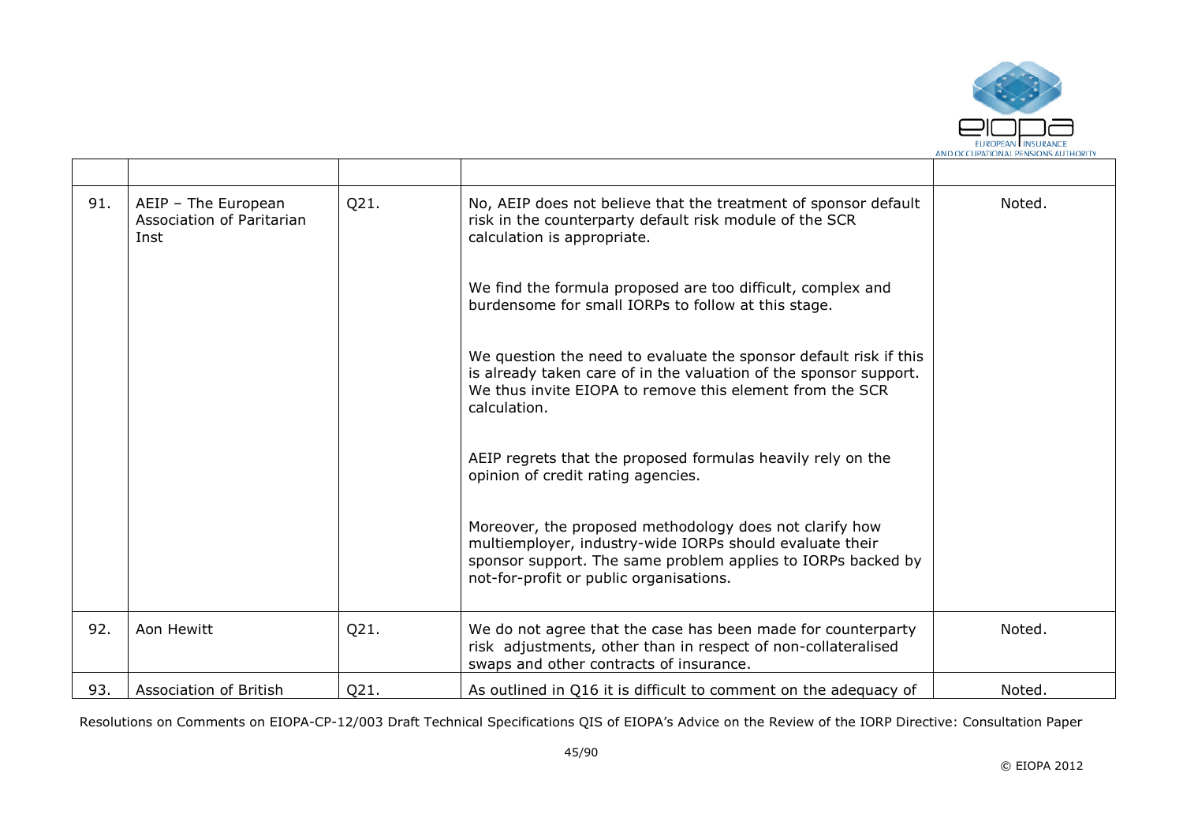|  |  |  |  |  |
|---|---|---|---|---|
| 91. | AEIP – The European Association of Paritarian Inst | Q21. | No, AEIP does not believe that the treatment of sponsor default risk in the counterparty default risk module of the SCR calculation is appropriate.<br><br>We find the formula proposed are too difficult, complex and burdensome for small IORPs to follow at this stage.<br><br>We question the need to evaluate the sponsor default risk if this is already taken care of in the valuation of the sponsor support. We thus invite EIOPA to remove this element from the SCR calculation.<br><br>AEIP regrets that the proposed formulas heavily rely on the opinion of credit rating agencies.<br><br>Moreover, the proposed methodology does not clarify how multiemployer, industry-wide IORPs should evaluate their sponsor support. The same problem applies to IORPs backed by not-for-profit or public organisations. | Noted. |
| 92. | Aon Hewitt | Q21. | We do not agree that the case has been made for counterparty risk adjustments, other than in respect of non-collateralised swaps and other contracts of insurance. | Noted. |
| 93. | Association of British | Q21. | As outlined in Q16 it is difficult to comment on the adequacy of | Noted. |

Resolutions on Comments on EIOPA-CP-12/003 Draft Technical Specifications QIS of EIOPA's Advice on the Review of the IORP Directive: Consultation Paper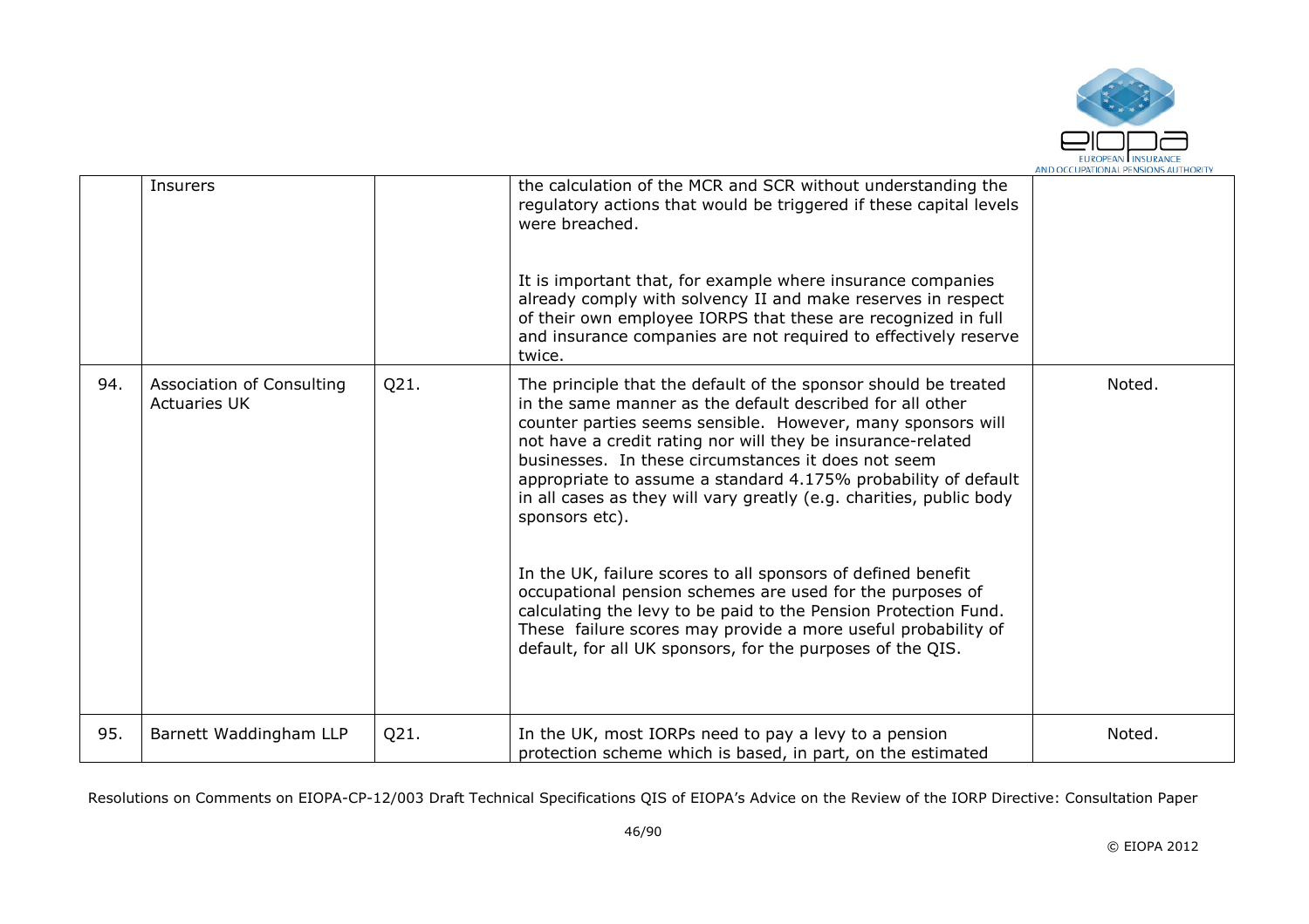|  |  |  |  |  |
|---|---|---|---|---|
|  | Insurers |  | the calculation of the MCR and SCR without understanding the regulatory actions that would be triggered if these capital levels were breached.<br><br>It is important that, for example where insurance companies already comply with solvency II and make reserves in respect of their own employee IORPS that these are recognized in full and insurance companies are not required to effectively reserve twice. |  |
| 94. | Association of Consulting Actuaries UK | Q21. | The principle that the default of the sponsor should be treated in the same manner as the default described for all other counter parties seems sensible. However, many sponsors will not have a credit rating nor will they be insurance-related businesses. In these circumstances it does not seem appropriate to assume a standard 4.175% probability of default in all cases as they will vary greatly (e.g. charities, public body sponsors etc).<br><br>In the UK, failure scores to all sponsors of defined benefit occupational pension schemes are used for the purposes of calculating the levy to be paid to the Pension Protection Fund. These failure scores may provide a more useful probability of default, for all UK sponsors, for the purposes of the QIS. | Noted. |
| 95. | Barnett Waddingham LLP | Q21. | In the UK, most IORPs need to pay a levy to a pension protection scheme which is based, in part, on the estimated | Noted. |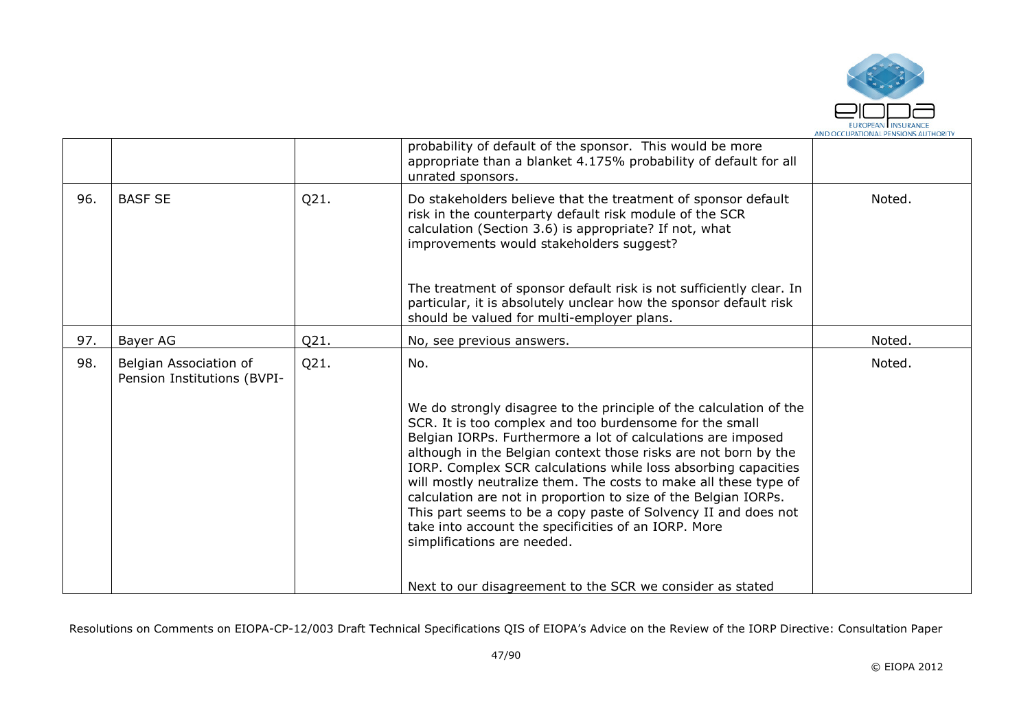|  |  |  | probability of default of the sponsor. This would be more appropriate than a blanket 4.175% probability of default for all unrated sponsors. |  |
|---|---|---|---|---|
| 96. | BASF SE | Q21. | Do stakeholders believe that the treatment of sponsor default risk in the counterparty default risk module of the SCR calculation (Section 3.6) is appropriate? If not, what improvements would stakeholders suggest?<br><br>The treatment of sponsor default risk is not sufficiently clear. In particular, it is absolutely unclear how the sponsor default risk should be valued for multi-employer plans. | Noted. |
| 97. | Bayer AG | Q21. | No, see previous answers. | Noted. |
| 98. | Belgian Association of Pension Institutions (BVPI- | Q21. | No.<br><br>We do strongly disagree to the principle of the calculation of the SCR. It is too complex and too burdensome for the small Belgian IORPs. Furthermore a lot of calculations are imposed although in the Belgian context those risks are not born by the IORP. Complex SCR calculations while loss absorbing capacities will mostly neutralize them. The costs to make all these type of calculation are not in proportion to size of the Belgian IORPs. This part seems to be a copy paste of Solvency II and does not take into account the specificities of an IORP. More simplifications are needed.<br><br>Next to our disagreement to the SCR we consider as stated | Noted. |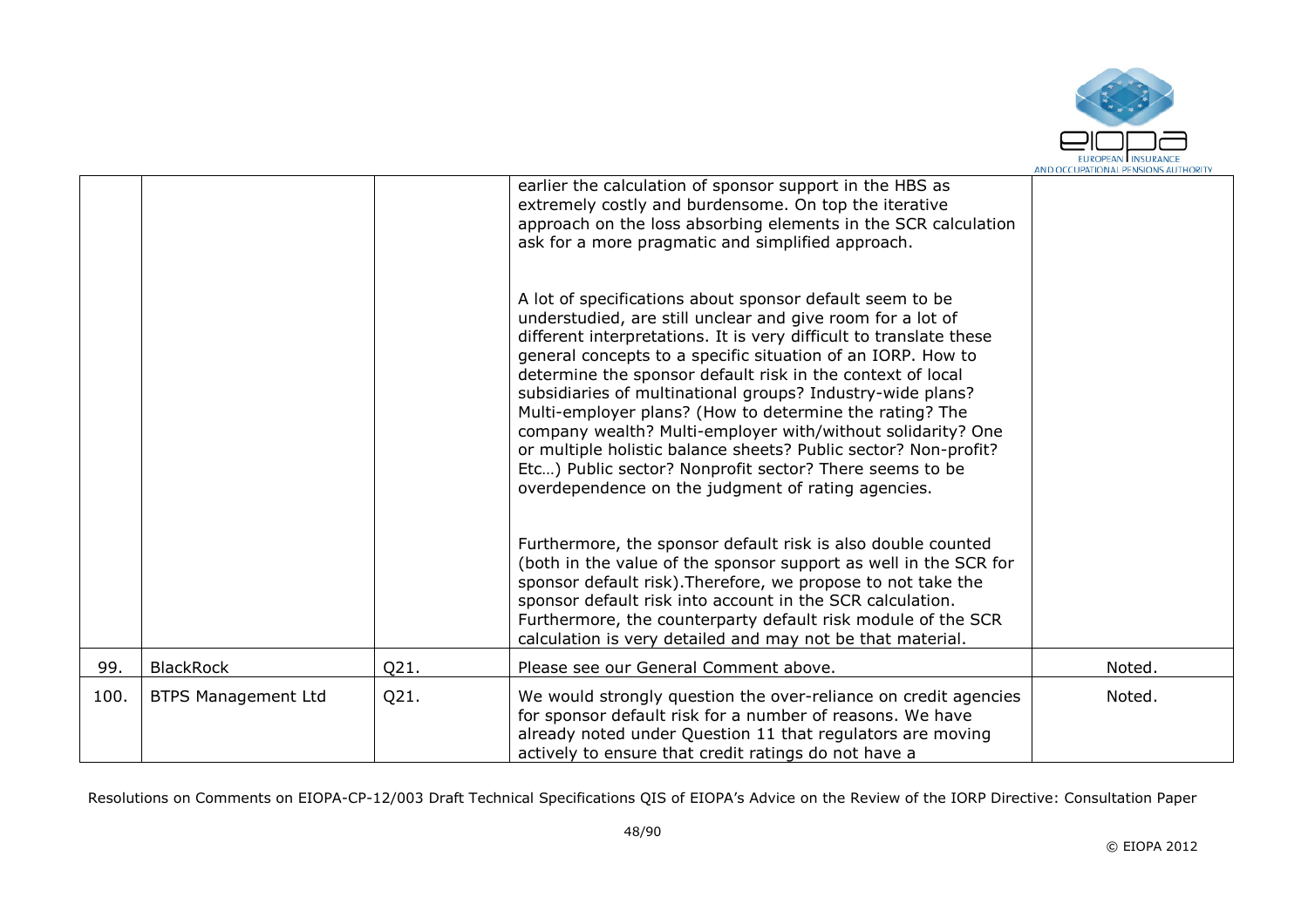| | | | | |
|---|---|---|---|---|
| | | | earlier the calculation of sponsor support in the HBS as extremely costly and burdensome. On top the iterative approach on the loss absorbing elements in the SCR calculation ask for a more pragmatic and simplified approach.<br><br>A lot of specifications about sponsor default seem to be understudied, are still unclear and give room for a lot of different interpretations. It is very difficult to translate these general concepts to a specific situation of an IORP. How to determine the sponsor default risk in the context of local subsidiaries of multinational groups? Industry-wide plans? Multi-employer plans? (How to determine the rating? The company wealth? Multi-employer with/without solidarity? One or multiple holistic balance sheets? Public sector? Non-profit? Etc…) Public sector? Nonprofit sector? There seems to be overdependence on the judgment of rating agencies.<br><br>Furthermore, the sponsor default risk is also double counted (both in the value of the sponsor support as well in the SCR for sponsor default risk).Therefore, we propose to not take the sponsor default risk into account in the SCR calculation. Furthermore, the counterparty default risk module of the SCR calculation is very detailed and may not be that material. | |
| 99. | BlackRock | Q21. | Please see our General Comment above. | Noted. |
| 100. | BTPS Management Ltd | Q21. | We would strongly question the over-reliance on credit agencies for sponsor default risk for a number of reasons. We have already noted under Question 11 that regulators are moving actively to ensure that credit ratings do not have a | Noted. |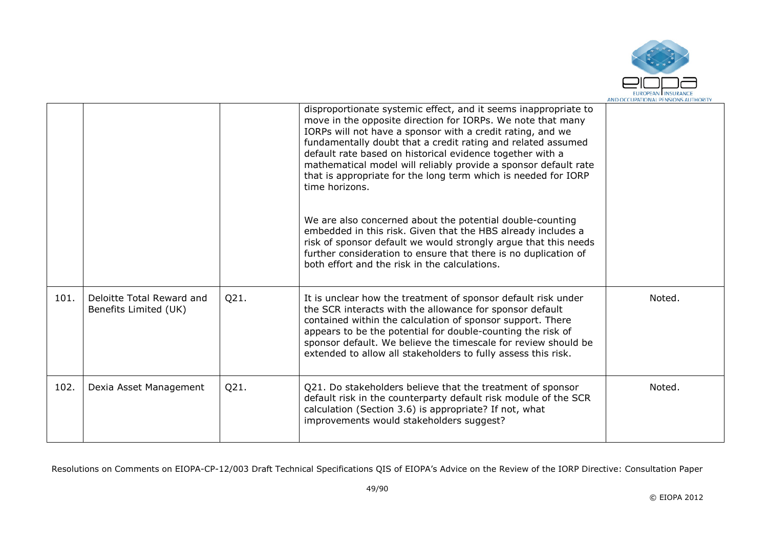| | | | | |
|---|---|---|---|---|
| | | | disproportionate systemic effect, and it seems inappropriate to move in the opposite direction for IORPs. We note that many IORPs will not have a sponsor with a credit rating, and we fundamentally doubt that a credit rating and related assumed default rate based on historical evidence together with a mathematical model will reliably provide a sponsor default rate that is appropriate for the long term which is needed for IORP time horizons.<br><br>We are also concerned about the potential double-counting embedded in this risk. Given that the HBS already includes a risk of sponsor default we would strongly argue that this needs further consideration to ensure that there is no duplication of both effort and the risk in the calculations. | |
| 101. | Deloitte Total Reward and Benefits Limited (UK) | Q21. | It is unclear how the treatment of sponsor default risk under the SCR interacts with the allowance for sponsor default contained within the calculation of sponsor support. There appears to be the potential for double-counting the risk of sponsor default. We believe the timescale for review should be extended to allow all stakeholders to fully assess this risk. | Noted. |
| 102. | Dexia Asset Management | Q21. | Q21. Do stakeholders believe that the treatment of sponsor default risk in the counterparty default risk module of the SCR calculation (Section 3.6) is appropriate? If not, what improvements would stakeholders suggest? | Noted. |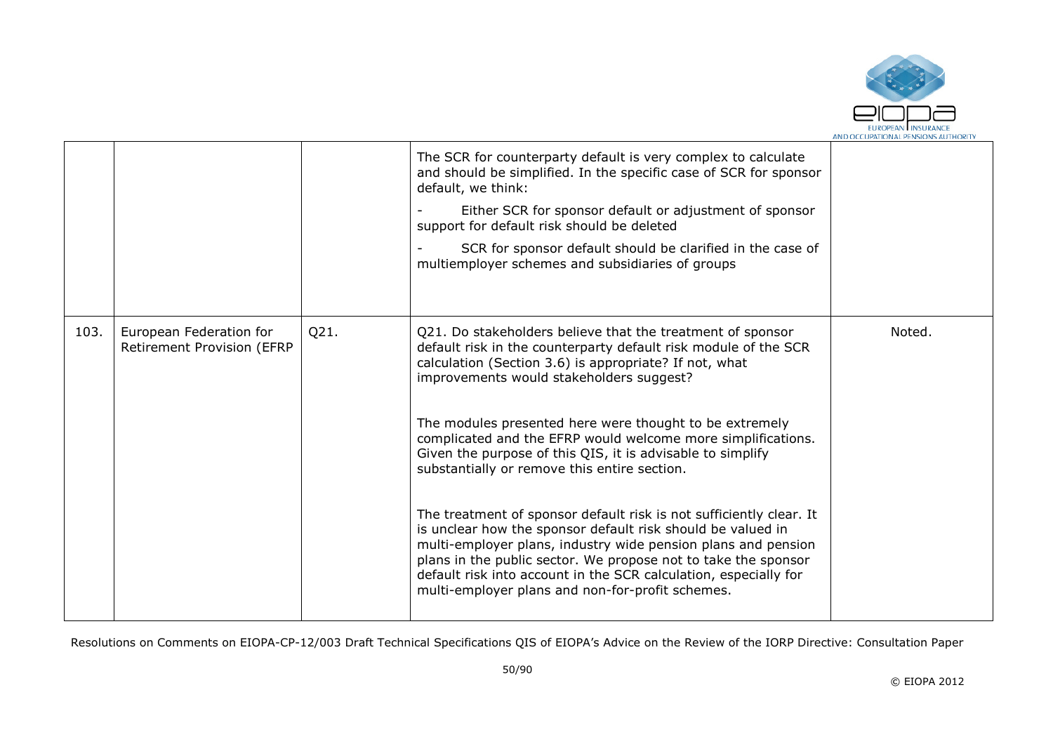|  |  |  | The SCR for counterparty default is very complex to calculate and should be simplified. In the specific case of SCR for sponsor default, we think:<br><br>- Either SCR for sponsor default or adjustment of sponsor support for default risk should be deleted<br><br>- SCR for sponsor default should be clarified in the case of multiemployer schemes and subsidiaries of groups |  |
|---|---|---|---|---|
| 103. | European Federation for Retirement Provision (EFRP | Q21. | Q21. Do stakeholders believe that the treatment of sponsor default risk in the counterparty default risk module of the SCR calculation (Section 3.6) is appropriate? If not, what improvements would stakeholders suggest?<br><br>The modules presented here were thought to be extremely complicated and the EFRP would welcome more simplifications. Given the purpose of this QIS, it is advisable to simplify substantially or remove this entire section.<br><br>The treatment of sponsor default risk is not sufficiently clear. It is unclear how the sponsor default risk should be valued in multi-employer plans, industry wide pension plans and pension plans in the public sector. We propose not to take the sponsor default risk into account in the SCR calculation, especially for multi-employer plans and non-for-profit schemes. | Noted. |

Resolutions on Comments on EIOPA-CP-12/003 Draft Technical Specifications QIS of EIOPA's Advice on the Review of the IORP Directive: Consultation Paper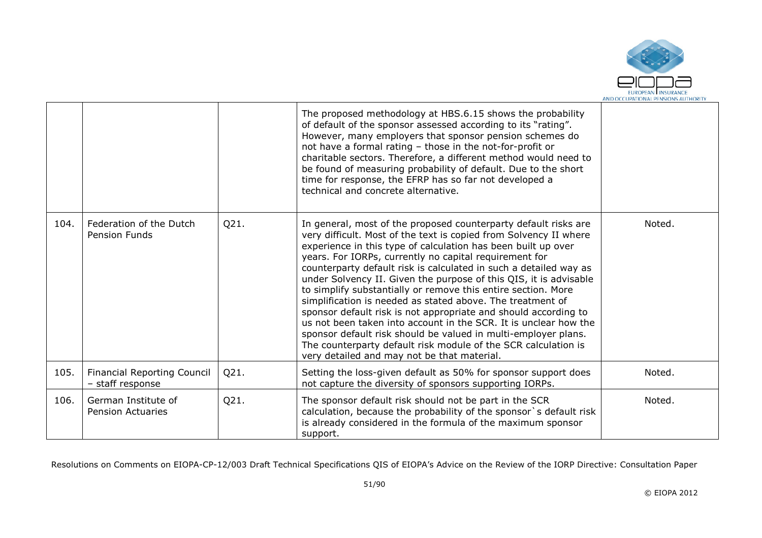|  |  |  |  |  |
|---|---|---|---|---|
|  |  |  | The proposed methodology at HBS.6.15 shows the probability of default of the sponsor assessed according to its "rating". However, many employers that sponsor pension schemes do not have a formal rating – those in the not-for-profit or charitable sectors. Therefore, a different method would need to be found of measuring probability of default. Due to the short time for response, the EFRP has so far not developed a technical and concrete alternative. |  |
| 104. | Federation of the Dutch Pension Funds | Q21. | In general, most of the proposed counterparty default risks are very difficult. Most of the text is copied from Solvency II where experience in this type of calculation has been built up over years. For IORPs, currently no capital requirement for counterparty default risk is calculated in such a detailed way as under Solvency II. Given the purpose of this QIS, it is advisable to simplify substantially or remove this entire section. More simplification is needed as stated above. The treatment of sponsor default risk is not appropriate and should according to us not been taken into account in the SCR. It is unclear how the sponsor default risk should be valued in multi-employer plans. The counterparty default risk module of the SCR calculation is very detailed and may not be that material. | Noted. |
| 105. | Financial Reporting Council – staff response | Q21. | Setting the loss-given default as 50% for sponsor support does not capture the diversity of sponsors supporting IORPs. | Noted. |
| 106. | German Institute of Pension Actuaries | Q21. | The sponsor default risk should not be part in the SCR calculation, because the probability of the sponsor`s default risk is already considered in the formula of the maximum sponsor support. | Noted. |

Resolutions on Comments on EIOPA-CP-12/003 Draft Technical Specifications QIS of EIOPA's Advice on the Review of the IORP Directive: Consultation Paper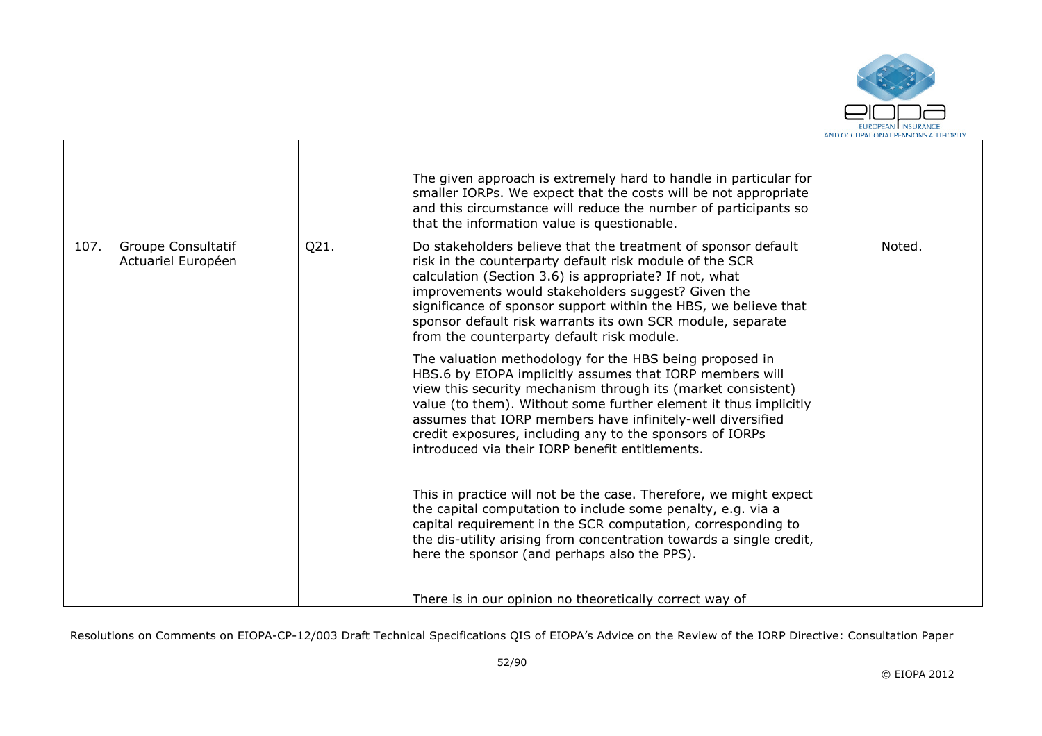|  |  |  | The given approach is extremely hard to handle in particular for smaller IORPs. We expect that the costs will be not appropriate and this circumstance will reduce the number of participants so that the information value is questionable. |  |
|---|---|---|---|---|
| 107. | Groupe Consultatif Actuariel Européen | Q21. | Do stakeholders believe that the treatment of sponsor default risk in the counterparty default risk module of the SCR calculation (Section 3.6) is appropriate? If not, what improvements would stakeholders suggest? Given the significance of sponsor support within the HBS, we believe that sponsor default risk warrants its own SCR module, separate from the counterparty default risk module.<br><br>The valuation methodology for the HBS being proposed in HBS.6 by EIOPA implicitly assumes that IORP members will view this security mechanism through its (market consistent) value (to them). Without some further element it thus implicitly assumes that IORP members have infinitely-well diversified credit exposures, including any to the sponsors of IORPs introduced via their IORP benefit entitlements.<br><br>This in practice will not be the case. Therefore, we might expect the capital computation to include some penalty, e.g. via a capital requirement in the SCR computation, corresponding to the dis-utility arising from concentration towards a single credit, here the sponsor (and perhaps also the PPS).<br><br>There is in our opinion no theoretically correct way of | Noted. |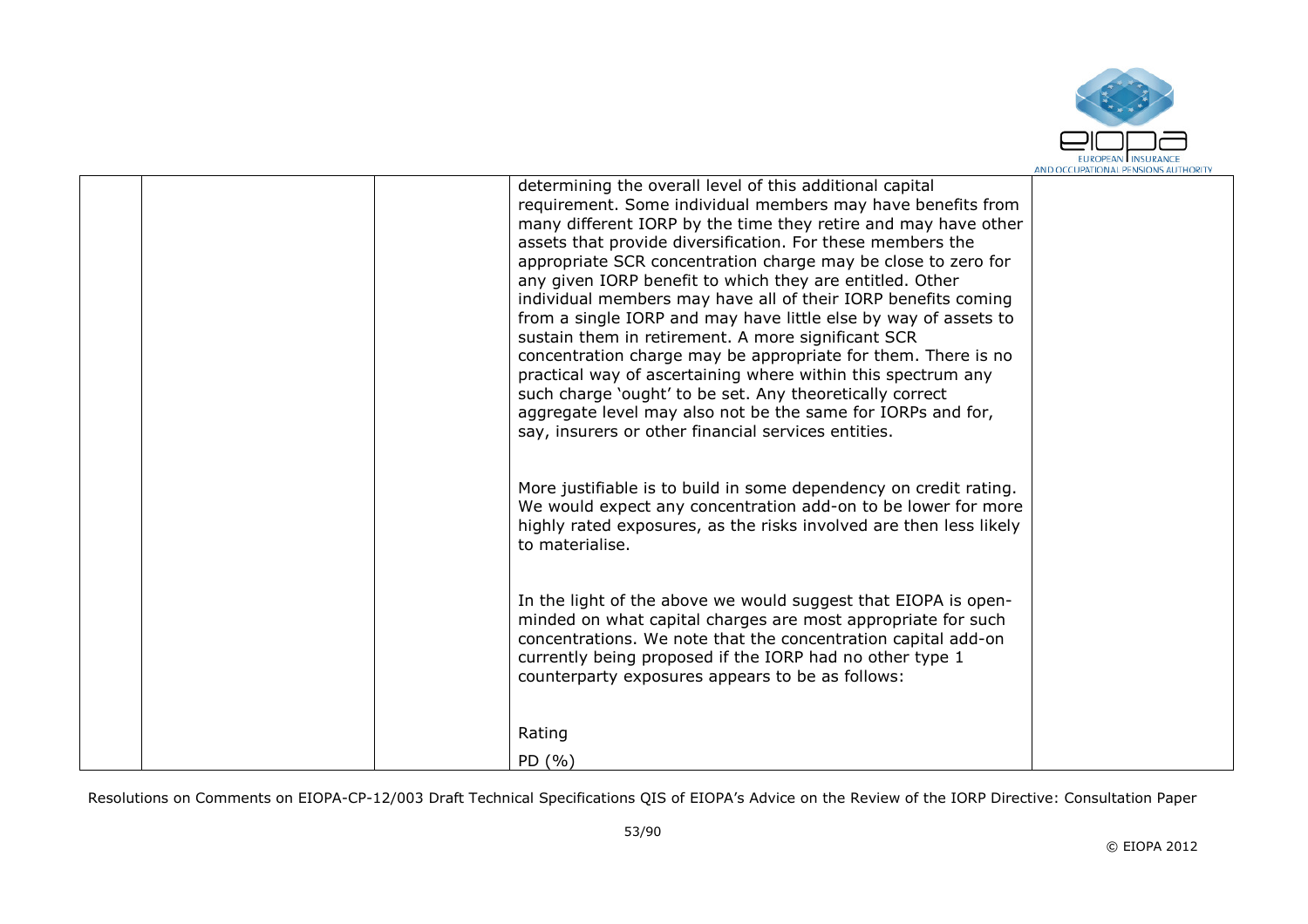| | | | determining the overall level of this additional capital requirement. Some individual members may have benefits from many different IORP by the time they retire and may have other assets that provide diversification. For these members the appropriate SCR concentration charge may be close to zero for any given IORP benefit to which they are entitled. Other individual members may have all of their IORP benefits coming from a single IORP and may have little else by way of assets to sustain them in retirement. A more significant SCR concentration charge may be appropriate for them. There is no practical way of ascertaining where within this spectrum any such charge 'ought' to be set. Any theoretically correct aggregate level may also not be the same for IORPs and for, say, insurers or other financial services entities.<br><br>More justifiable is to build in some dependency on credit rating. We would expect any concentration add-on to be lower for more highly rated exposures, as the risks involved are then less likely to materialise.<br><br>In the light of the above we would suggest that EIOPA is open-minded on what capital charges are most appropriate for such concentrations. We note that the concentration capital add-on currently being proposed if the IORP had no other type 1 counterparty exposures appears to be as follows:<br><br>Rating<br>PD (%) | |
|---|---|---|---|---|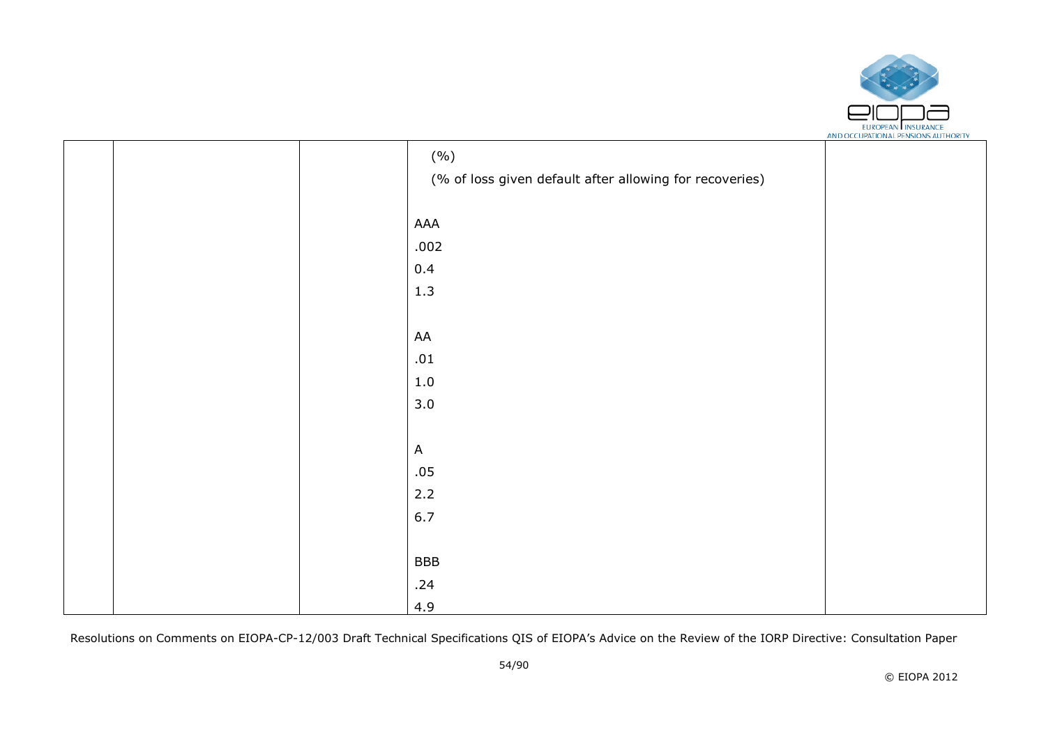|  |  |  | (%)<br>(% of loss given default after allowing for recoveries)<br><br>AAA<br>.002<br>0.4<br>1.3<br><br>AA<br>.01<br>1.0<br>3.0<br><br>A<br>.05<br>2.2<br>6.7<br><br>BBB<br>.24<br>4.9 |  |
|---|---|---|---|---|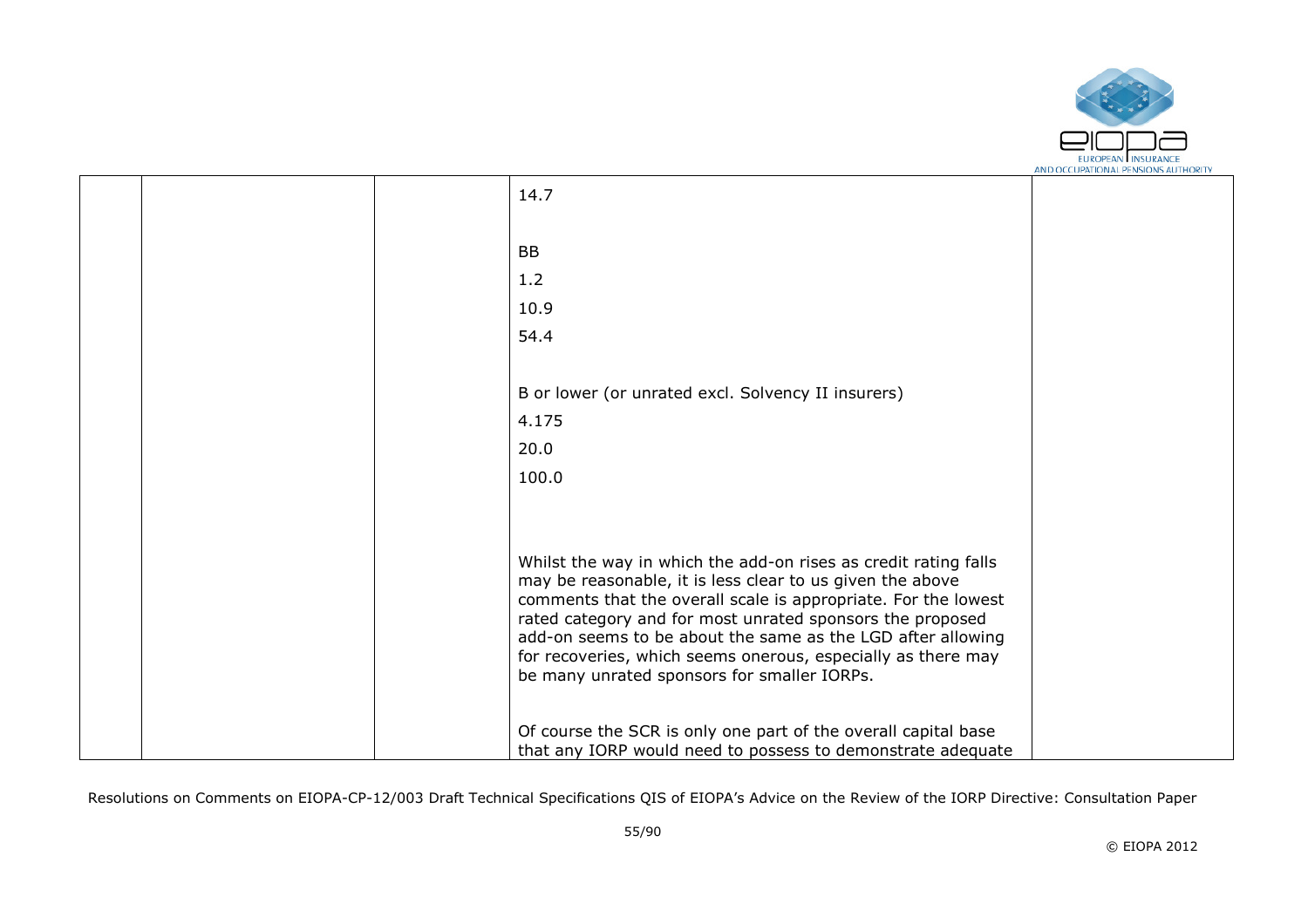| | | | | |
|---|---|---|---|---|
| | | | 14.7<br><br>BB<br>1.2<br>10.9<br>54.4<br><br>B or lower (or unrated excl. Solvency II insurers)<br>4.175<br>20.0<br>100.0<br><br>Whilst the way in which the add-on rises as credit rating falls may be reasonable, it is less clear to us given the above comments that the overall scale is appropriate. For the lowest rated category and for most unrated sponsors the proposed add-on seems to be about the same as the LGD after allowing for recoveries, which seems onerous, especially as there may be many unrated sponsors for smaller IORPs.<br><br>Of course the SCR is only one part of the overall capital base that any IORP would need to possess to demonstrate adequate | |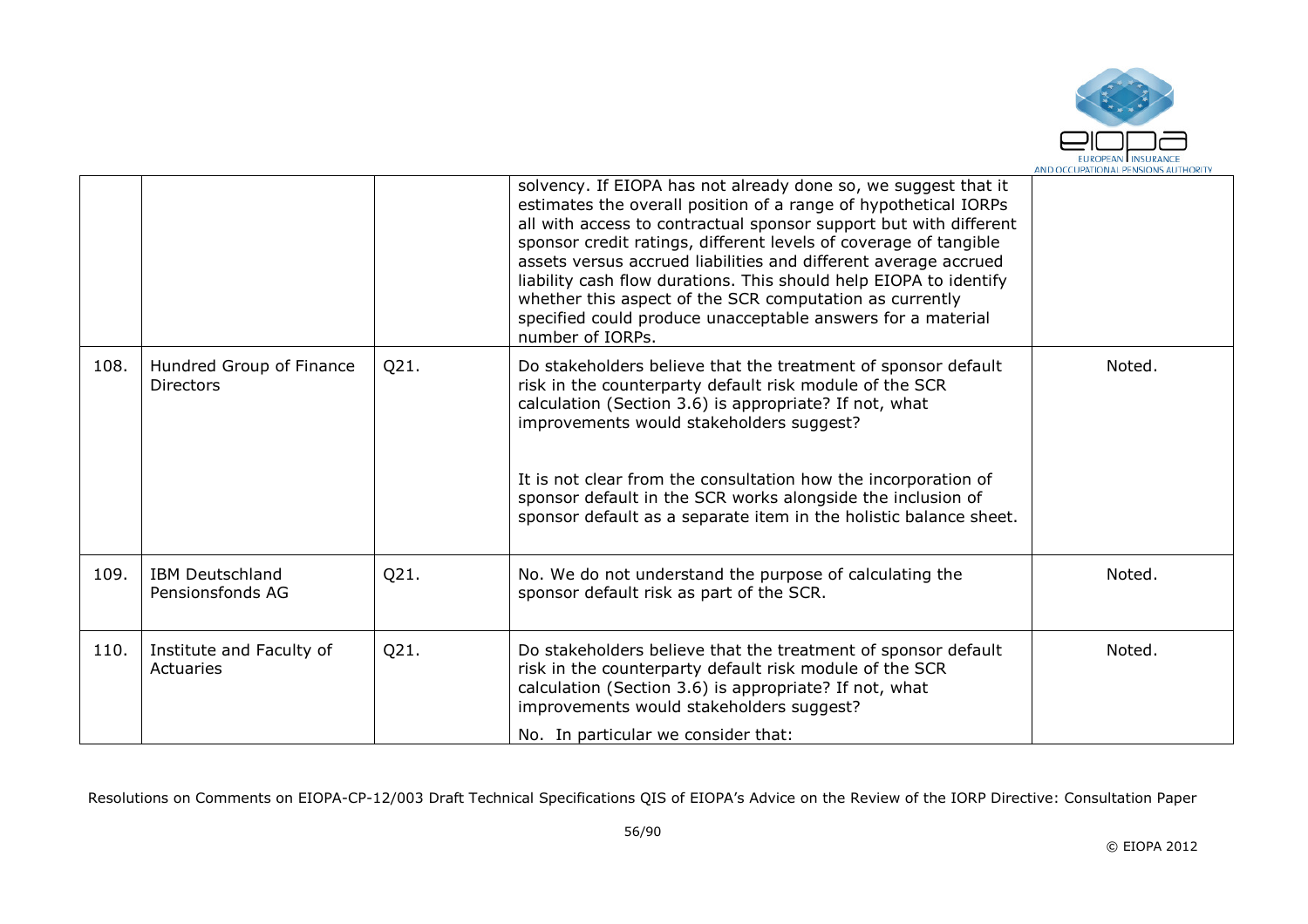|  |  |  | solvency. If EIOPA has not already done so, we suggest that it estimates the overall position of a range of hypothetical IORPs all with access to contractual sponsor support but with different sponsor credit ratings, different levels of coverage of tangible assets versus accrued liabilities and different average accrued liability cash flow durations. This should help EIOPA to identify whether this aspect of the SCR computation as currently specified could produce unacceptable answers for a material number of IORPs. |  |
|---|---|---|---|---|
| 108. | Hundred Group of Finance Directors | Q21. | Do stakeholders believe that the treatment of sponsor default risk in the counterparty default risk module of the SCR calculation (Section 3.6) is appropriate? If not, what improvements would stakeholders suggest?<br><br>It is not clear from the consultation how the incorporation of sponsor default in the SCR works alongside the inclusion of sponsor default as a separate item in the holistic balance sheet. | Noted. |
| 109. | IBM Deutschland Pensionsfonds AG | Q21. | No. We do not understand the purpose of calculating the sponsor default risk as part of the SCR. | Noted. |
| 110. | Institute and Faculty of Actuaries | Q21. | Do stakeholders believe that the treatment of sponsor default risk in the counterparty default risk module of the SCR calculation (Section 3.6) is appropriate? If not, what improvements would stakeholders suggest?<br><br>No. In particular we consider that: | Noted. |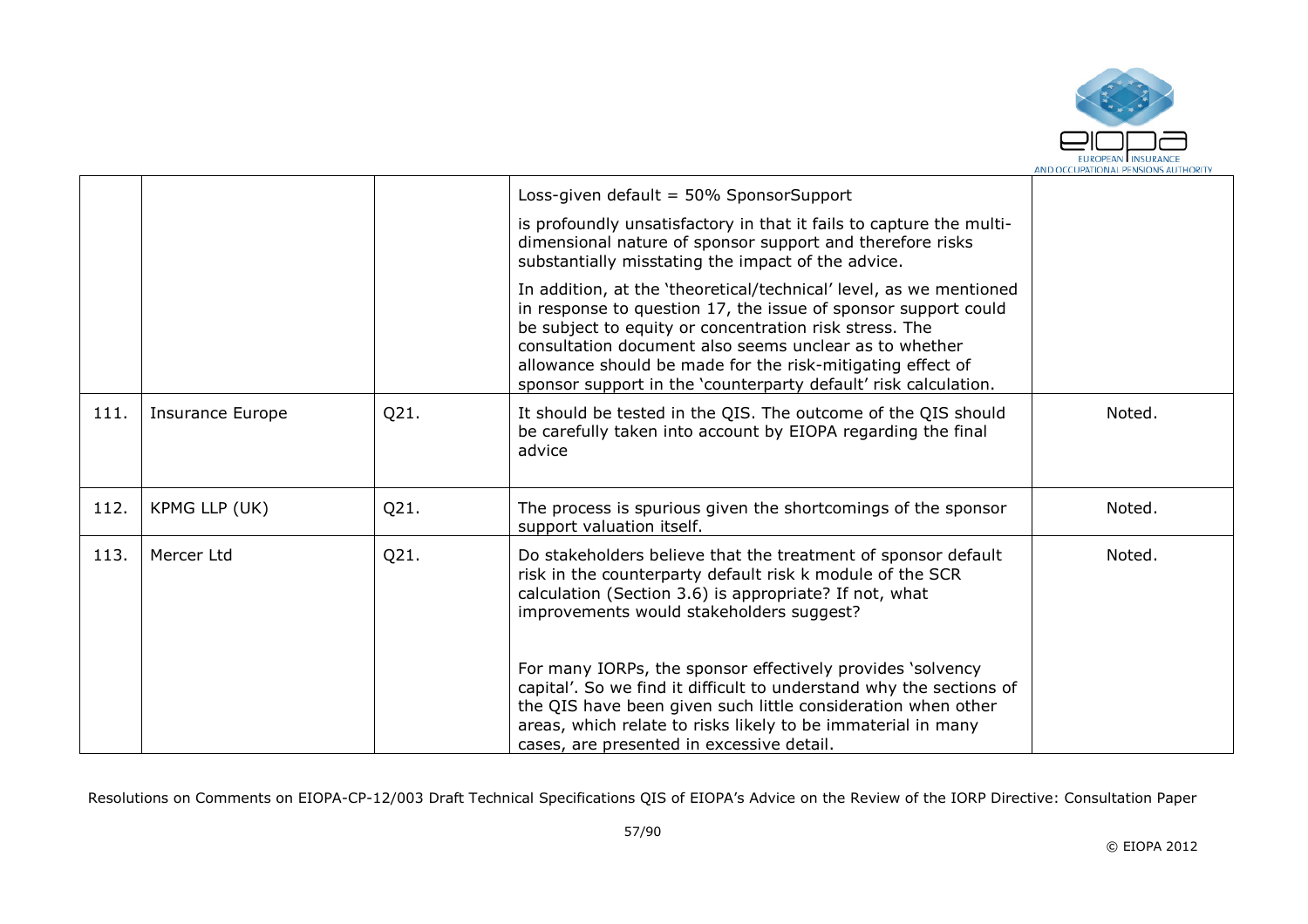|  |  |  |  |  |
|---|---|---|---|---|
|  |  |  | Loss-given default = 50% SponsorSupport<br><br>is profoundly unsatisfactory in that it fails to capture the multi-dimensional nature of sponsor support and therefore risks substantially misstating the impact of the advice.<br><br>In addition, at the 'theoretical/technical' level, as we mentioned in response to question 17, the issue of sponsor support could be subject to equity or concentration risk stress. The consultation document also seems unclear as to whether allowance should be made for the risk-mitigating effect of sponsor support in the 'counterparty default' risk calculation. |  |
| 111. | Insurance Europe | Q21. | It should be tested in the QIS. The outcome of the QIS should be carefully taken into account by EIOPA regarding the final advice | Noted. |
| 112. | KPMG LLP (UK) | Q21. | The process is spurious given the shortcomings of the sponsor support valuation itself. | Noted. |
| 113. | Mercer Ltd | Q21. | Do stakeholders believe that the treatment of sponsor default risk in the counterparty default risk k module of the SCR calculation (Section 3.6) is appropriate? If not, what improvements would stakeholders suggest?<br><br>For many IORPs, the sponsor effectively provides 'solvency capital'. So we find it difficult to understand why the sections of the QIS have been given such little consideration when other areas, which relate to risks likely to be immaterial in many cases, are presented in excessive detail. | Noted. |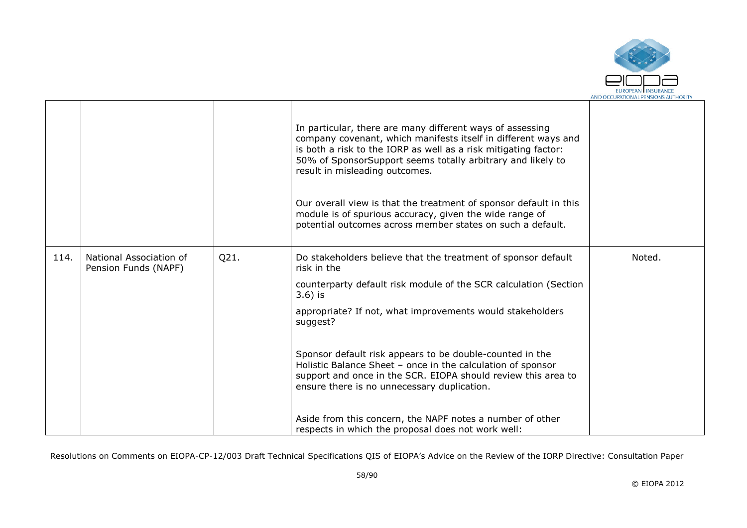|  |  |  |  |  |
|---|---|---|---|---|
|  |  |  | In particular, there are many different ways of assessing company covenant, which manifests itself in different ways and is both a risk to the IORP as well as a risk mitigating factor: 50% of SponsorSupport seems totally arbitrary and likely to result in misleading outcomes.<br><br>Our overall view is that the treatment of sponsor default in this module is of spurious accuracy, given the wide range of potential outcomes across member states on such a default. |  |
| 114. | National Association of Pension Funds (NAPF) | Q21. | Do stakeholders believe that the treatment of sponsor default risk in the<br><br>counterparty default risk module of the SCR calculation (Section 3.6) is<br><br>appropriate? If not, what improvements would stakeholders suggest?<br><br>Sponsor default risk appears to be double-counted in the Holistic Balance Sheet – once in the calculation of sponsor support and once in the SCR. EIOPA should review this area to ensure there is no unnecessary duplication.<br><br>Aside from this concern, the NAPF notes a number of other respects in which the proposal does not work well: | Noted. |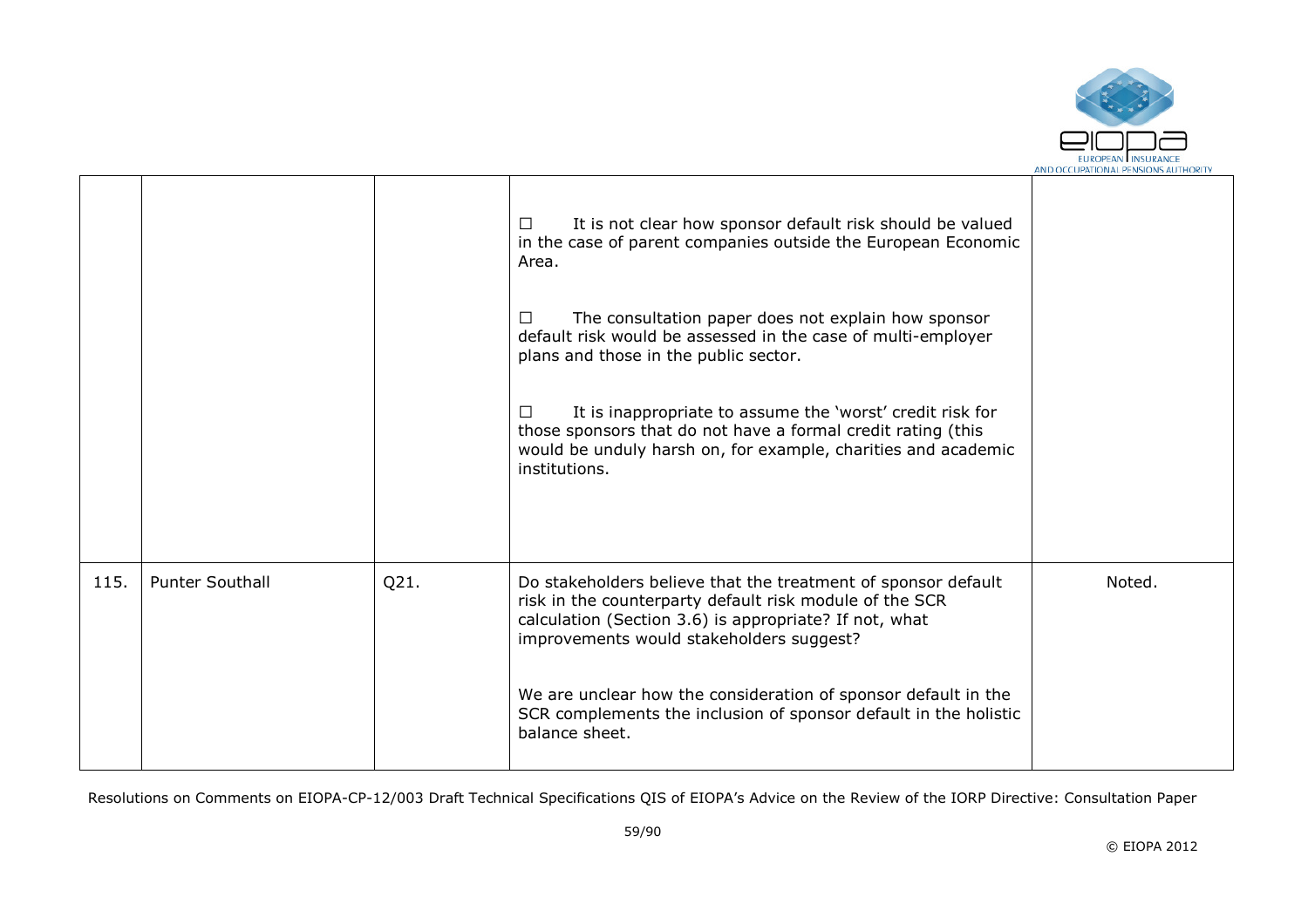|  |  |  |  |  |
|---|---|---|---|---|
|  |  |  | ☐ It is not clear how sponsor default risk should be valued in the case of parent companies outside the European Economic Area.<br><br>☐ The consultation paper does not explain how sponsor default risk would be assessed in the case of multi-employer plans and those in the public sector.<br><br>☐ It is inappropriate to assume the 'worst' credit risk for those sponsors that do not have a formal credit rating (this would be unduly harsh on, for example, charities and academic institutions. |  |
| 115. | Punter Southall | Q21. | Do stakeholders believe that the treatment of sponsor default risk in the counterparty default risk module of the SCR calculation (Section 3.6) is appropriate? If not, what improvements would stakeholders suggest?<br><br>We are unclear how the consideration of sponsor default in the SCR complements the inclusion of sponsor default in the holistic balance sheet. | Noted. |

Resolutions on Comments on EIOPA-CP-12/003 Draft Technical Specifications QIS of EIOPA's Advice on the Review of the IORP Directive: Consultation Paper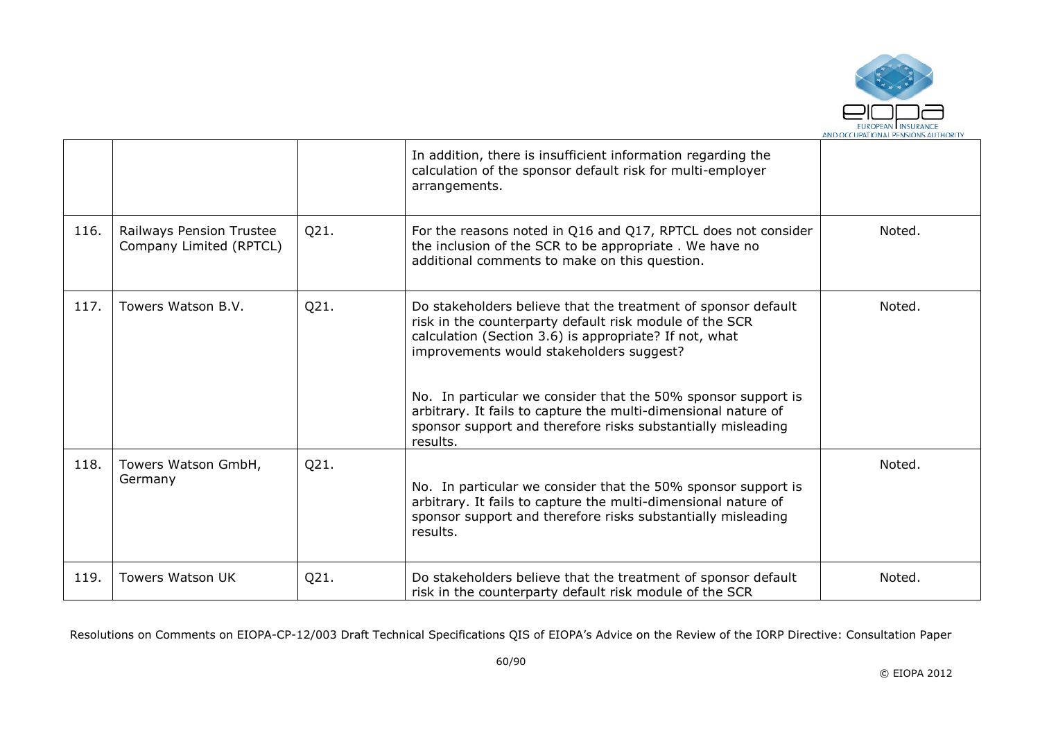|  |  |  |  |  |
|---|---|---|---|---|
|  |  |  | In addition, there is insufficient information regarding the calculation of the sponsor default risk for multi-employer arrangements. |  |
| 116. | Railways Pension Trustee Company Limited (RPTCL) | Q21. | For the reasons noted in Q16 and Q17, RPTCL does not consider the inclusion of the SCR to be appropriate . We have no additional comments to make on this question. | Noted. |
| 117. | Towers Watson B.V. | Q21. | Do stakeholders believe that the treatment of sponsor default risk in the counterparty default risk module of the SCR calculation (Section 3.6) is appropriate? If not, what improvements would stakeholders suggest?<br><br>No. In particular we consider that the 50% sponsor support is arbitrary. It fails to capture the multi-dimensional nature of sponsor support and therefore risks substantially misleading results. | Noted. |
| 118. | Towers Watson GmbH, Germany | Q21. | No. In particular we consider that the 50% sponsor support is arbitrary. It fails to capture the multi-dimensional nature of sponsor support and therefore risks substantially misleading results. | Noted. |
| 119. | Towers Watson UK | Q21. | Do stakeholders believe that the treatment of sponsor default risk in the counterparty default risk module of the SCR | Noted. |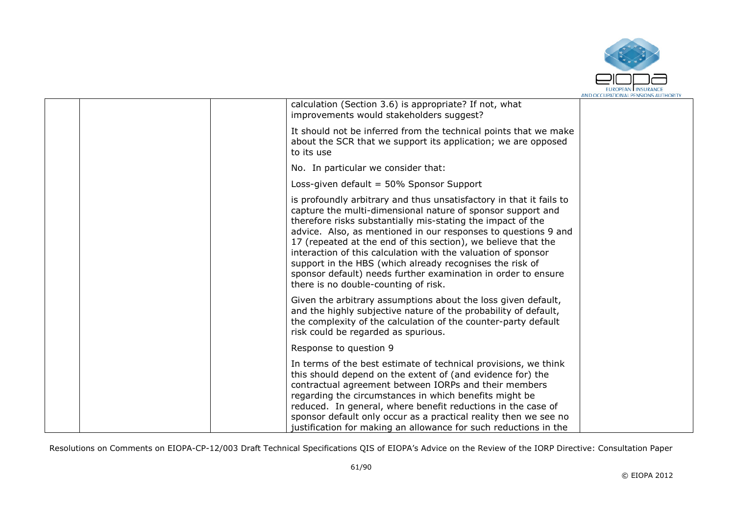| | | | | |
|---|---|---|---|---|
| | | | calculation (Section 3.6) is appropriate? If not, what improvements would stakeholders suggest?<br><br>It should not be inferred from the technical points that we make about the SCR that we support its application; we are opposed to its use<br><br>No. In particular we consider that:<br><br>Loss-given default = 50% Sponsor Support<br><br>is profoundly arbitrary and thus unsatisfactory in that it fails to capture the multi-dimensional nature of sponsor support and therefore risks substantially mis-stating the impact of the advice. Also, as mentioned in our responses to questions 9 and 17 (repeated at the end of this section), we believe that the interaction of this calculation with the valuation of sponsor support in the HBS (which already recognises the risk of sponsor default) needs further examination in order to ensure there is no double-counting of risk.<br><br>Given the arbitrary assumptions about the loss given default, and the highly subjective nature of the probability of default, the complexity of the calculation of the counter-party default risk could be regarded as spurious.<br><br>Response to question 9<br><br>In terms of the best estimate of technical provisions, we think this should depend on the extent of (and evidence for) the contractual agreement between IORPs and their members regarding the circumstances in which benefits might be reduced. In general, where benefit reductions in the case of sponsor default only occur as a practical reality then we see no justification for making an allowance for such reductions in the | |

Resolutions on Comments on EIOPA-CP-12/003 Draft Technical Specifications QIS of EIOPA's Advice on the Review of the IORP Directive: Consultation Paper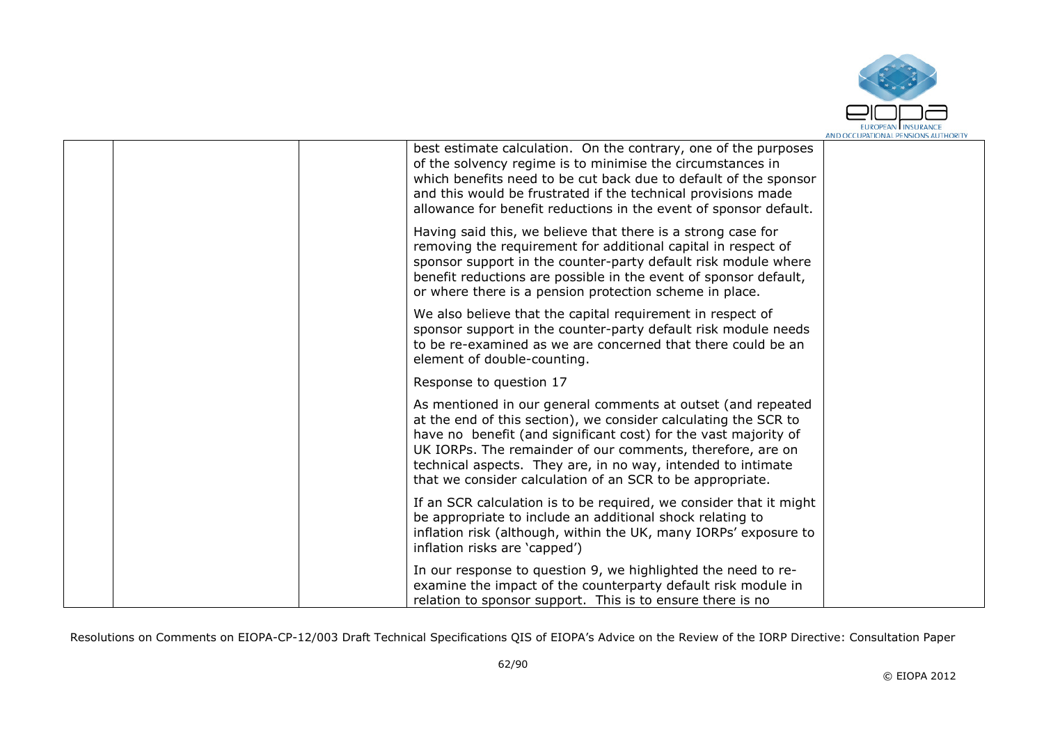|  |  |  | best estimate calculation. On the contrary, one of the purposes of the solvency regime is to minimise the circumstances in which benefits need to be cut back due to default of the sponsor and this would be frustrated if the technical provisions made allowance for benefit reductions in the event of sponsor default.<br><br>Having said this, we believe that there is a strong case for removing the requirement for additional capital in respect of sponsor support in the counter-party default risk module where benefit reductions are possible in the event of sponsor default, or where there is a pension protection scheme in place.<br><br>We also believe that the capital requirement in respect of sponsor support in the counter-party default risk module needs to be re-examined as we are concerned that there could be an element of double-counting.<br><br>Response to question 17<br><br>As mentioned in our general comments at outset (and repeated at the end of this section), we consider calculating the SCR to have no benefit (and significant cost) for the vast majority of UK IORPs. The remainder of our comments, therefore, are on technical aspects. They are, in no way, intended to intimate that we consider calculation of an SCR to be appropriate.<br><br>If an SCR calculation is to be required, we consider that it might be appropriate to include an additional shock relating to inflation risk (although, within the UK, many IORPs' exposure to inflation risks are 'capped')<br><br>In our response to question 9, we highlighted the need to re-examine the impact of the counterparty default risk module in relation to sponsor support. This is to ensure there is no |  |
|---|---|---|---|---|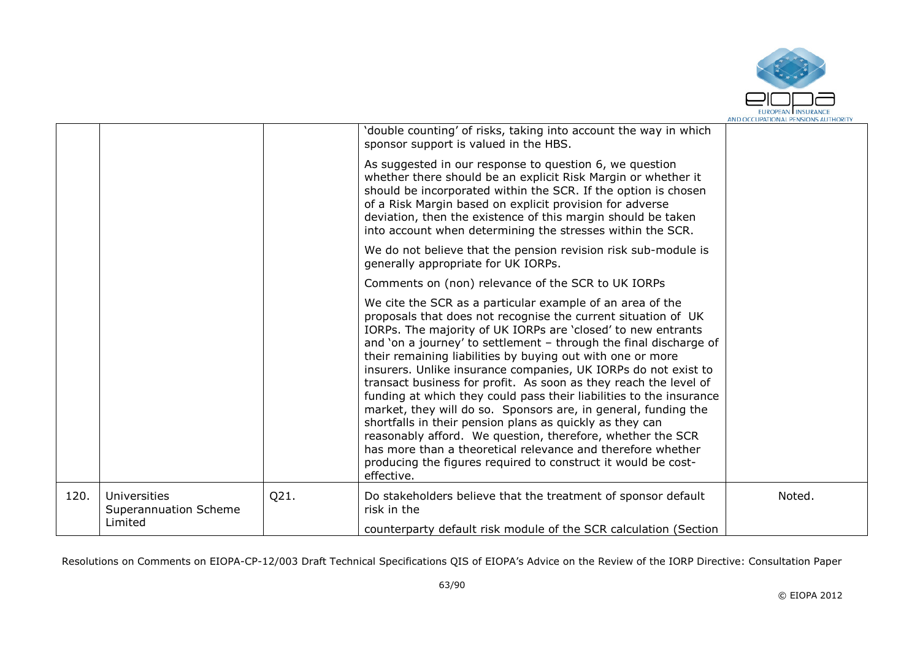| | | | | |
|---|---|---|---|---|
| | | | 'double counting' of risks, taking into account the way in which sponsor support is valued in the HBS.<br><br>As suggested in our response to question 6, we question whether there should be an explicit Risk Margin or whether it should be incorporated within the SCR. If the option is chosen of a Risk Margin based on explicit provision for adverse deviation, then the existence of this margin should be taken into account when determining the stresses within the SCR.<br><br>We do not believe that the pension revision risk sub-module is generally appropriate for UK IORPs.<br><br>Comments on (non) relevance of the SCR to UK IORPs<br><br>We cite the SCR as a particular example of an area of the proposals that does not recognise the current situation of UK IORPs. The majority of UK IORPs are 'closed' to new entrants and 'on a journey' to settlement – through the final discharge of their remaining liabilities by buying out with one or more insurers. Unlike insurance companies, UK IORPs do not exist to transact business for profit. As soon as they reach the level of funding at which they could pass their liabilities to the insurance market, they will do so. Sponsors are, in general, funding the shortfalls in their pension plans as quickly as they can reasonably afford. We question, therefore, whether the SCR has more than a theoretical relevance and therefore whether producing the figures required to construct it would be cost-effective. | |
| 120. | Universities Superannuation Scheme Limited | Q21. | Do stakeholders believe that the treatment of sponsor default risk in the<br><br>counterparty default risk module of the SCR calculation (Section | Noted. |

Resolutions on Comments on EIOPA-CP-12/003 Draft Technical Specifications QIS of EIOPA's Advice on the Review of the IORP Directive: Consultation Paper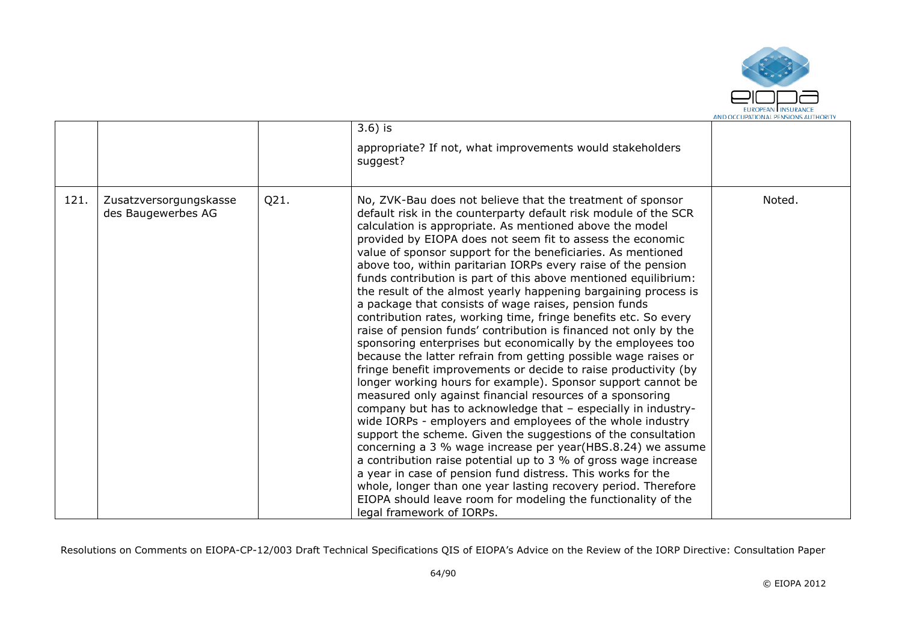| | | | 3.6) is<br><br>appropriate? If not, what improvements would stakeholders suggest? | |
|---|---|---|---|---|
| 121. | Zusatzversorgungskasse des Baugewerbes AG | Q21. | No, ZVK-Bau does not believe that the treatment of sponsor default risk in the counterparty default risk module of the SCR calculation is appropriate. As mentioned above the model provided by EIOPA does not seem fit to assess the economic value of sponsor support for the beneficiaries. As mentioned above too, within paritarian IORPs every raise of the pension funds contribution is part of this above mentioned equilibrium: the result of the almost yearly happening bargaining process is a package that consists of wage raises, pension funds contribution rates, working time, fringe benefits etc. So every raise of pension funds' contribution is financed not only by the sponsoring enterprises but economically by the employees too because the latter refrain from getting possible wage raises or fringe benefit improvements or decide to raise productivity (by longer working hours for example). Sponsor support cannot be measured only against financial resources of a sponsoring company but has to acknowledge that – especially in industry-wide IORPs - employers and employees of the whole industry support the scheme. Given the suggestions of the consultation concerning a 3 % wage increase per year(HBS.8.24) we assume a contribution raise potential up to 3 % of gross wage increase a year in case of pension fund distress. This works for the whole, longer than one year lasting recovery period. Therefore EIOPA should leave room for modeling the functionality of the legal framework of IORPs. | Noted. |

Resolutions on Comments on EIOPA-CP-12/003 Draft Technical Specifications QIS of EIOPA's Advice on the Review of the IORP Directive: Consultation Paper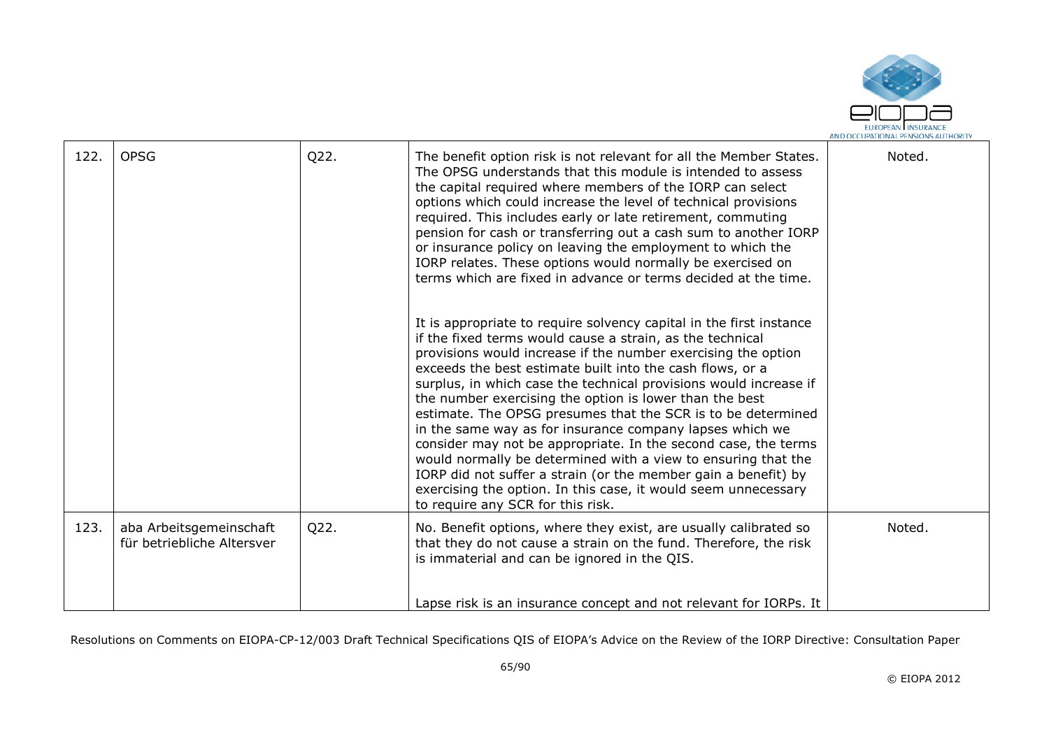| 122. | OPSG | Q22. | The benefit option risk is not relevant for all the Member States. The OPSG understands that this module is intended to assess the capital required where members of the IORP can select options which could increase the level of technical provisions required. This includes early or late retirement, commuting pension for cash or transferring out a cash sum to another IORP or insurance policy on leaving the employment to which the IORP relates. These options would normally be exercised on terms which are fixed in advance or terms decided at the time.<br><br>It is appropriate to require solvency capital in the first instance if the fixed terms would cause a strain, as the technical provisions would increase if the number exercising the option exceeds the best estimate built into the cash flows, or a surplus, in which case the technical provisions would increase if the number exercising the option is lower than the best estimate. The OPSG presumes that the SCR is to be determined in the same way as for insurance company lapses which we consider may not be appropriate. In the second case, the terms would normally be determined with a view to ensuring that the IORP did not suffer a strain (or the member gain a benefit) by exercising the option. In this case, it would seem unnecessary to require any SCR for this risk. | Noted. |
|---|---|---|---|---|
| 123. | aba Arbeitsgemeinschaft für betriebliche Altersver | Q22. | No. Benefit options, where they exist, are usually calibrated so that they do not cause a strain on the fund. Therefore, the risk is immaterial and can be ignored in the QIS.<br><br>Lapse risk is an insurance concept and not relevant for IORPs. It | Noted. |

Resolutions on Comments on EIOPA-CP-12/003 Draft Technical Specifications QIS of EIOPA's Advice on the Review of the IORP Directive: Consultation Paper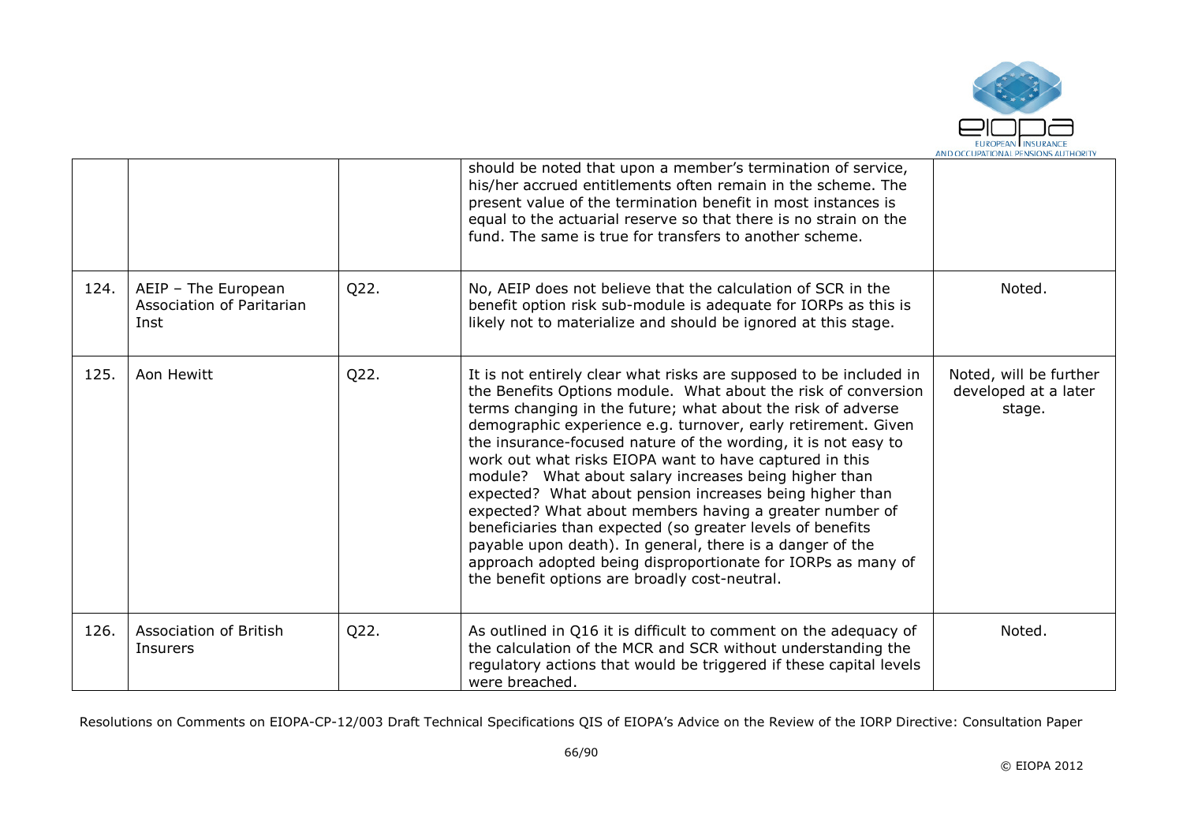|  |  |  | should be noted that upon a member's termination of service, his/her accrued entitlements often remain in the scheme. The present value of the termination benefit in most instances is equal to the actuarial reserve so that there is no strain on the fund. The same is true for transfers to another scheme. |  |
|---|---|---|---|---|
| 124. | AEIP – The European Association of Paritarian Inst | Q22. | No, AEIP does not believe that the calculation of SCR in the benefit option risk sub-module is adequate for IORPs as this is likely not to materialize and should be ignored at this stage. | Noted. |
| 125. | Aon Hewitt | Q22. | It is not entirely clear what risks are supposed to be included in the Benefits Options module. What about the risk of conversion terms changing in the future; what about the risk of adverse demographic experience e.g. turnover, early retirement. Given the insurance-focused nature of the wording, it is not easy to work out what risks EIOPA want to have captured in this module? What about salary increases being higher than expected? What about pension increases being higher than expected? What about members having a greater number of beneficiaries than expected (so greater levels of benefits payable upon death). In general, there is a danger of the approach adopted being disproportionate for IORPs as many of the benefit options are broadly cost-neutral. | Noted, will be further developed at a later stage. |
| 126. | Association of British Insurers | Q22. | As outlined in Q16 it is difficult to comment on the adequacy of the calculation of the MCR and SCR without understanding the regulatory actions that would be triggered if these capital levels were breached. | Noted. |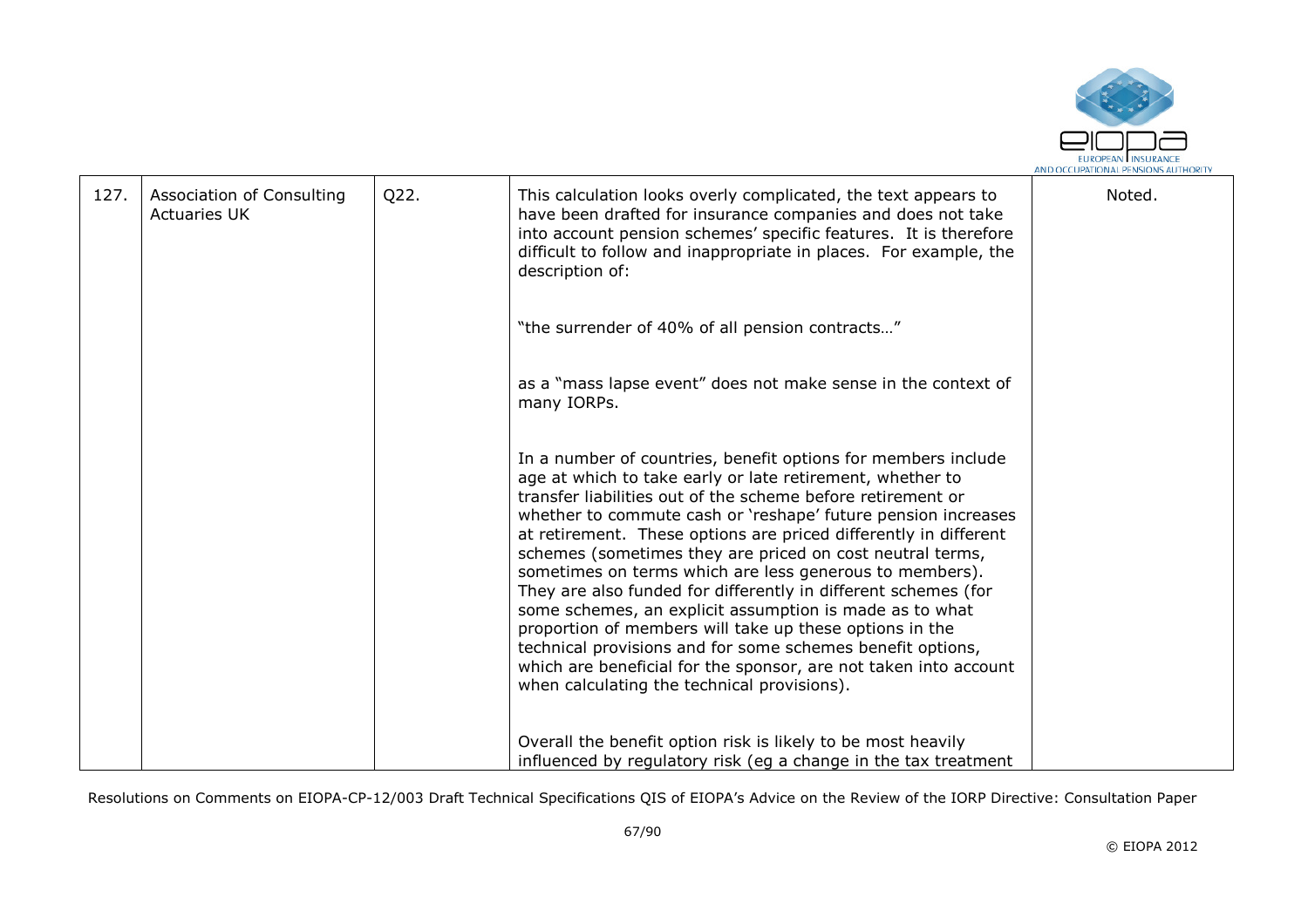| 127. | Association of Consulting Actuaries UK | Q22. | This calculation looks overly complicated, the text appears to have been drafted for insurance companies and does not take into account pension schemes' specific features. It is therefore difficult to follow and inappropriate in places. For example, the description of:<br><br>"the surrender of 40% of all pension contracts…"<br><br>as a "mass lapse event" does not make sense in the context of many IORPs.<br><br>In a number of countries, benefit options for members include age at which to take early or late retirement, whether to transfer liabilities out of the scheme before retirement or whether to commute cash or 'reshape' future pension increases at retirement. These options are priced differently in different schemes (sometimes they are priced on cost neutral terms, sometimes on terms which are less generous to members). They are also funded for differently in different schemes (for some schemes, an explicit assumption is made as to what proportion of members will take up these options in the technical provisions and for some schemes benefit options, which are beneficial for the sponsor, are not taken into account when calculating the technical provisions).<br><br>Overall the benefit option risk is likely to be most heavily influenced by regulatory risk (eg a change in the tax treatment | Noted. |
|---|---|---|---|---|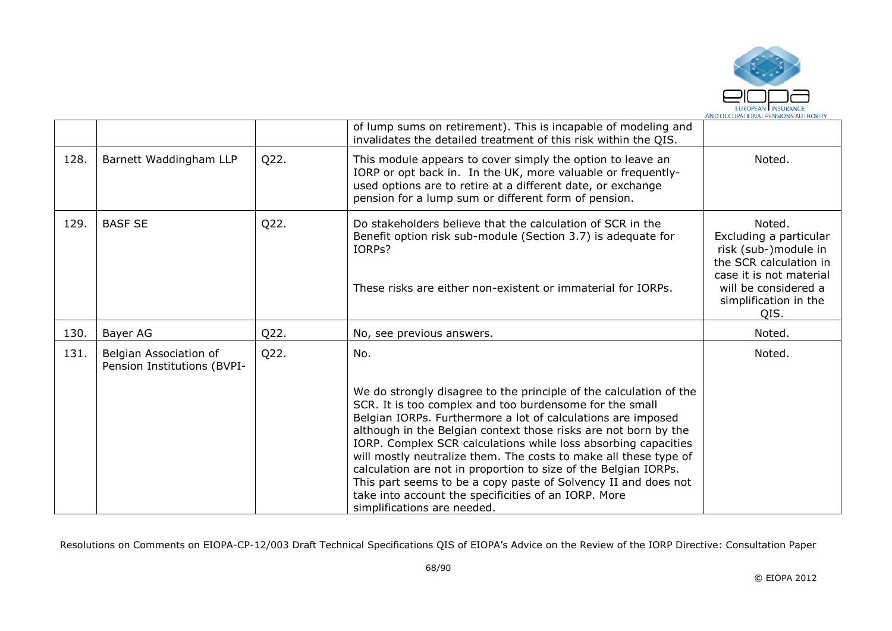| | | | | |
|---|---|---|---|---|
| | | | of lump sums on retirement). This is incapable of modeling and invalidates the detailed treatment of this risk within the QIS. | |
| 128. | Barnett Waddingham LLP | Q22. | This module appears to cover simply the option to leave an IORP or opt back in. In the UK, more valuable or frequently-used options are to retire at a different date, or exchange pension for a lump sum or different form of pension. | Noted. |
| 129. | BASF SE | Q22. | Do stakeholders believe that the calculation of SCR in the Benefit option risk sub-module (Section 3.7) is adequate for IORPs?<br><br>These risks are either non-existent or immaterial for IORPs. | Noted.<br>Excluding a particular risk (sub-)module in the SCR calculation in case it is not material will be considered a simplification in the QIS. |
| 130. | Bayer AG | Q22. | No, see previous answers. | Noted. |
| 131. | Belgian Association of Pension Institutions (BVPI- | Q22. | No.<br><br>We do strongly disagree to the principle of the calculation of the SCR. It is too complex and too burdensome for the small Belgian IORPs. Furthermore a lot of calculations are imposed although in the Belgian context those risks are not born by the IORP. Complex SCR calculations while loss absorbing capacities will mostly neutralize them. The costs to make all these type of calculation are not in proportion to size of the Belgian IORPs. This part seems to be a copy paste of Solvency II and does not take into account the specificities of an IORP. More simplifications are needed. | Noted. |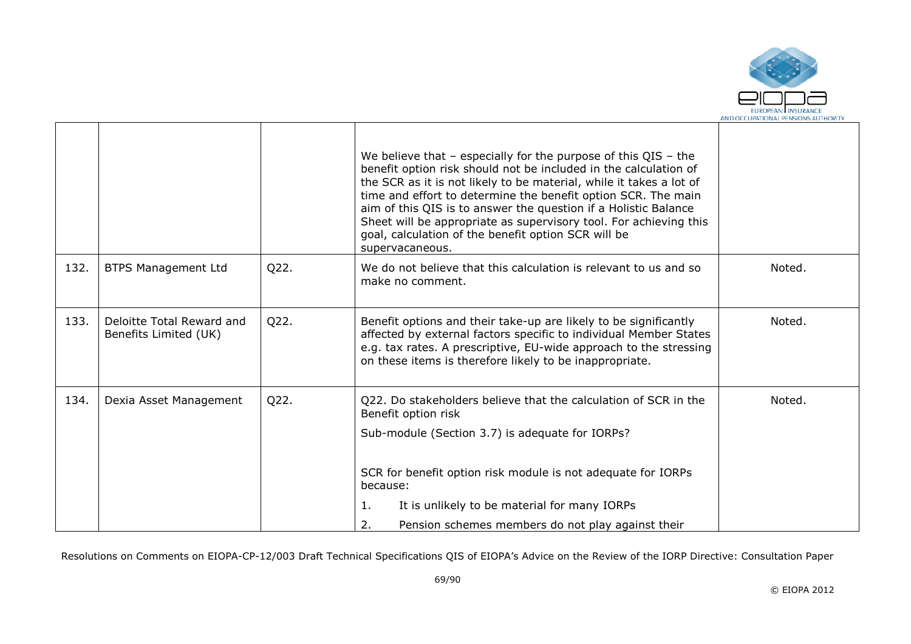| | | | | |
|---|---|---|---|---|
| | | | We believe that – especially for the purpose of this QIS – the benefit option risk should not be included in the calculation of the SCR as it is not likely to be material, while it takes a lot of time and effort to determine the benefit option SCR. The main aim of this QIS is to answer the question if a Holistic Balance Sheet will be appropriate as supervisory tool. For achieving this goal, calculation of the benefit option SCR will be supervacaneous. | |
| 132. | BTPS Management Ltd | Q22. | We do not believe that this calculation is relevant to us and so make no comment. | Noted. |
| 133. | Deloitte Total Reward and Benefits Limited (UK) | Q22. | Benefit options and their take-up are likely to be significantly affected by external factors specific to individual Member States e.g. tax rates. A prescriptive, EU-wide approach to the stressing on these items is therefore likely to be inappropriate. | Noted. |
| 134. | Dexia Asset Management | Q22. | Q22. Do stakeholders believe that the calculation of SCR in the Benefit option risk<br><br>Sub-module (Section 3.7) is adequate for IORPs?<br><br>SCR for benefit option risk module is not adequate for IORPs because:<br><br>1. It is unlikely to be material for many IORPs<br><br>2. Pension schemes members do not play against their | Noted. |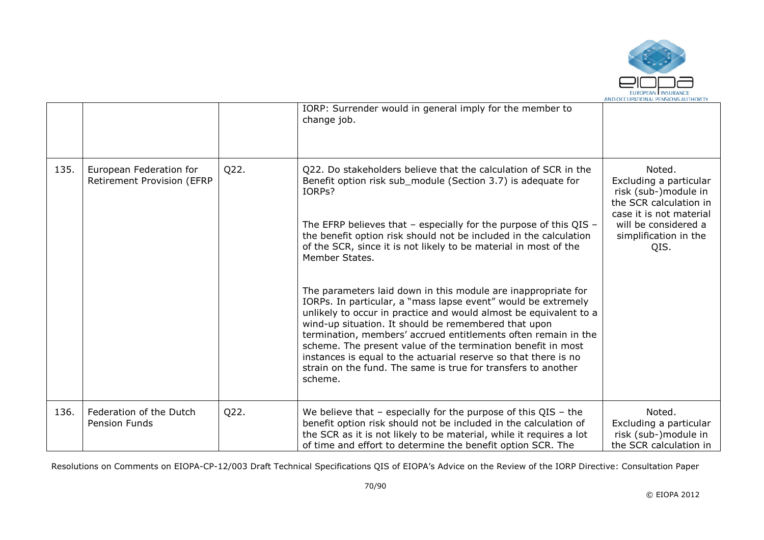|  |  |  | IORP: Surrender would in general imply for the member to change job. |  |
|---|---|---|---|---|
| 135. | European Federation for Retirement Provision (EFRP | Q22. | Q22. Do stakeholders believe that the calculation of SCR in the Benefit option risk sub_module (Section 3.7) is adequate for IORPs?<br><br>The EFRP believes that – especially for the purpose of this QIS – the benefit option risk should not be included in the calculation of the SCR, since it is not likely to be material in most of the Member States.<br><br>The parameters laid down in this module are inappropriate for IORPs. In particular, a "mass lapse event" would be extremely unlikely to occur in practice and would almost be equivalent to a wind-up situation. It should be remembered that upon termination, members' accrued entitlements often remain in the scheme. The present value of the termination benefit in most instances is equal to the actuarial reserve so that there is no strain on the fund. The same is true for transfers to another scheme. | Noted.<br>Excluding a particular risk (sub-)module in the SCR calculation in case it is not material will be considered a simplification in the QIS. |
| 136. | Federation of the Dutch Pension Funds | Q22. | We believe that – especially for the purpose of this QIS – the benefit option risk should not be included in the calculation of the SCR as it is not likely to be material, while it requires a lot of time and effort to determine the benefit option SCR. The | Noted.<br>Excluding a particular risk (sub-)module in the SCR calculation in |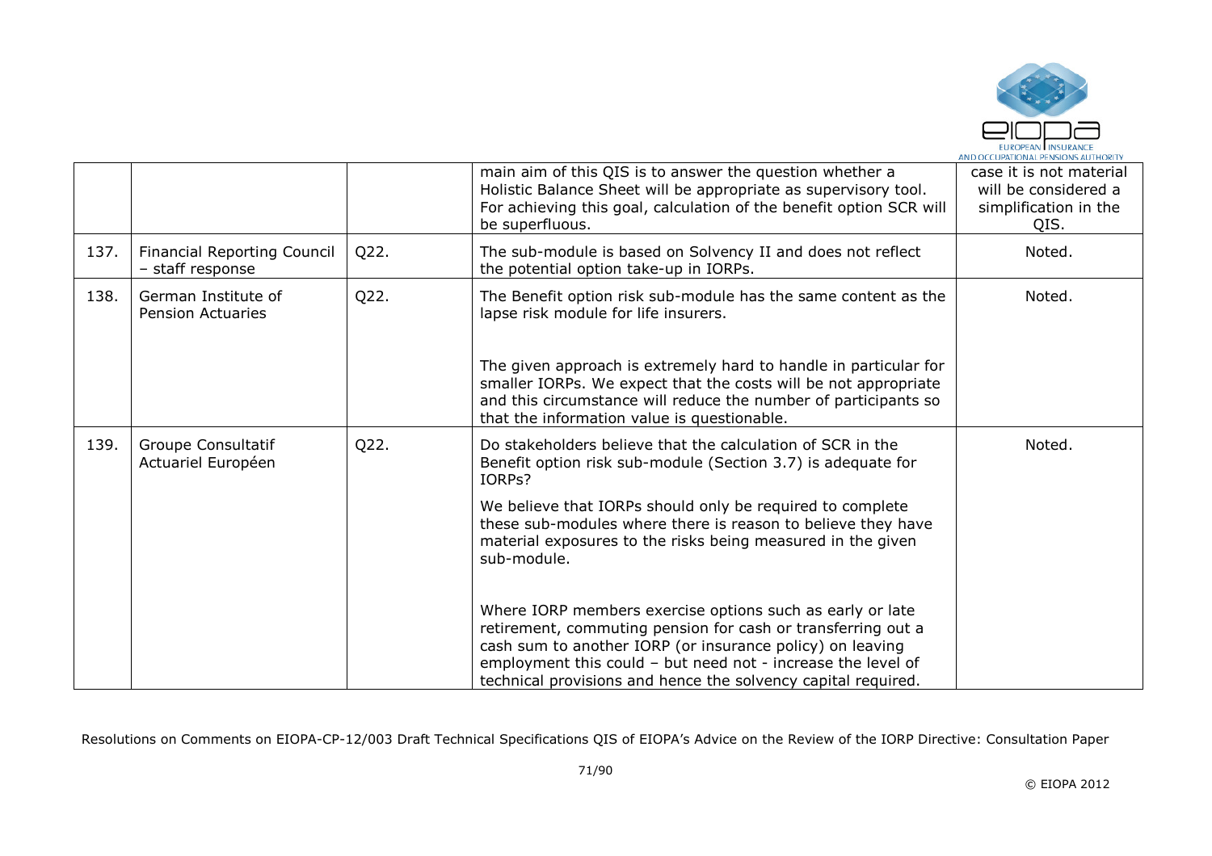|  |  |  | main aim of this QIS is to answer the question whether a Holistic Balance Sheet will be appropriate as supervisory tool. For achieving this goal, calculation of the benefit option SCR will be superfluous. | case it is not material will be considered a simplification in the QIS. |
|---|---|---|---|---|
| 137. | Financial Reporting Council – staff response | Q22. | The sub-module is based on Solvency II and does not reflect the potential option take-up in IORPs. | Noted. |
| 138. | German Institute of Pension Actuaries | Q22. | The Benefit option risk sub-module has the same content as the lapse risk module for life insurers.<br><br>The given approach is extremely hard to handle in particular for smaller IORPs. We expect that the costs will be not appropriate and this circumstance will reduce the number of participants so that the information value is questionable. | Noted. |
| 139. | Groupe Consultatif Actuariel Européen | Q22. | Do stakeholders believe that the calculation of SCR in the Benefit option risk sub-module (Section 3.7) is adequate for IORPs?<br><br>We believe that IORPs should only be required to complete these sub-modules where there is reason to believe they have material exposures to the risks being measured in the given sub-module.<br><br>Where IORP members exercise options such as early or late retirement, commuting pension for cash or transferring out a cash sum to another IORP (or insurance policy) on leaving employment this could – but need not - increase the level of technical provisions and hence the solvency capital required. | Noted. |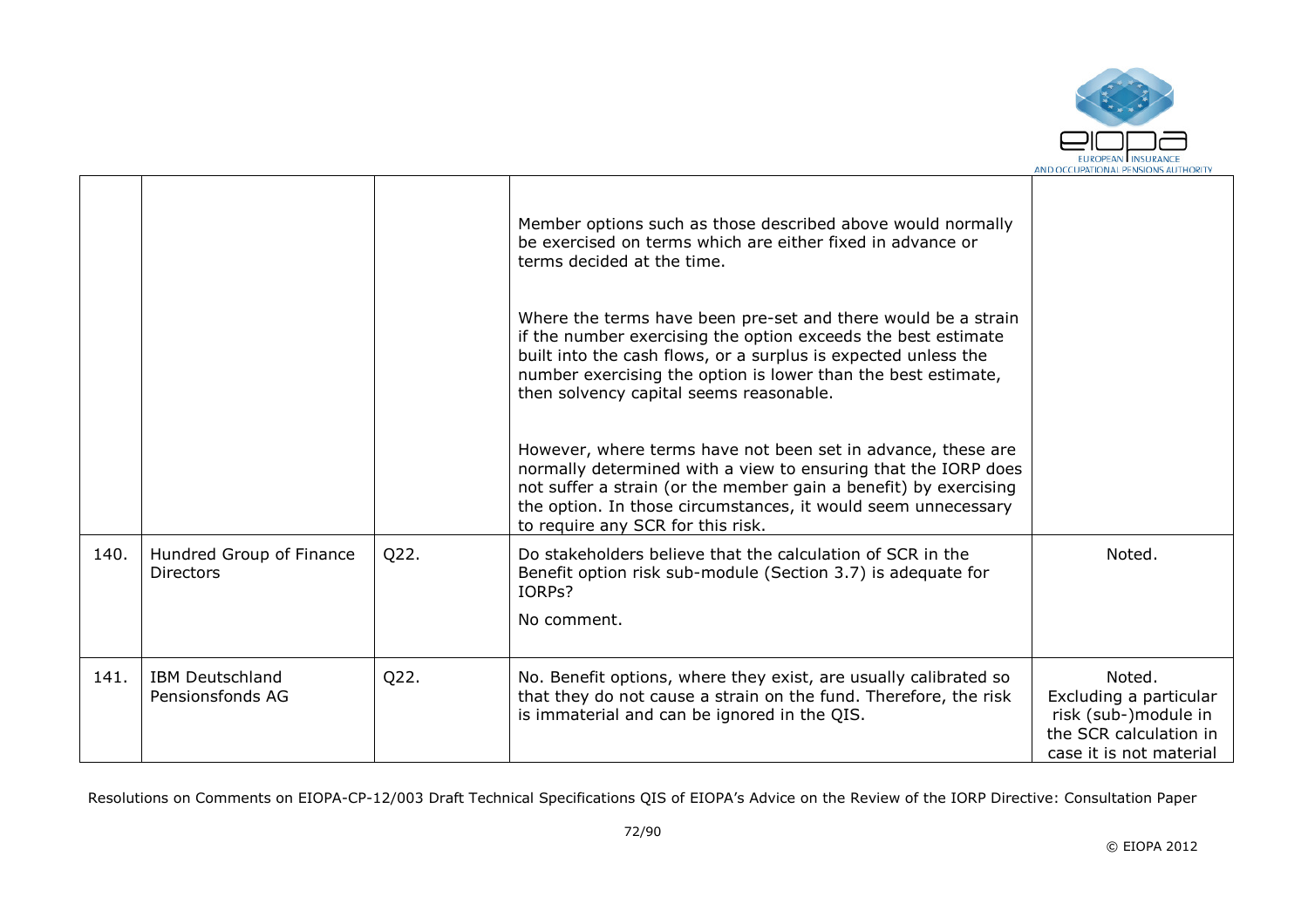| | | | | |
|---|---|---|---|---|
| | | | Member options such as those described above would normally be exercised on terms which are either fixed in advance or terms decided at the time.<br><br>Where the terms have been pre-set and there would be a strain if the number exercising the option exceeds the best estimate built into the cash flows, or a surplus is expected unless the number exercising the option is lower than the best estimate, then solvency capital seems reasonable.<br><br>However, where terms have not been set in advance, these are normally determined with a view to ensuring that the IORP does not suffer a strain (or the member gain a benefit) by exercising the option. In those circumstances, it would seem unnecessary to require any SCR for this risk. | |
| 140. | Hundred Group of Finance Directors | Q22. | Do stakeholders believe that the calculation of SCR in the Benefit option risk sub-module (Section 3.7) is adequate for IORPs?<br><br>No comment. | Noted. |
| 141. | IBM Deutschland Pensionsfonds AG | Q22. | No. Benefit options, where they exist, are usually calibrated so that they do not cause a strain on the fund. Therefore, the risk is immaterial and can be ignored in the QIS. | Noted.<br>Excluding a particular risk (sub-)module in the SCR calculation in case it is not material |

Resolutions on Comments on EIOPA-CP-12/003 Draft Technical Specifications QIS of EIOPA's Advice on the Review of the IORP Directive: Consultation Paper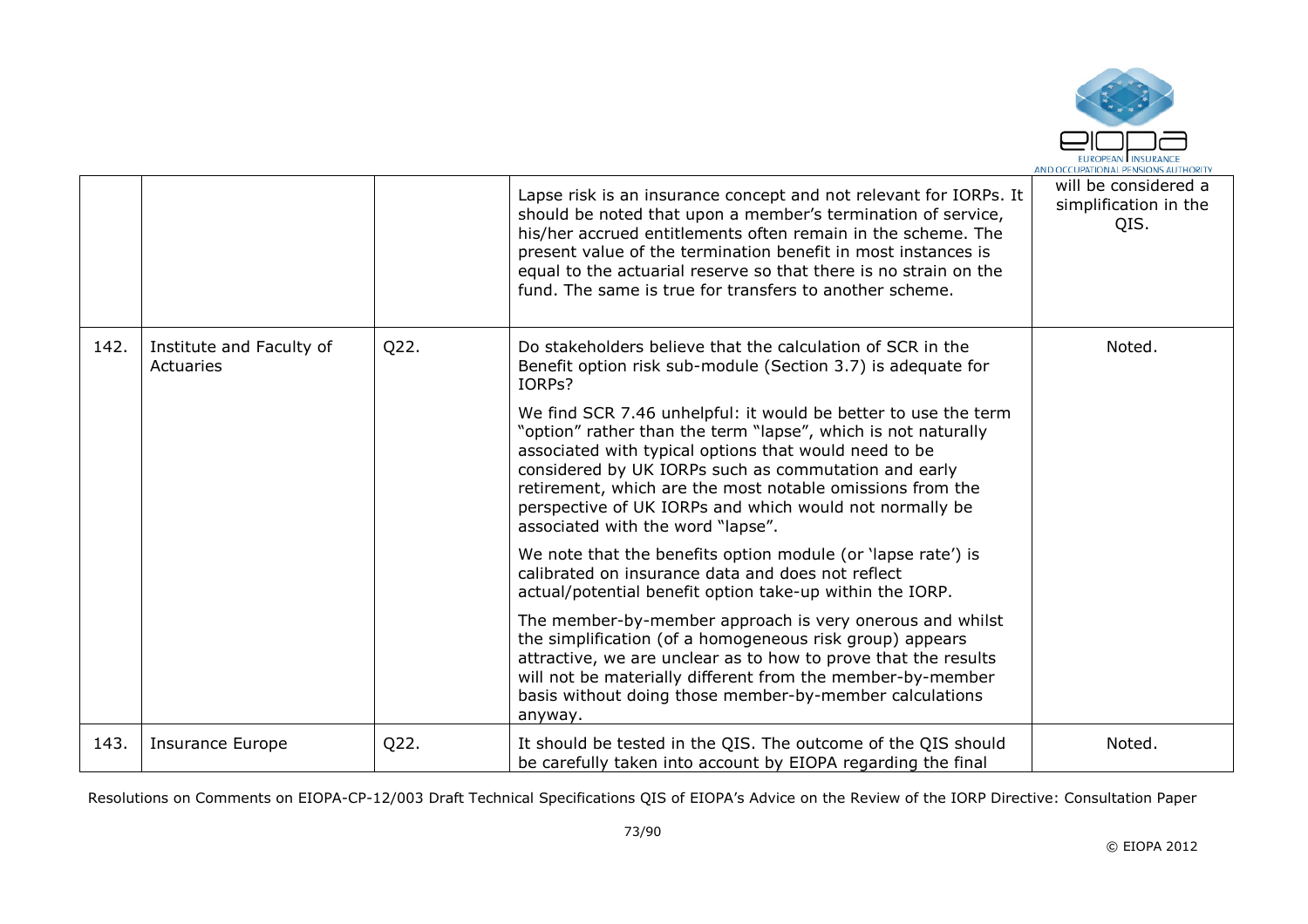|  |  |  |  |  |
|---|---|---|---|---|
|  |  |  | Lapse risk is an insurance concept and not relevant for IORPs. It should be noted that upon a member's termination of service, his/her accrued entitlements often remain in the scheme. The present value of the termination benefit in most instances is equal to the actuarial reserve so that there is no strain on the fund. The same is true for transfers to another scheme. | will be considered a simplification in the QIS. |
| 142. | Institute and Faculty of Actuaries | Q22. | Do stakeholders believe that the calculation of SCR in the Benefit option risk sub-module (Section 3.7) is adequate for IORPs?<br><br>We find SCR 7.46 unhelpful: it would be better to use the term "option" rather than the term "lapse", which is not naturally associated with typical options that would need to be considered by UK IORPs such as commutation and early retirement, which are the most notable omissions from the perspective of UK IORPs and which would not normally be associated with the word "lapse".<br><br>We note that the benefits option module (or 'lapse rate') is calibrated on insurance data and does not reflect actual/potential benefit option take-up within the IORP.<br><br>The member-by-member approach is very onerous and whilst the simplification (of a homogeneous risk group) appears attractive, we are unclear as to how to prove that the results will not be materially different from the member-by-member basis without doing those member-by-member calculations anyway. | Noted. |
| 143. | Insurance Europe | Q22. | It should be tested in the QIS. The outcome of the QIS should be carefully taken into account by EIOPA regarding the final | Noted. |

Resolutions on Comments on EIOPA-CP-12/003 Draft Technical Specifications QIS of EIOPA's Advice on the Review of the IORP Directive: Consultation Paper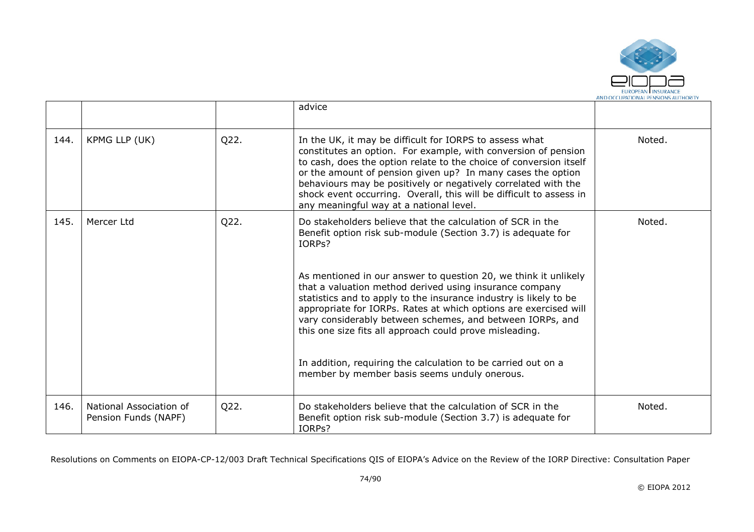|  |  |  | advice |  |
|---|---|---|---|---|
| 144. | KPMG LLP (UK) | Q22. | In the UK, it may be difficult for IORPS to assess what constitutes an option. For example, with conversion of pension to cash, does the option relate to the choice of conversion itself or the amount of pension given up? In many cases the option behaviours may be positively or negatively correlated with the shock event occurring. Overall, this will be difficult to assess in any meaningful way at a national level. | Noted. |
| 145. | Mercer Ltd | Q22. | Do stakeholders believe that the calculation of SCR in the Benefit option risk sub-module (Section 3.7) is adequate for IORPs?<br><br>As mentioned in our answer to question 20, we think it unlikely that a valuation method derived using insurance company statistics and to apply to the insurance industry is likely to be appropriate for IORPs. Rates at which options are exercised will vary considerably between schemes, and between IORPs, and this one size fits all approach could prove misleading.<br><br>In addition, requiring the calculation to be carried out on a member by member basis seems unduly onerous. | Noted. |
| 146. | National Association of Pension Funds (NAPF) | Q22. | Do stakeholders believe that the calculation of SCR in the Benefit option risk sub-module (Section 3.7) is adequate for IORPs? | Noted. |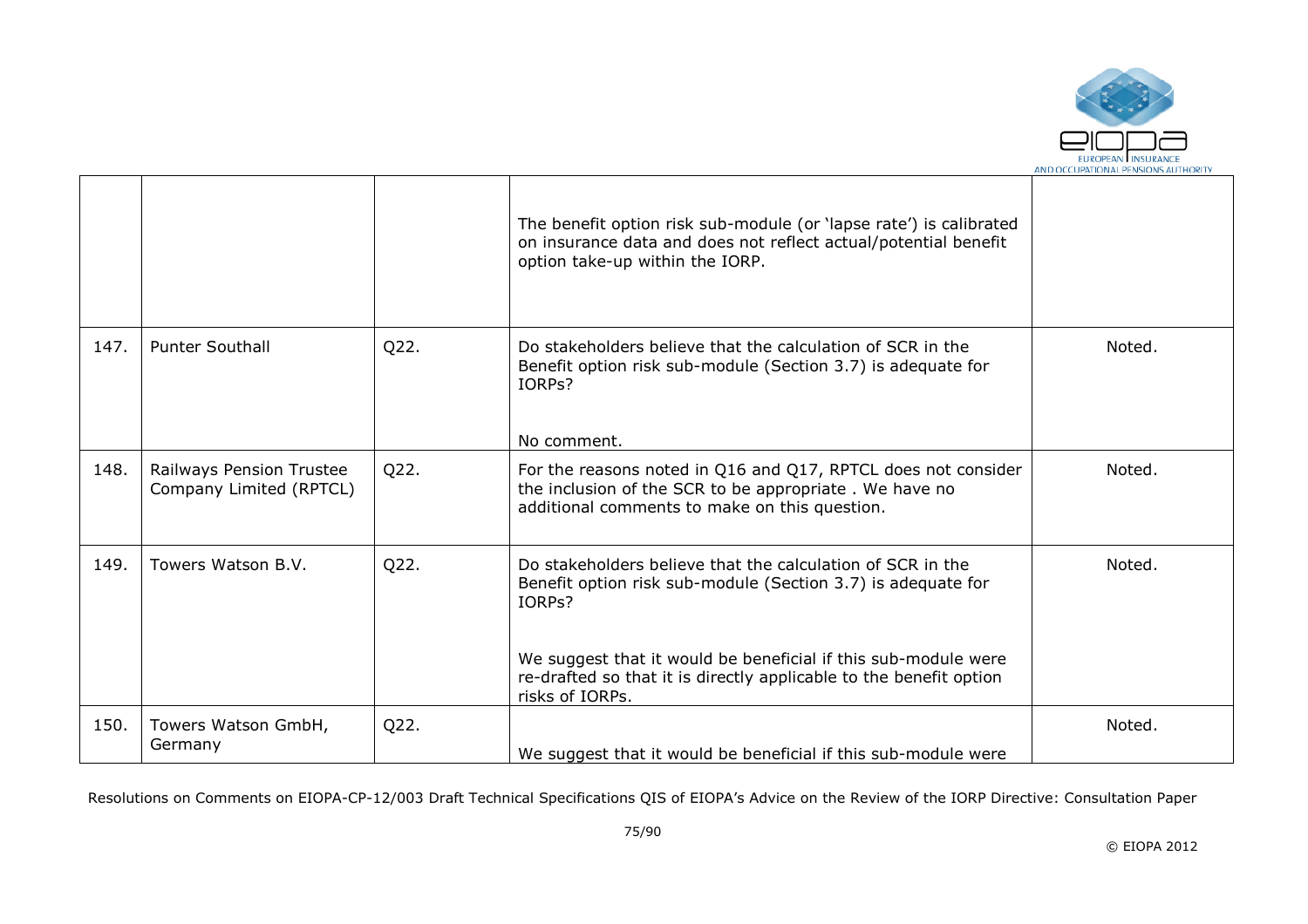| | | | | |
|---|---|---|---|---|
| | | | The benefit option risk sub-module (or 'lapse rate') is calibrated on insurance data and does not reflect actual/potential benefit option take-up within the IORP. | |
| 147. | Punter Southall | Q22. | Do stakeholders believe that the calculation of SCR in the Benefit option risk sub-module (Section 3.7) is adequate for IORPs?<br><br>No comment. | Noted. |
| 148. | Railways Pension Trustee Company Limited (RPTCL) | Q22. | For the reasons noted in Q16 and Q17, RPTCL does not consider the inclusion of the SCR to be appropriate . We have no additional comments to make on this question. | Noted. |
| 149. | Towers Watson B.V. | Q22. | Do stakeholders believe that the calculation of SCR in the Benefit option risk sub-module (Section 3.7) is adequate for IORPs?<br><br>We suggest that it would be beneficial if this sub-module were re-drafted so that it is directly applicable to the benefit option risks of IORPs. | Noted. |
| 150. | Towers Watson GmbH, Germany | Q22. | We suggest that it would be beneficial if this sub-module were | Noted. |

Resolutions on Comments on EIOPA-CP-12/003 Draft Technical Specifications QIS of EIOPA's Advice on the Review of the IORP Directive: Consultation Paper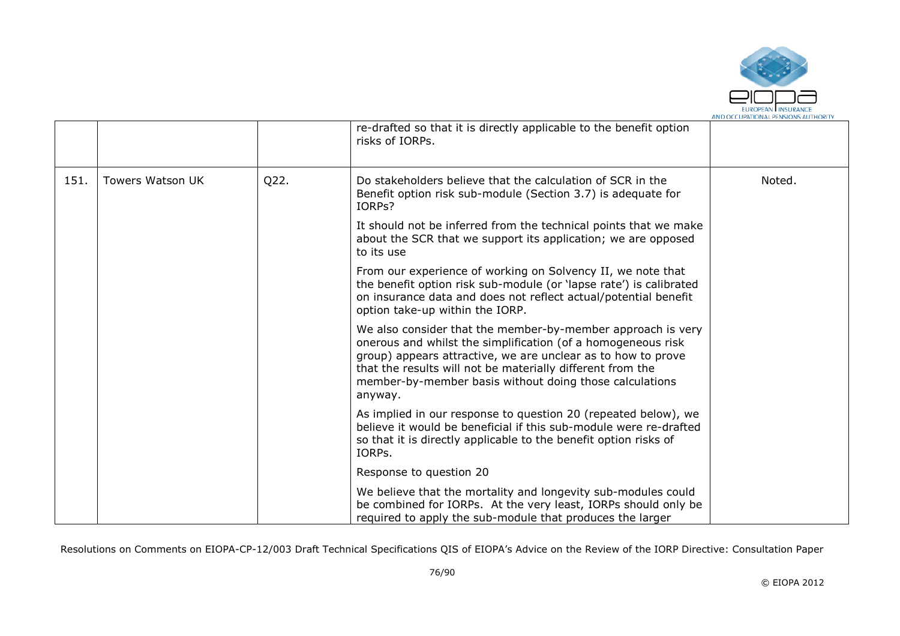|  |  |  | re-drafted so that it is directly applicable to the benefit option risks of IORPs. |  |
|---|---|---|---|---|
| 151. | Towers Watson UK | Q22. | Do stakeholders believe that the calculation of SCR in the Benefit option risk sub-module (Section 3.7) is adequate for IORPs?<br><br>It should not be inferred from the technical points that we make about the SCR that we support its application; we are opposed to its use<br><br>From our experience of working on Solvency II, we note that the benefit option risk sub-module (or 'lapse rate') is calibrated on insurance data and does not reflect actual/potential benefit option take-up within the IORP.<br><br>We also consider that the member-by-member approach is very onerous and whilst the simplification (of a homogeneous risk group) appears attractive, we are unclear as to how to prove that the results will not be materially different from the member-by-member basis without doing those calculations anyway.<br><br>As implied in our response to question 20 (repeated below), we believe it would be beneficial if this sub-module were re-drafted so that it is directly applicable to the benefit option risks of IORPs.<br><br>Response to question 20<br><br>We believe that the mortality and longevity sub-modules could be combined for IORPs. At the very least, IORPs should only be required to apply the sub-module that produces the larger | Noted. |

Resolutions on Comments on EIOPA-CP-12/003 Draft Technical Specifications QIS of EIOPA's Advice on the Review of the IORP Directive: Consultation Paper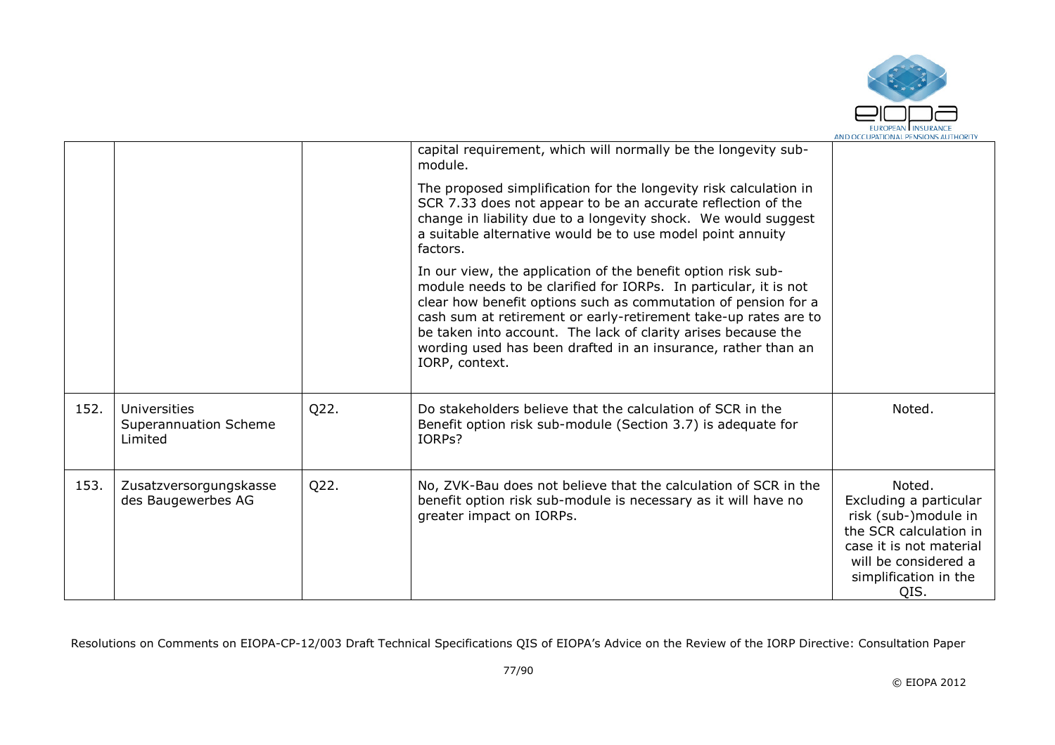|  |  |  | capital requirement, which will normally be the longevity sub-module.<br><br>The proposed simplification for the longevity risk calculation in SCR 7.33 does not appear to be an accurate reflection of the change in liability due to a longevity shock. We would suggest a suitable alternative would be to use model point annuity factors.<br><br>In our view, the application of the benefit option risk sub-module needs to be clarified for IORPs. In particular, it is not clear how benefit options such as commutation of pension for a cash sum at retirement or early-retirement take-up rates are to be taken into account. The lack of clarity arises because the wording used has been drafted in an insurance, rather than an IORP, context. |  |
|---|---|---|---|---|
| 152. | Universities Superannuation Scheme Limited | Q22. | Do stakeholders believe that the calculation of SCR in the Benefit option risk sub-module (Section 3.7) is adequate for IORPs? | Noted. |
| 153. | Zusatzversorgungskasse des Baugewerbes AG | Q22. | No, ZVK-Bau does not believe that the calculation of SCR in the benefit option risk sub-module is necessary as it will have no greater impact on IORPs. | Noted.<br>Excluding a particular risk (sub-)module in the SCR calculation in case it is not material will be considered a simplification in the QIS. |

Resolutions on Comments on EIOPA-CP-12/003 Draft Technical Specifications QIS of EIOPA's Advice on the Review of the IORP Directive: Consultation Paper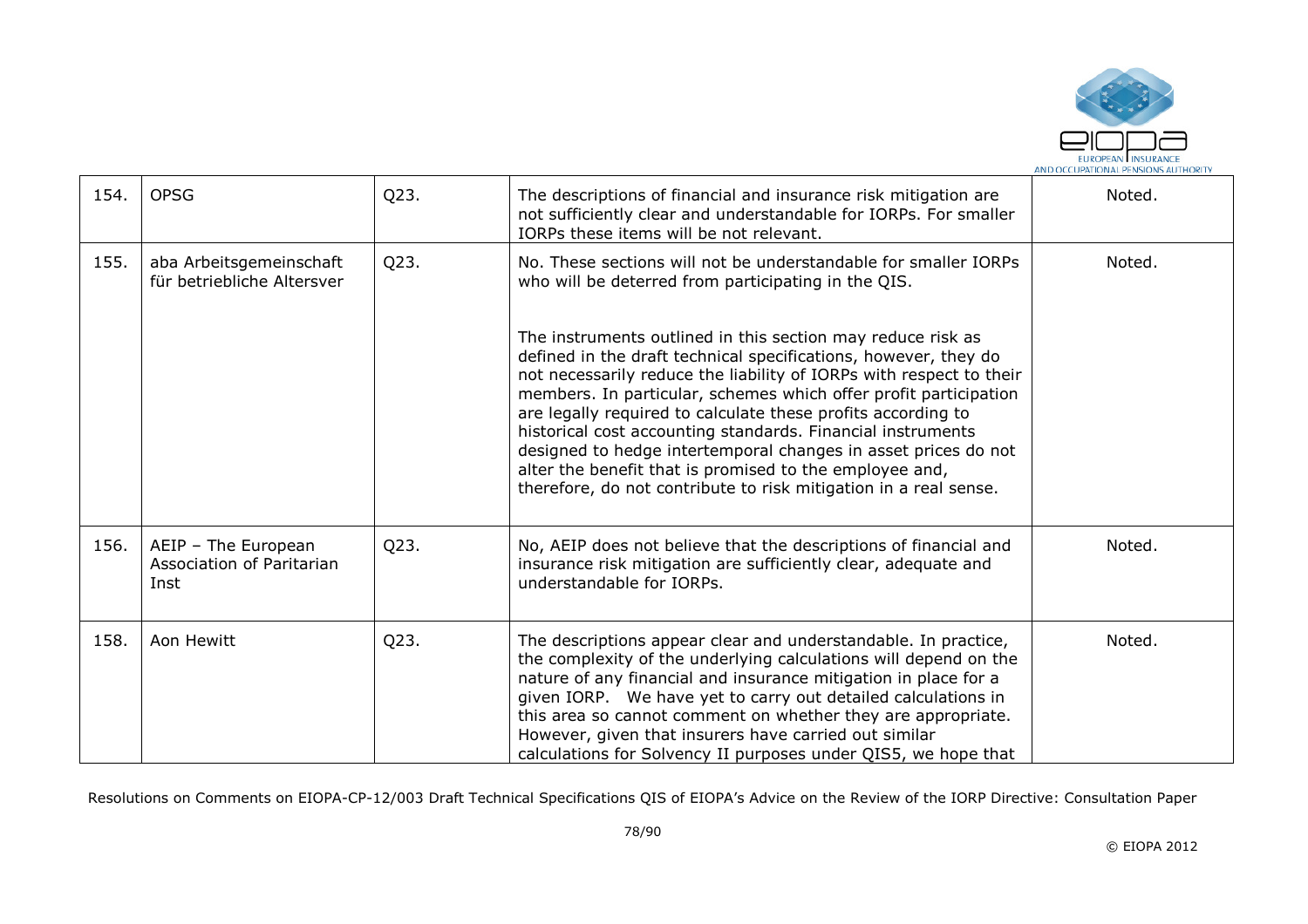| 154. | OPSG | Q23. | The descriptions of financial and insurance risk mitigation are not sufficiently clear and understandable for IORPs. For smaller IORPs these items will be not relevant. | Noted. |
|---|---|---|---|---|
| 155. | aba Arbeitsgemeinschaft für betriebliche Altersver | Q23. | No. These sections will not be understandable for smaller IORPs who will be deterred from participating in the QIS.<br><br>The instruments outlined in this section may reduce risk as defined in the draft technical specifications, however, they do not necessarily reduce the liability of IORPs with respect to their members. In particular, schemes which offer profit participation are legally required to calculate these profits according to historical cost accounting standards. Financial instruments designed to hedge intertemporal changes in asset prices do not alter the benefit that is promised to the employee and, therefore, do not contribute to risk mitigation in a real sense. | Noted. |
| 156. | AEIP – The European Association of Paritarian Inst | Q23. | No, AEIP does not believe that the descriptions of financial and insurance risk mitigation are sufficiently clear, adequate and understandable for IORPs. | Noted. |
| 158. | Aon Hewitt | Q23. | The descriptions appear clear and understandable. In practice, the complexity of the underlying calculations will depend on the nature of any financial and insurance mitigation in place for a given IORP. We have yet to carry out detailed calculations in this area so cannot comment on whether they are appropriate. However, given that insurers have carried out similar calculations for Solvency II purposes under QIS5, we hope that | Noted. |

Resolutions on Comments on EIOPA-CP-12/003 Draft Technical Specifications QIS of EIOPA's Advice on the Review of the IORP Directive: Consultation Paper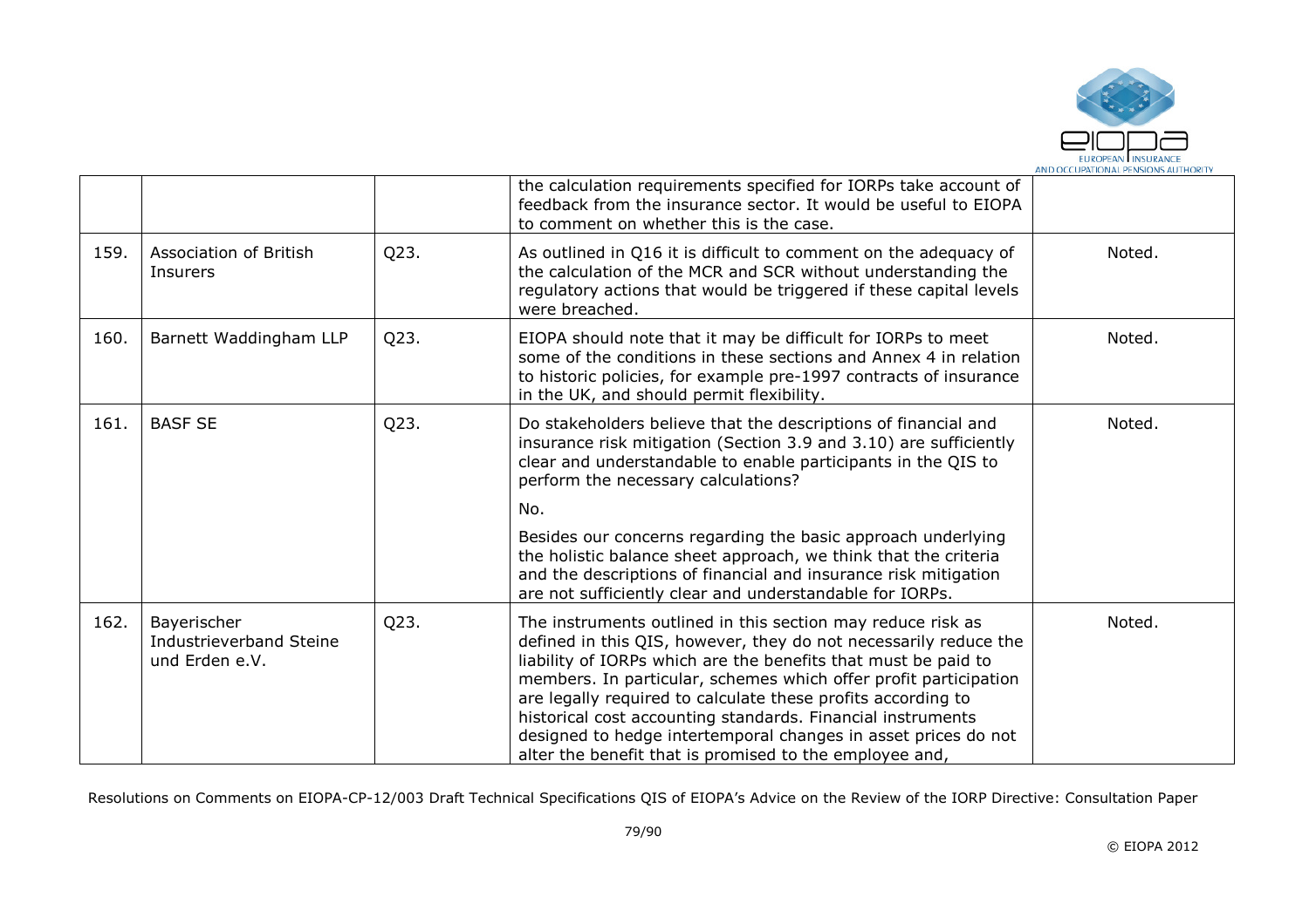| | | | | |
|---|---|---|---|---|
| | | | the calculation requirements specified for IORPs take account of feedback from the insurance sector. It would be useful to EIOPA to comment on whether this is the case. | |
| 159. | Association of British Insurers | Q23. | As outlined in Q16 it is difficult to comment on the adequacy of the calculation of the MCR and SCR without understanding the regulatory actions that would be triggered if these capital levels were breached. | Noted. |
| 160. | Barnett Waddingham LLP | Q23. | EIOPA should note that it may be difficult for IORPs to meet some of the conditions in these sections and Annex 4 in relation to historic policies, for example pre-1997 contracts of insurance in the UK, and should permit flexibility. | Noted. |
| 161. | BASF SE | Q23. | Do stakeholders believe that the descriptions of financial and insurance risk mitigation (Section 3.9 and 3.10) are sufficiently clear and understandable to enable participants in the QIS to perform the necessary calculations?<br><br>No.<br><br>Besides our concerns regarding the basic approach underlying the holistic balance sheet approach, we think that the criteria and the descriptions of financial and insurance risk mitigation are not sufficiently clear and understandable for IORPs. | Noted. |
| 162. | Bayerischer Industrieverband Steine und Erden e.V. | Q23. | The instruments outlined in this section may reduce risk as defined in this QIS, however, they do not necessarily reduce the liability of IORPs which are the benefits that must be paid to members. In particular, schemes which offer profit participation are legally required to calculate these profits according to historical cost accounting standards. Financial instruments designed to hedge intertemporal changes in asset prices do not alter the benefit that is promised to the employee and, | Noted. |

Resolutions on Comments on EIOPA-CP-12/003 Draft Technical Specifications QIS of EIOPA's Advice on the Review of the IORP Directive: Consultation Paper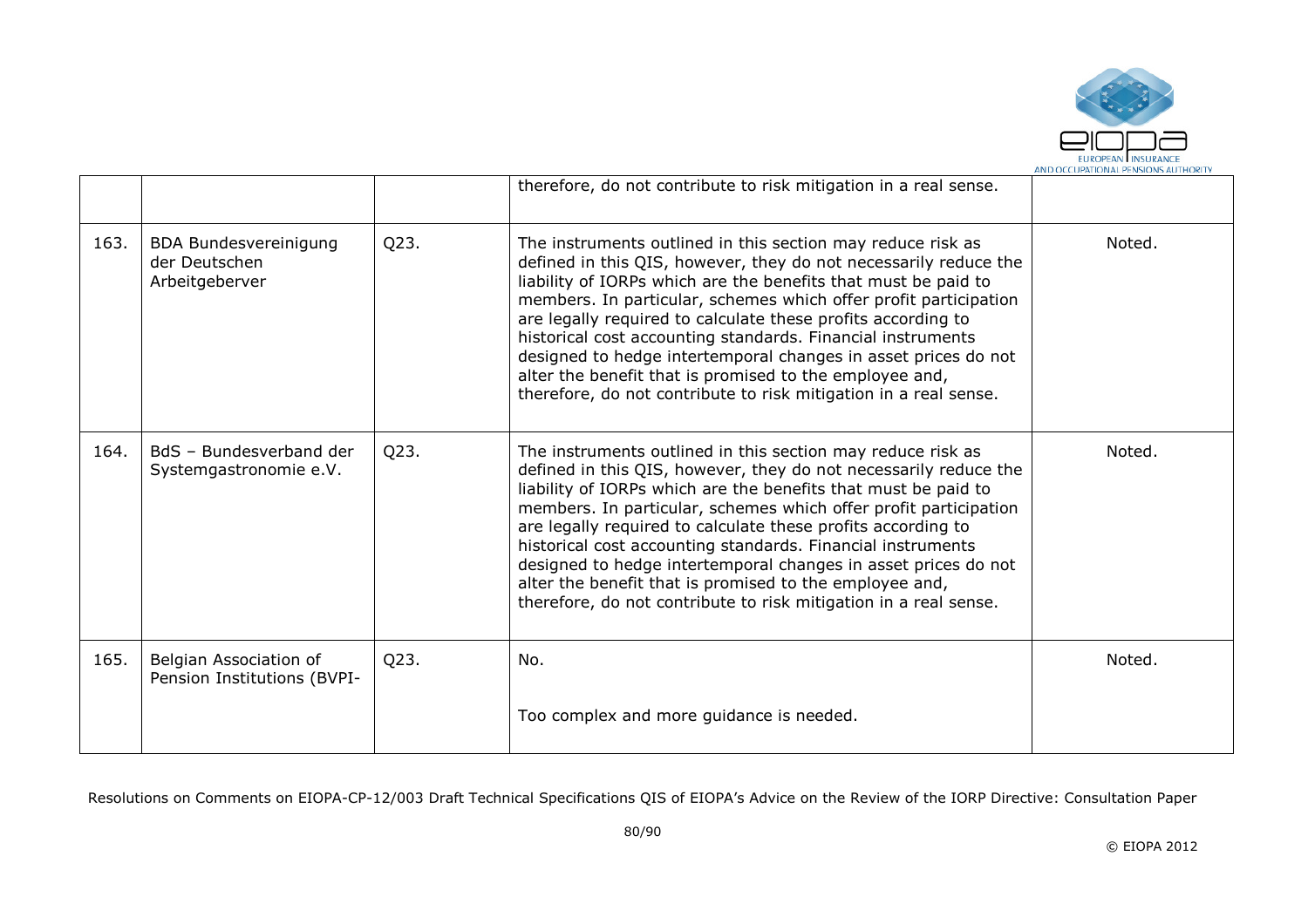|  |  |  | therefore, do not contribute to risk mitigation in a real sense. |  |
|---|---|---|---|---|
| 163. | BDA Bundesvereinigung der Deutschen Arbeitgeberver | Q23. | The instruments outlined in this section may reduce risk as defined in this QIS, however, they do not necessarily reduce the liability of IORPs which are the benefits that must be paid to members. In particular, schemes which offer profit participation are legally required to calculate these profits according to historical cost accounting standards. Financial instruments designed to hedge intertemporal changes in asset prices do not alter the benefit that is promised to the employee and, therefore, do not contribute to risk mitigation in a real sense. | Noted. |
| 164. | BdS – Bundesverband der Systemgastronomie e.V. | Q23. | The instruments outlined in this section may reduce risk as defined in this QIS, however, they do not necessarily reduce the liability of IORPs which are the benefits that must be paid to members. In particular, schemes which offer profit participation are legally required to calculate these profits according to historical cost accounting standards. Financial instruments designed to hedge intertemporal changes in asset prices do not alter the benefit that is promised to the employee and, therefore, do not contribute to risk mitigation in a real sense. | Noted. |
| 165. | Belgian Association of Pension Institutions (BVPI- | Q23. | No.<br><br>Too complex and more guidance is needed. | Noted. |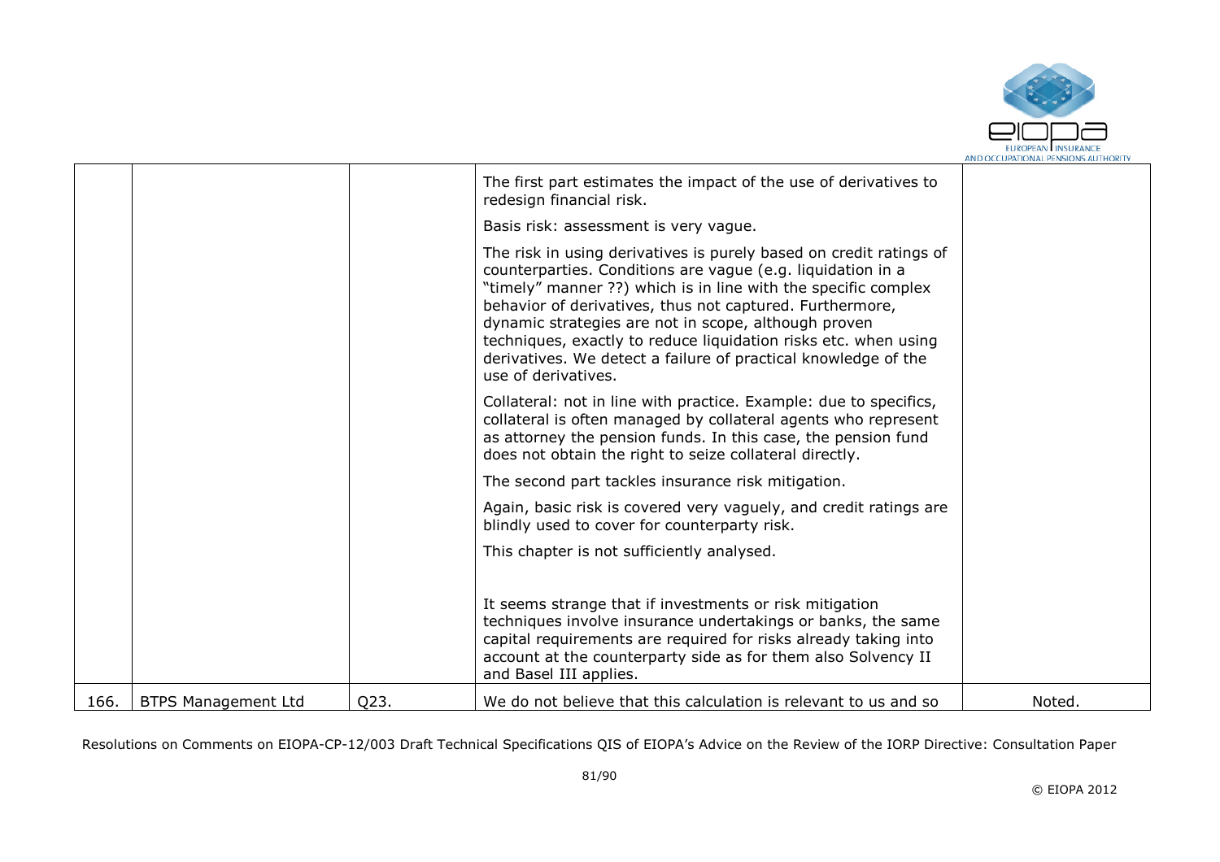| | | | | |
|---|---|---|---|---|
| | | | The first part estimates the impact of the use of derivatives to redesign financial risk.<br><br>Basis risk: assessment is very vague.<br><br>The risk in using derivatives is purely based on credit ratings of counterparties. Conditions are vague (e.g. liquidation in a "timely" manner ??) which is in line with the specific complex behavior of derivatives, thus not captured. Furthermore, dynamic strategies are not in scope, although proven techniques, exactly to reduce liquidation risks etc. when using derivatives. We detect a failure of practical knowledge of the use of derivatives.<br><br>Collateral: not in line with practice. Example: due to specifics, collateral is often managed by collateral agents who represent as attorney the pension funds. In this case, the pension fund does not obtain the right to seize collateral directly.<br><br>The second part tackles insurance risk mitigation.<br><br>Again, basic risk is covered very vaguely, and credit ratings are blindly used to cover for counterparty risk.<br><br>This chapter is not sufficiently analysed.<br><br><br>It seems strange that if investments or risk mitigation techniques involve insurance undertakings or banks, the same capital requirements are required for risks already taking into account at the counterparty side as for them also Solvency II and Basel III applies. | |
| 166. | BTPS Management Ltd | Q23. | We do not believe that this calculation is relevant to us and so | Noted. |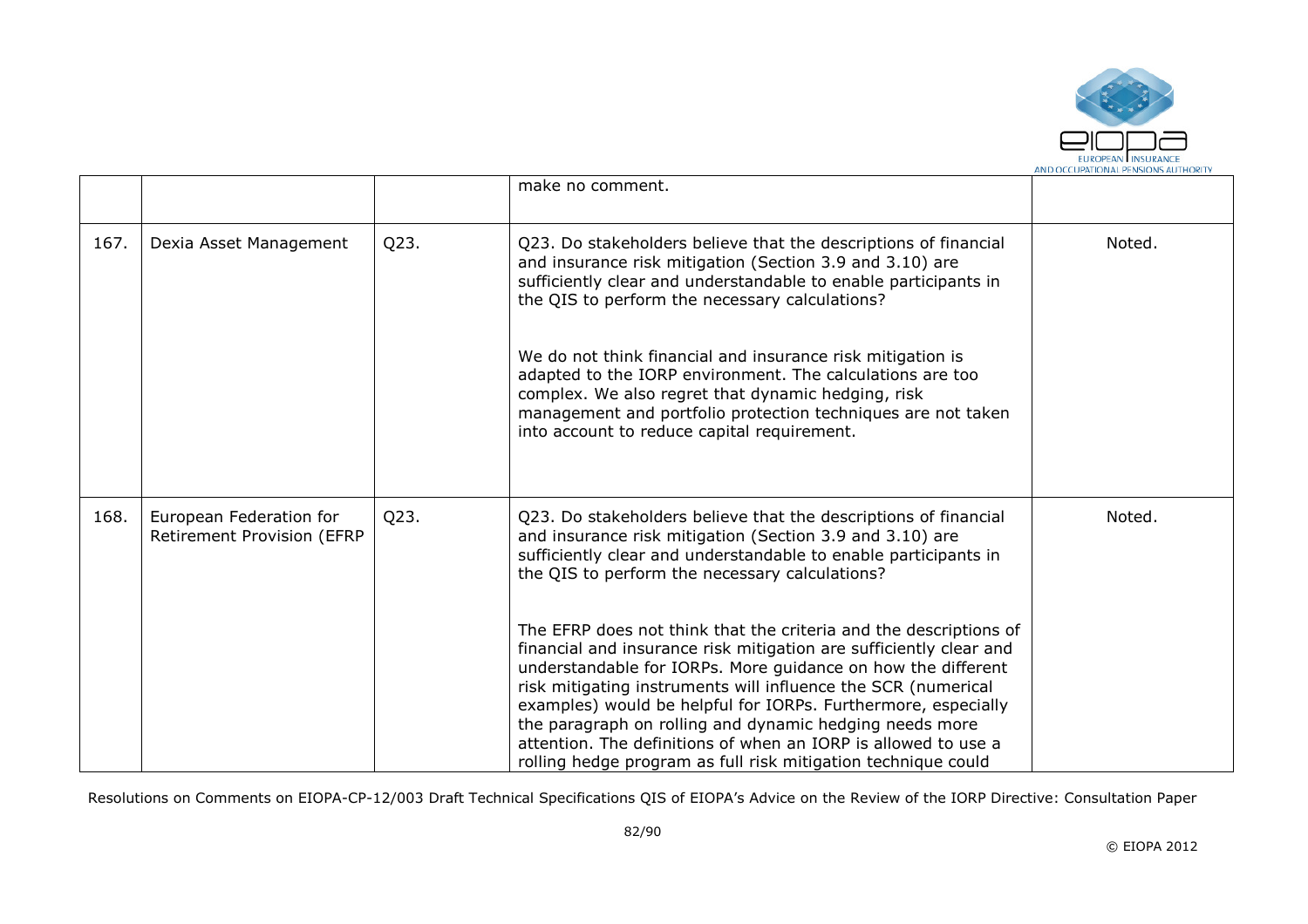|  |  |  | make no comment. |  |
|---|---|---|---|---|
| 167. | Dexia Asset Management | Q23. | Q23. Do stakeholders believe that the descriptions of financial and insurance risk mitigation (Section 3.9 and 3.10) are sufficiently clear and understandable to enable participants in the QIS to perform the necessary calculations?<br><br>We do not think financial and insurance risk mitigation is adapted to the IORP environment. The calculations are too complex. We also regret that dynamic hedging, risk management and portfolio protection techniques are not taken into account to reduce capital requirement. | Noted. |
| 168. | European Federation for Retirement Provision (EFRP | Q23. | Q23. Do stakeholders believe that the descriptions of financial and insurance risk mitigation (Section 3.9 and 3.10) are sufficiently clear and understandable to enable participants in the QIS to perform the necessary calculations?<br><br>The EFRP does not think that the criteria and the descriptions of financial and insurance risk mitigation are sufficiently clear and understandable for IORPs. More guidance on how the different risk mitigating instruments will influence the SCR (numerical examples) would be helpful for IORPs. Furthermore, especially the paragraph on rolling and dynamic hedging needs more attention. The definitions of when an IORP is allowed to use a rolling hedge program as full risk mitigation technique could | Noted. |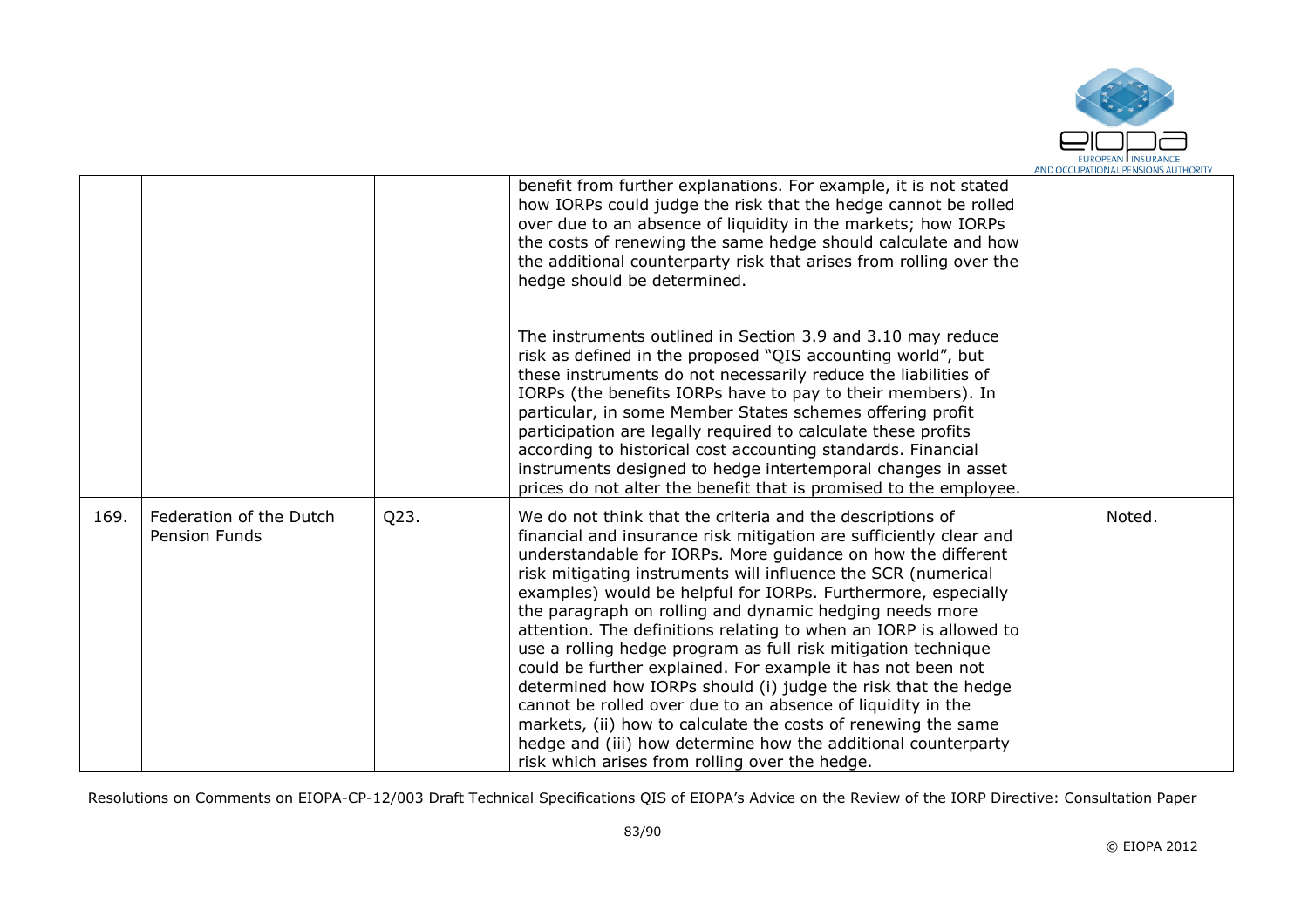| | | | | |
|---|---|---|---|---|
| | | | benefit from further explanations. For example, it is not stated how IORPs could judge the risk that the hedge cannot be rolled over due to an absence of liquidity in the markets; how IORPs the costs of renewing the same hedge should calculate and how the additional counterparty risk that arises from rolling over the hedge should be determined.<br><br>The instruments outlined in Section 3.9 and 3.10 may reduce risk as defined in the proposed "QIS accounting world", but these instruments do not necessarily reduce the liabilities of IORPs (the benefits IORPs have to pay to their members). In particular, in some Member States schemes offering profit participation are legally required to calculate these profits according to historical cost accounting standards. Financial instruments designed to hedge intertemporal changes in asset prices do not alter the benefit that is promised to the employee. | |
| 169. | Federation of the Dutch Pension Funds | Q23. | We do not think that the criteria and the descriptions of financial and insurance risk mitigation are sufficiently clear and understandable for IORPs. More guidance on how the different risk mitigating instruments will influence the SCR (numerical examples) would be helpful for IORPs. Furthermore, especially the paragraph on rolling and dynamic hedging needs more attention. The definitions relating to when an IORP is allowed to use a rolling hedge program as full risk mitigation technique could be further explained. For example it has not been not determined how IORPs should (i) judge the risk that the hedge cannot be rolled over due to an absence of liquidity in the markets, (ii) how to calculate the costs of renewing the same hedge and (iii) how determine how the additional counterparty risk which arises from rolling over the hedge. | Noted. |

Resolutions on Comments on EIOPA-CP-12/003 Draft Technical Specifications QIS of EIOPA's Advice on the Review of the IORP Directive: Consultation Paper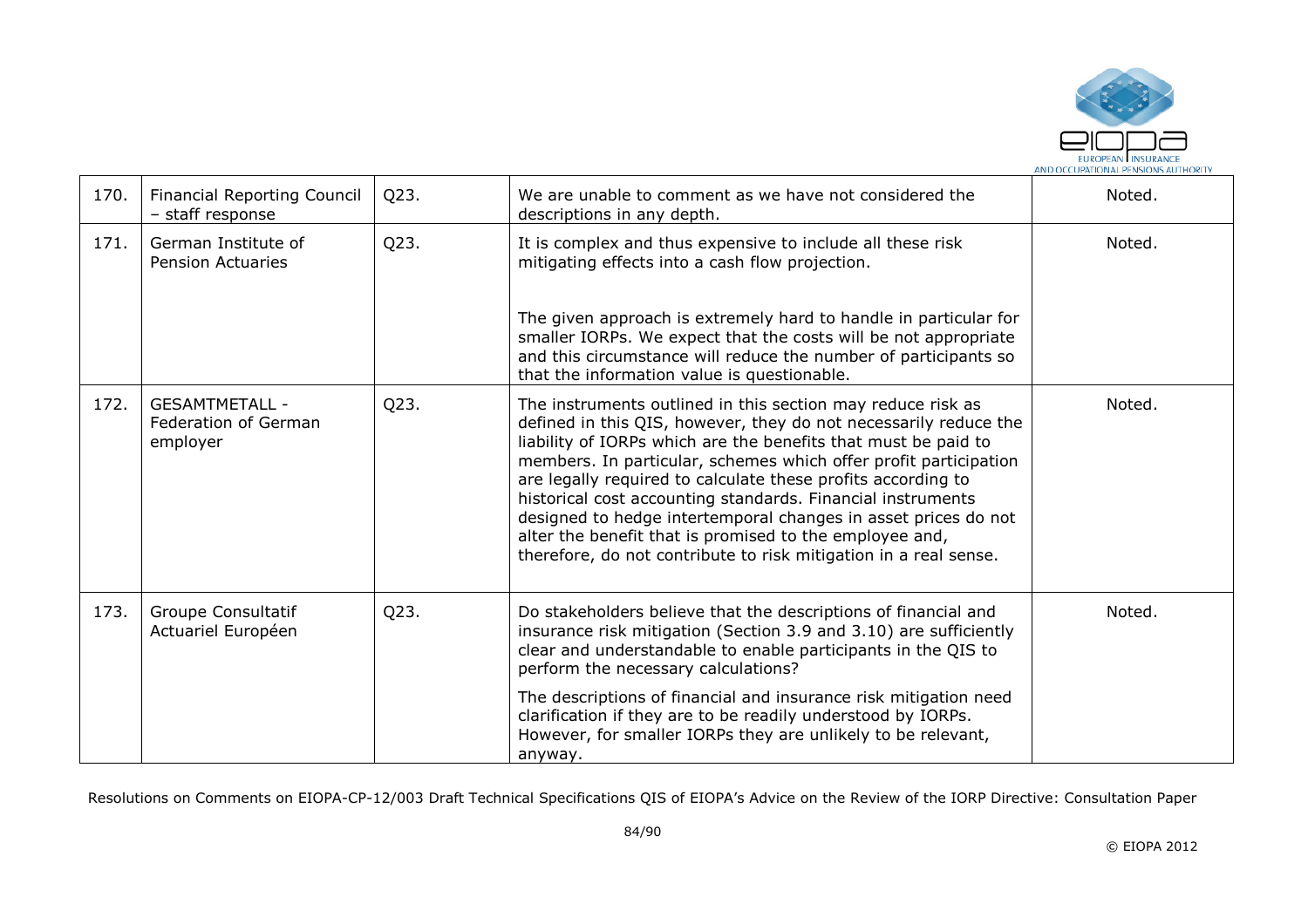| 170. | Financial Reporting Council – staff response | Q23. | We are unable to comment as we have not considered the descriptions in any depth. | Noted. |
|---|---|---|---|---|
| 171. | German Institute of Pension Actuaries | Q23. | It is complex and thus expensive to include all these risk mitigating effects into a cash flow projection.<br><br>The given approach is extremely hard to handle in particular for smaller IORPs. We expect that the costs will be not appropriate and this circumstance will reduce the number of participants so that the information value is questionable. | Noted. |
| 172. | GESAMTMETALL - Federation of German employer | Q23. | The instruments outlined in this section may reduce risk as defined in this QIS, however, they do not necessarily reduce the liability of IORPs which are the benefits that must be paid to members. In particular, schemes which offer profit participation are legally required to calculate these profits according to historical cost accounting standards. Financial instruments designed to hedge intertemporal changes in asset prices do not alter the benefit that is promised to the employee and, therefore, do not contribute to risk mitigation in a real sense. | Noted. |
| 173. | Groupe Consultatif Actuariel Européen | Q23. | Do stakeholders believe that the descriptions of financial and insurance risk mitigation (Section 3.9 and 3.10) are sufficiently clear and understandable to enable participants in the QIS to perform the necessary calculations?<br><br>The descriptions of financial and insurance risk mitigation need clarification if they are to be readily understood by IORPs. However, for smaller IORPs they are unlikely to be relevant, anyway. | Noted. |

Resolutions on Comments on EIOPA-CP-12/003 Draft Technical Specifications QIS of EIOPA's Advice on the Review of the IORP Directive: Consultation Paper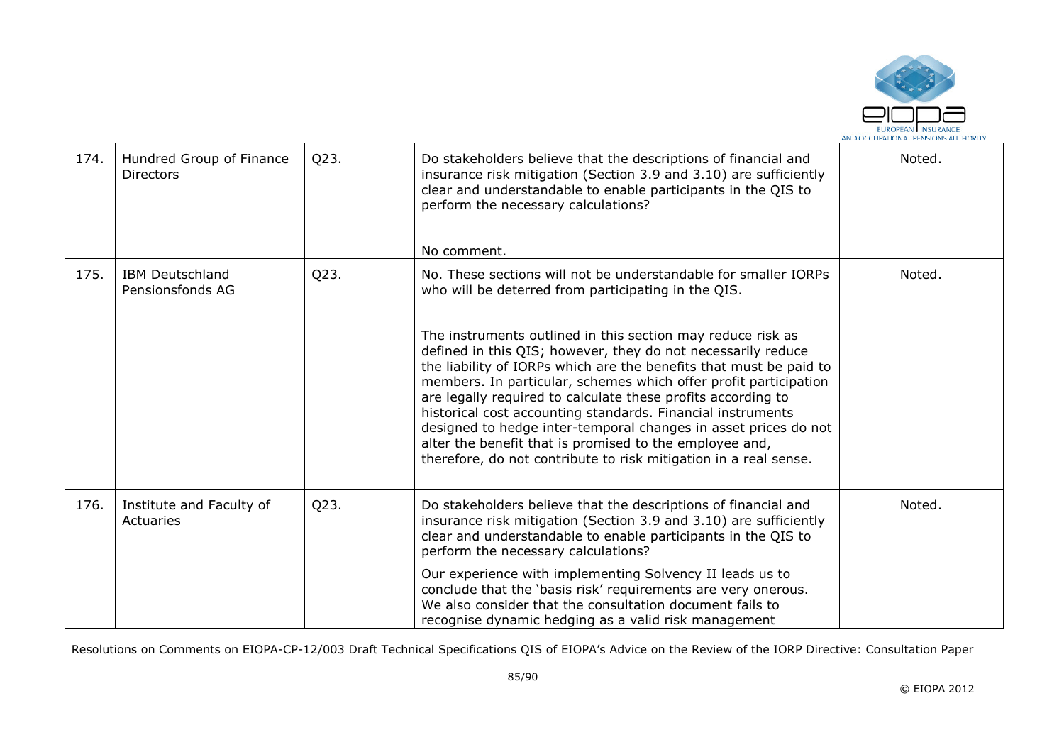| 174. | Hundred Group of Finance Directors | Q23. | Do stakeholders believe that the descriptions of financial and insurance risk mitigation (Section 3.9 and 3.10) are sufficiently clear and understandable to enable participants in the QIS to perform the necessary calculations?<br><br>No comment. | Noted. |
|---|---|---|---|---|
| 175. | IBM Deutschland Pensionsfonds AG | Q23. | No. These sections will not be understandable for smaller IORPs who will be deterred from participating in the QIS.<br><br>The instruments outlined in this section may reduce risk as defined in this QIS; however, they do not necessarily reduce the liability of IORPs which are the benefits that must be paid to members. In particular, schemes which offer profit participation are legally required to calculate these profits according to historical cost accounting standards. Financial instruments designed to hedge inter-temporal changes in asset prices do not alter the benefit that is promised to the employee and, therefore, do not contribute to risk mitigation in a real sense. | Noted. |
| 176. | Institute and Faculty of Actuaries | Q23. | Do stakeholders believe that the descriptions of financial and insurance risk mitigation (Section 3.9 and 3.10) are sufficiently clear and understandable to enable participants in the QIS to perform the necessary calculations?<br><br>Our experience with implementing Solvency II leads us to conclude that the 'basis risk' requirements are very onerous. We also consider that the consultation document fails to recognise dynamic hedging as a valid risk management | Noted. |

Resolutions on Comments on EIOPA-CP-12/003 Draft Technical Specifications QIS of EIOPA's Advice on the Review of the IORP Directive: Consultation Paper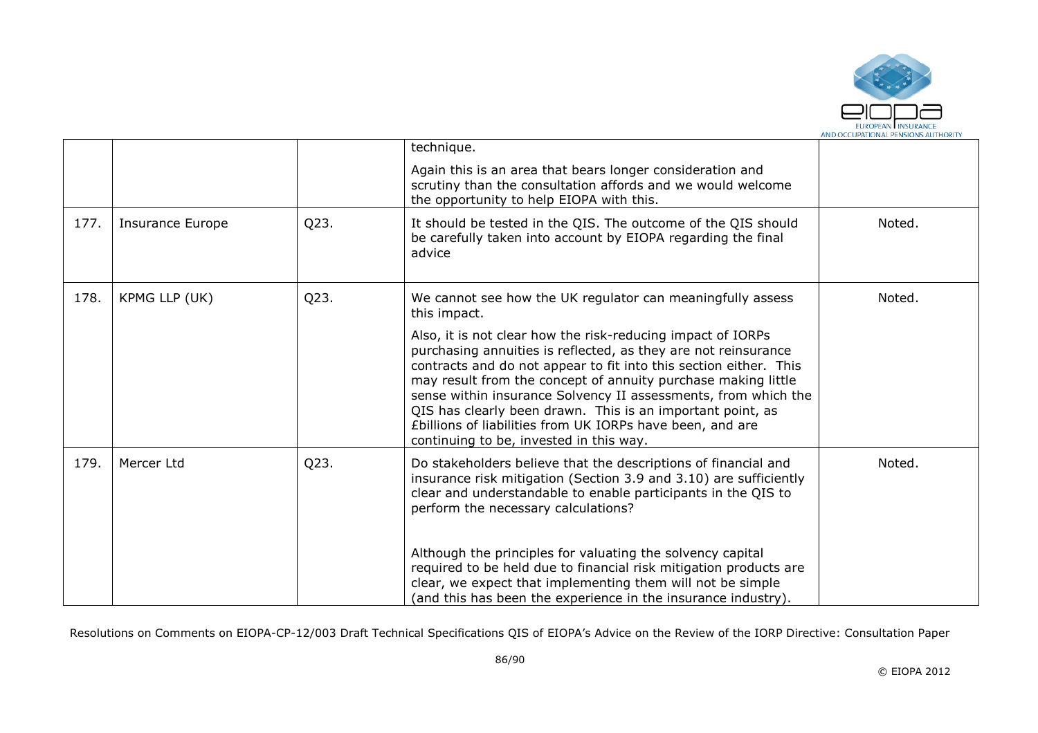| | | | | |
|---|---|---|---|---|
| | | | technique.<br><br>Again this is an area that bears longer consideration and scrutiny than the consultation affords and we would welcome the opportunity to help EIOPA with this. | |
| 177. | Insurance Europe | Q23. | It should be tested in the QIS. The outcome of the QIS should be carefully taken into account by EIOPA regarding the final advice | Noted. |
| 178. | KPMG LLP (UK) | Q23. | We cannot see how the UK regulator can meaningfully assess this impact.<br><br>Also, it is not clear how the risk-reducing impact of IORPs purchasing annuities is reflected, as they are not reinsurance contracts and do not appear to fit into this section either. This may result from the concept of annuity purchase making little sense within insurance Solvency II assessments, from which the QIS has clearly been drawn. This is an important point, as £billions of liabilities from UK IORPs have been, and are continuing to be, invested in this way. | Noted. |
| 179. | Mercer Ltd | Q23. | Do stakeholders believe that the descriptions of financial and insurance risk mitigation (Section 3.9 and 3.10) are sufficiently clear and understandable to enable participants in the QIS to perform the necessary calculations?<br><br>Although the principles for valuating the solvency capital required to be held due to financial risk mitigation products are clear, we expect that implementing them will not be simple (and this has been the experience in the insurance industry). | Noted. |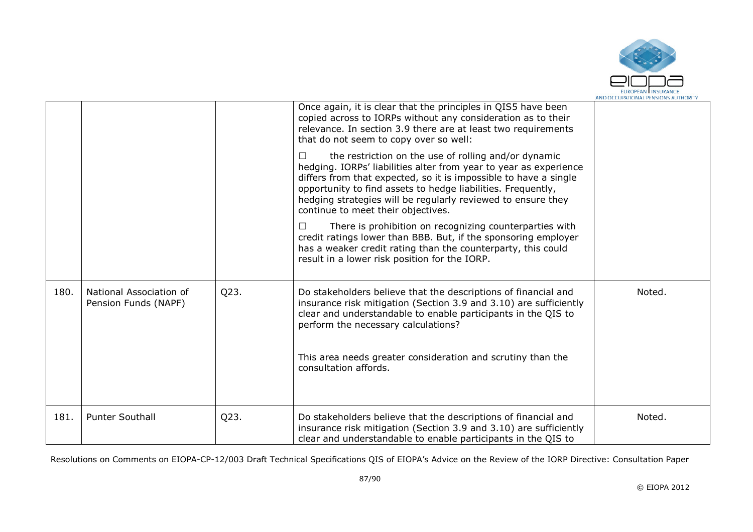| | | | | |
|---|---|---|---|---|
| | | | Once again, it is clear that the principles in QIS5 have been copied across to IORPs without any consideration as to their relevance. In section 3.9 there are at least two requirements that do not seem to copy over so well:<br><br>☐ the restriction on the use of rolling and/or dynamic hedging. IORPs' liabilities alter from year to year as experience differs from that expected, so it is impossible to have a single opportunity to find assets to hedge liabilities. Frequently, hedging strategies will be regularly reviewed to ensure they continue to meet their objectives.<br><br>☐ There is prohibition on recognizing counterparties with credit ratings lower than BBB. But, if the sponsoring employer has a weaker credit rating than the counterparty, this could result in a lower risk position for the IORP. | |
| 180. | National Association of Pension Funds (NAPF) | Q23. | Do stakeholders believe that the descriptions of financial and insurance risk mitigation (Section 3.9 and 3.10) are sufficiently clear and understandable to enable participants in the QIS to perform the necessary calculations?<br><br>This area needs greater consideration and scrutiny than the consultation affords. | Noted. |
| 181. | Punter Southall | Q23. | Do stakeholders believe that the descriptions of financial and insurance risk mitigation (Section 3.9 and 3.10) are sufficiently clear and understandable to enable participants in the QIS to | Noted. |

Resolutions on Comments on EIOPA-CP-12/003 Draft Technical Specifications QIS of EIOPA's Advice on the Review of the IORP Directive: Consultation Paper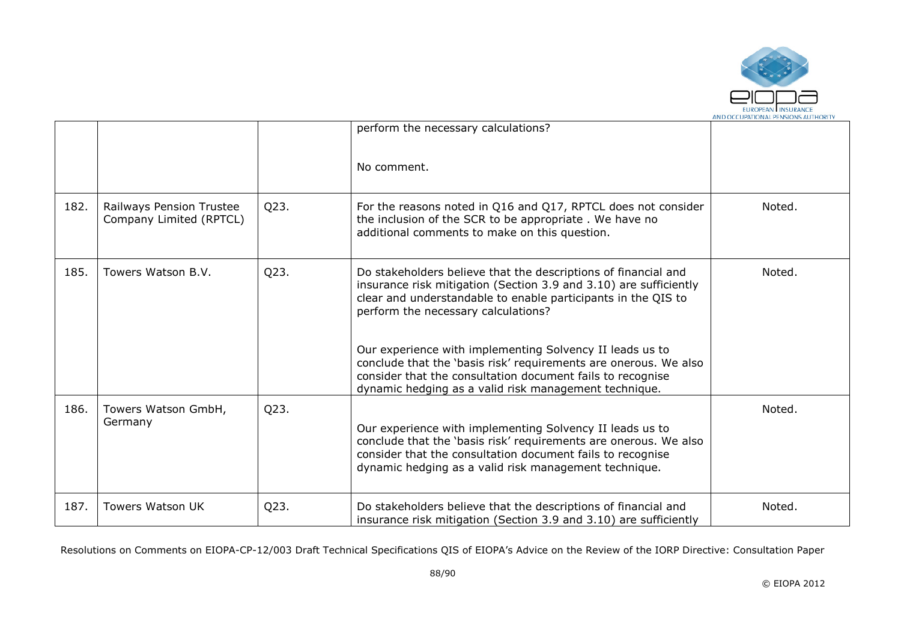|  |  |  | perform the necessary calculations?<br><br>No comment. |  |
|---|---|---|---|---|
| 182. | Railways Pension Trustee Company Limited (RPTCL) | Q23. | For the reasons noted in Q16 and Q17, RPTCL does not consider the inclusion of the SCR to be appropriate . We have no additional comments to make on this question. | Noted. |
| 185. | Towers Watson B.V. | Q23. | Do stakeholders believe that the descriptions of financial and insurance risk mitigation (Section 3.9 and 3.10) are sufficiently clear and understandable to enable participants in the QIS to perform the necessary calculations?<br><br>Our experience with implementing Solvency II leads us to conclude that the 'basis risk' requirements are onerous. We also consider that the consultation document fails to recognise dynamic hedging as a valid risk management technique. | Noted. |
| 186. | Towers Watson GmbH, Germany | Q23. | Our experience with implementing Solvency II leads us to conclude that the 'basis risk' requirements are onerous. We also consider that the consultation document fails to recognise dynamic hedging as a valid risk management technique. | Noted. |
| 187. | Towers Watson UK | Q23. | Do stakeholders believe that the descriptions of financial and insurance risk mitigation (Section 3.9 and 3.10) are sufficiently | Noted. |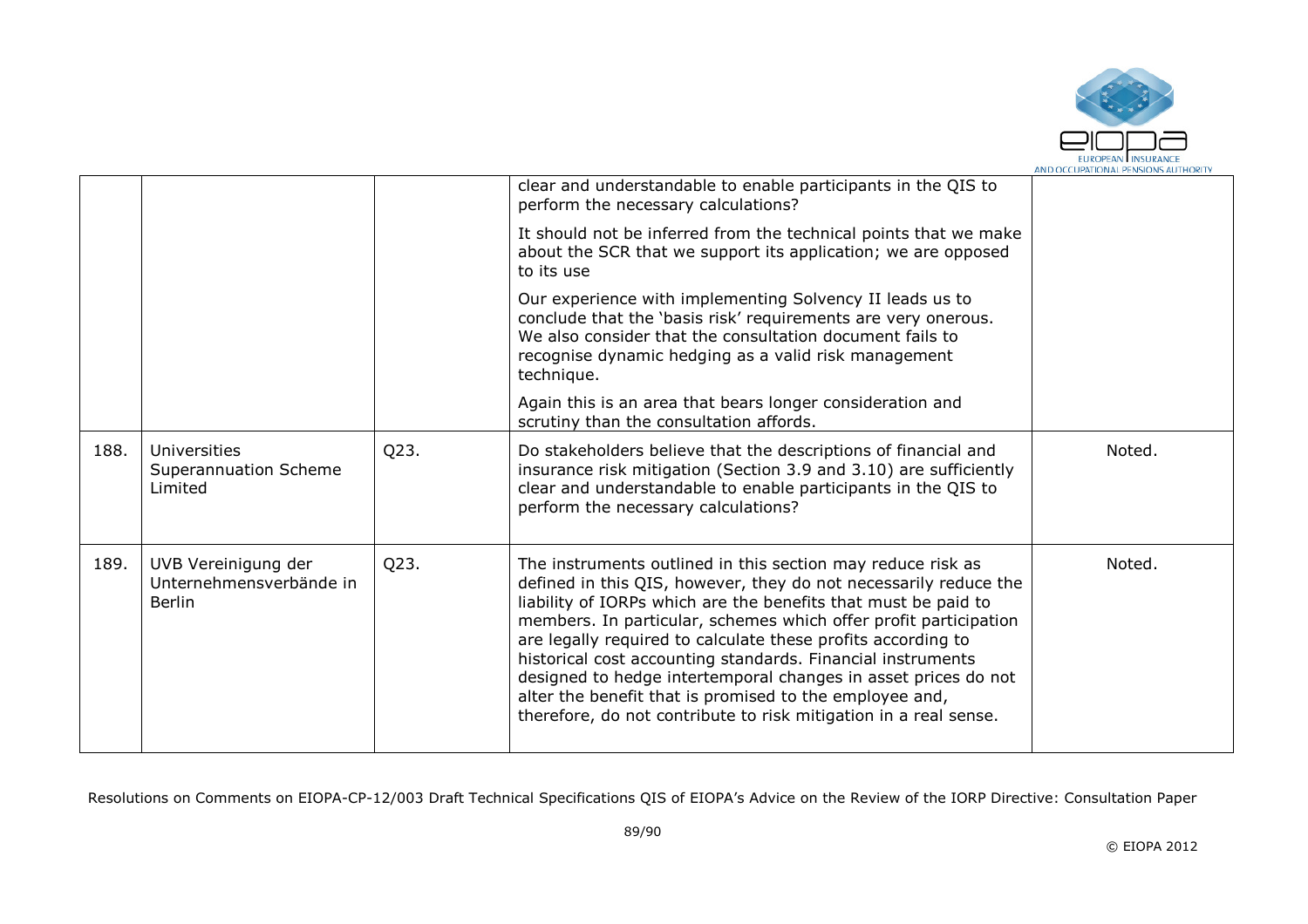| | | | | |
|---|---|---|---|---|
| | | | clear and understandable to enable participants in the QIS to perform the necessary calculations?<br><br>It should not be inferred from the technical points that we make about the SCR that we support its application; we are opposed to its use<br><br>Our experience with implementing Solvency II leads us to conclude that the 'basis risk' requirements are very onerous. We also consider that the consultation document fails to recognise dynamic hedging as a valid risk management technique.<br><br>Again this is an area that bears longer consideration and scrutiny than the consultation affords. | |
| 188. | Universities Superannuation Scheme Limited | Q23. | Do stakeholders believe that the descriptions of financial and insurance risk mitigation (Section 3.9 and 3.10) are sufficiently clear and understandable to enable participants in the QIS to perform the necessary calculations? | Noted. |
| 189. | UVB Vereinigung der Unternehmensverbände in Berlin | Q23. | The instruments outlined in this section may reduce risk as defined in this QIS, however, they do not necessarily reduce the liability of IORPs which are the benefits that must be paid to members. In particular, schemes which offer profit participation are legally required to calculate these profits according to historical cost accounting standards. Financial instruments designed to hedge intertemporal changes in asset prices do not alter the benefit that is promised to the employee and, therefore, do not contribute to risk mitigation in a real sense. | Noted. |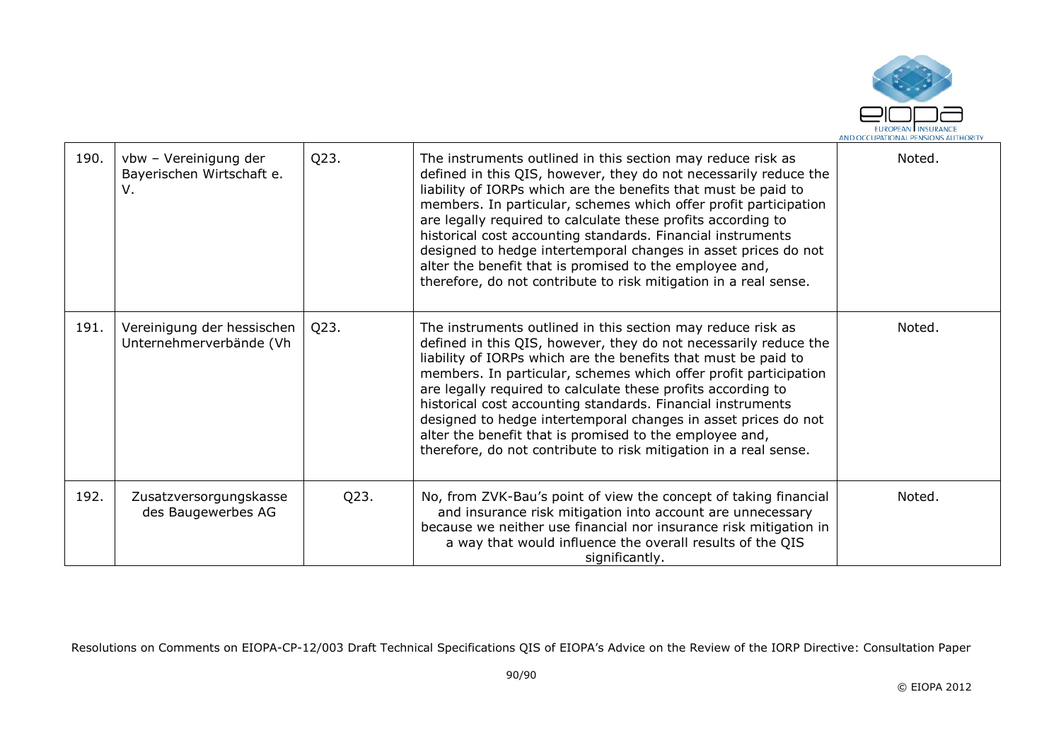| | | | | |
|---|---|---|---|---|
| 190. | vbw – Vereinigung der Bayerischen Wirtschaft e. V. | Q23. | The instruments outlined in this section may reduce risk as defined in this QIS, however, they do not necessarily reduce the liability of IORPs which are the benefits that must be paid to members. In particular, schemes which offer profit participation are legally required to calculate these profits according to historical cost accounting standards. Financial instruments designed to hedge intertemporal changes in asset prices do not alter the benefit that is promised to the employee and, therefore, do not contribute to risk mitigation in a real sense. | Noted. |
| 191. | Vereinigung der hessischen Unternehmerverbände (Vh | Q23. | The instruments outlined in this section may reduce risk as defined in this QIS, however, they do not necessarily reduce the liability of IORPs which are the benefits that must be paid to members. In particular, schemes which offer profit participation are legally required to calculate these profits according to historical cost accounting standards. Financial instruments designed to hedge intertemporal changes in asset prices do not alter the benefit that is promised to the employee and, therefore, do not contribute to risk mitigation in a real sense. | Noted. |
| 192. | Zusatzversorgungskasse des Baugewerbes AG | Q23. | No, from ZVK-Bau's point of view the concept of taking financial and insurance risk mitigation into account are unnecessary because we neither use financial nor insurance risk mitigation in a way that would influence the overall results of the QIS significantly. | Noted. |